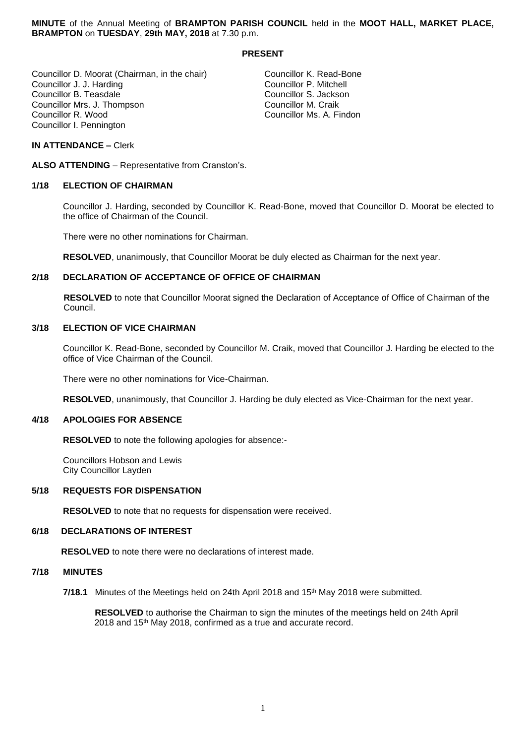**MINUTE** of the Annual Meeting of **BRAMPTON PARISH COUNCIL** held in the **MOOT HALL, MARKET PLACE, BRAMPTON** on **TUESDAY**, **29th MAY, 2018** at 7.30 p.m.

**PRESENT**

Councillor D. Moorat (Chairman, in the chair)
Councillor J. J. Harding
Councillor B. Teasdale
Councillor Mrs. J. Thompson
Councillor R. Wood
Councillor I. Pennington
Councillor K. Read-Bone
Councillor P. Mitchell
Councillor S. Jackson
Councillor M. Craik
Councillor Ms. A. Findon

**IN ATTENDANCE –** Clerk

**ALSO ATTENDING** – Representative from Cranston's.

**1/18 ELECTION OF CHAIRMAN**

Councillor J. Harding, seconded by Councillor K. Read-Bone, moved that Councillor D. Moorat be elected to the office of Chairman of the Council.

There were no other nominations for Chairman.

**RESOLVED**, unanimously, that Councillor Moorat be duly elected as Chairman for the next year.

**2/18 DECLARATION OF ACCEPTANCE OF OFFICE OF CHAIRMAN**

**RESOLVED** to note that Councillor Moorat signed the Declaration of Acceptance of Office of Chairman of the Council.

**3/18 ELECTION OF VICE CHAIRMAN**

Councillor K. Read-Bone, seconded by Councillor M. Craik, moved that Councillor J. Harding be elected to the office of Vice Chairman of the Council.

There were no other nominations for Vice-Chairman.

**RESOLVED**, unanimously, that Councillor J. Harding be duly elected as Vice-Chairman for the next year.

**4/18 APOLOGIES FOR ABSENCE**

**RESOLVED** to note the following apologies for absence:-

Councillors Hobson and Lewis
City Councillor Layden

**5/18 REQUESTS FOR DISPENSATION**

**RESOLVED** to note that no requests for dispensation were received.

**6/18 DECLARATIONS OF INTEREST**

**RESOLVED** to note there were no declarations of interest made.

**7/18 MINUTES**

**7/18.1** Minutes of the Meetings held on 24th April 2018 and 15th May 2018 were submitted.

**RESOLVED** to authorise the Chairman to sign the minutes of the meetings held on 24th April 2018 and 15th May 2018, confirmed as a true and accurate record.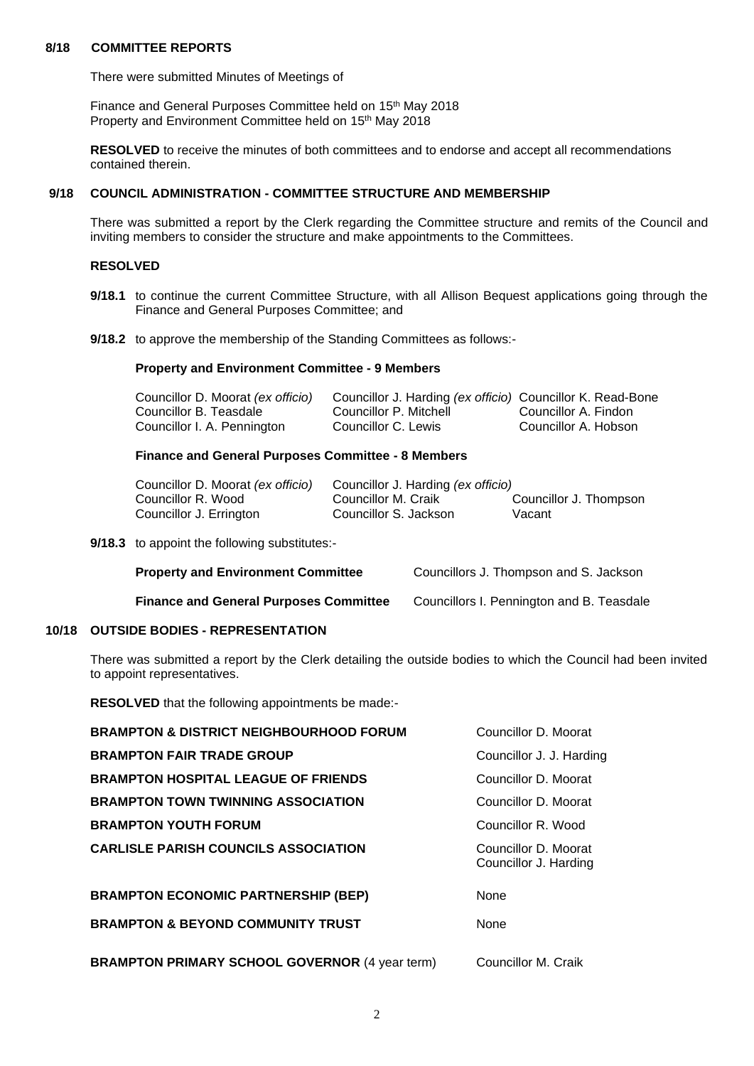## 8/18 COMMITTEE REPORTS

There were submitted Minutes of Meetings of

Finance and General Purposes Committee held on 15th May 2018
Property and Environment Committee held on 15th May 2018

**RESOLVED** to receive the minutes of both committees and to endorse and accept all recommendations contained therein.

## 9/18 COUNCIL ADMINISTRATION - COMMITTEE STRUCTURE AND MEMBERSHIP

There was submitted a report by the Clerk regarding the Committee structure and remits of the Council and inviting members to consider the structure and make appointments to the Committees.

**RESOLVED**

**9/18.1** to continue the current Committee Structure, with all Allison Bequest applications going through the Finance and General Purposes Committee; and

**9/18.2** to approve the membership of the Standing Committees as follows:-

**Property and Environment Committee - 9 Members**

| | | |
|---|---|---|
| Councillor D. Moorat *(ex officio)* | Councillor J. Harding *(ex officio)* | Councillor K. Read-Bone |
| Councillor B. Teasdale | Councillor P. Mitchell | Councillor A. Findon |
| Councillor I. A. Pennington | Councillor C. Lewis | Councillor A. Hobson |

**Finance and General Purposes Committee - 8 Members**

| | | |
|---|---|---|
| Councillor D. Moorat *(ex officio)* | Councillor J. Harding *(ex officio)* | |
| Councillor R. Wood | Councillor M. Craik | Councillor J. Thompson |
| Councillor J. Errington | Councillor S. Jackson | Vacant |

**9/18.3** to appoint the following substitutes:-

| | |
|---|---|
| **Property and Environment Committee** | Councillors J. Thompson and S. Jackson |
| **Finance and General Purposes Committee** | Councillors I. Pennington and B. Teasdale |

## 10/18 OUTSIDE BODIES - REPRESENTATION

There was submitted a report by the Clerk detailing the outside bodies to which the Council had been invited to appoint representatives.

**RESOLVED** that the following appointments be made:-

| | |
|---|---|
| **BRAMPTON & DISTRICT NEIGHBOURHOOD FORUM** | Councillor D. Moorat |
| **BRAMPTON FAIR TRADE GROUP** | Councillor J. J. Harding |
| **BRAMPTON HOSPITAL LEAGUE OF FRIENDS** | Councillor D. Moorat |
| **BRAMPTON TOWN TWINNING ASSOCIATION** | Councillor D. Moorat |
| **BRAMPTON YOUTH FORUM** | Councillor R. Wood |
| **CARLISLE PARISH COUNCILS ASSOCIATION** | Councillor D. Moorat<br>Councillor J. Harding |
| **BRAMPTON ECONOMIC PARTNERSHIP (BEP)** | None |
| **BRAMPTON & BEYOND COMMUNITY TRUST** | None |
| **BRAMPTON PRIMARY SCHOOL GOVERNOR** (4 year term) | Councillor M. Craik |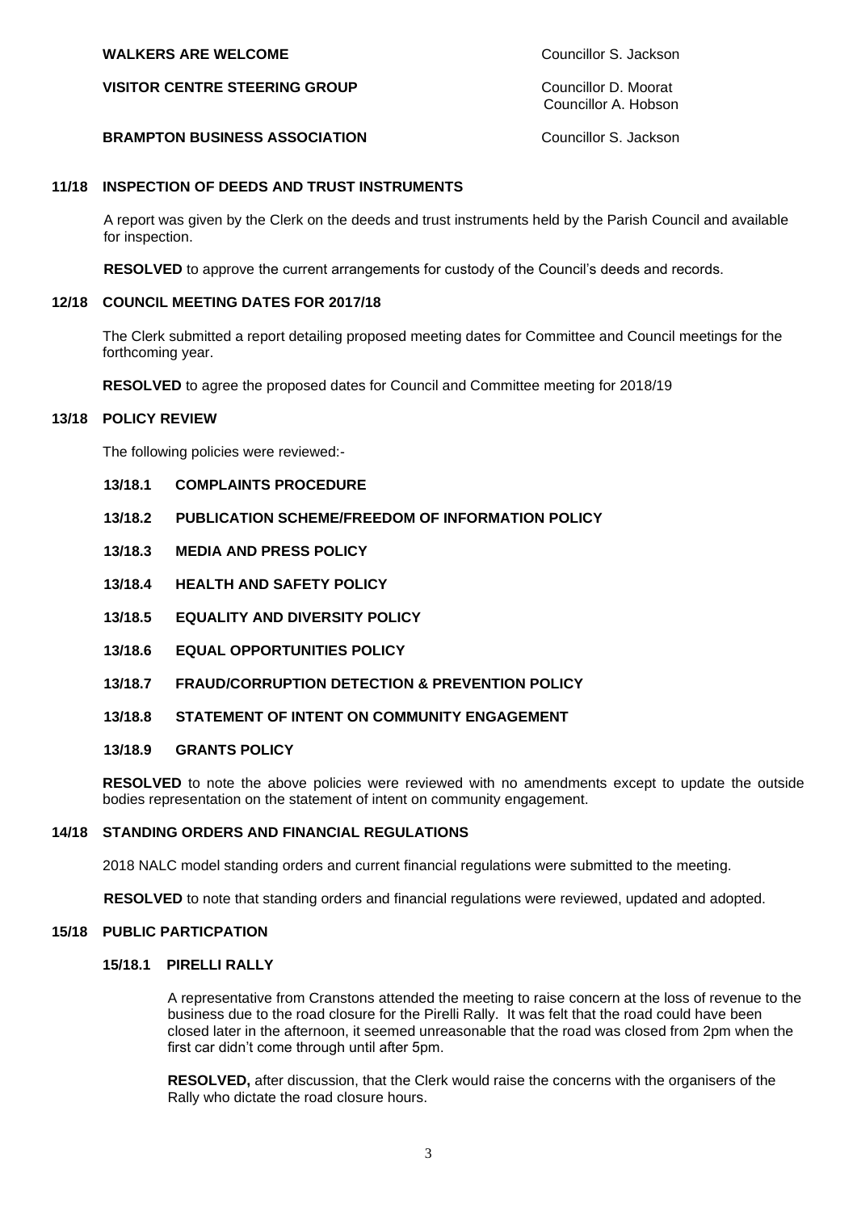**WALKERS ARE WELCOME** Councillor S. Jackson

**VISITOR CENTRE STEERING GROUP** Councillor D. Moorat
Councillor A. Hobson

**BRAMPTON BUSINESS ASSOCIATION** Councillor S. Jackson

## 11/18 INSPECTION OF DEEDS AND TRUST INSTRUMENTS

A report was given by the Clerk on the deeds and trust instruments held by the Parish Council and available for inspection.

**RESOLVED** to approve the current arrangements for custody of the Council's deeds and records.

## 12/18 COUNCIL MEETING DATES FOR 2017/18

The Clerk submitted a report detailing proposed meeting dates for Committee and Council meetings for the forthcoming year.

**RESOLVED** to agree the proposed dates for Council and Committee meeting for 2018/19

## 13/18 POLICY REVIEW

The following policies were reviewed:-

**13/18.1 COMPLAINTS PROCEDURE**

**13/18.2 PUBLICATION SCHEME/FREEDOM OF INFORMATION POLICY**

**13/18.3 MEDIA AND PRESS POLICY**

**13/18.4 HEALTH AND SAFETY POLICY**

**13/18.5 EQUALITY AND DIVERSITY POLICY**

**13/18.6 EQUAL OPPORTUNITIES POLICY**

**13/18.7 FRAUD/CORRUPTION DETECTION & PREVENTION POLICY**

**13/18.8 STATEMENT OF INTENT ON COMMUNITY ENGAGEMENT**

**13/18.9 GRANTS POLICY**

**RESOLVED** to note the above policies were reviewed with no amendments except to update the outside bodies representation on the statement of intent on community engagement.

## 14/18 STANDING ORDERS AND FINANCIAL REGULATIONS

2018 NALC model standing orders and current financial regulations were submitted to the meeting.

**RESOLVED** to note that standing orders and financial regulations were reviewed, updated and adopted.

## 15/18 PUBLIC PARTICPATION

### 15/18.1 PIRELLI RALLY

A representative from Cranstons attended the meeting to raise concern at the loss of revenue to the business due to the road closure for the Pirelli Rally. It was felt that the road could have been closed later in the afternoon, it seemed unreasonable that the road was closed from 2pm when the first car didn't come through until after 5pm.

**RESOLVED,** after discussion, that the Clerk would raise the concerns with the organisers of the Rally who dictate the road closure hours.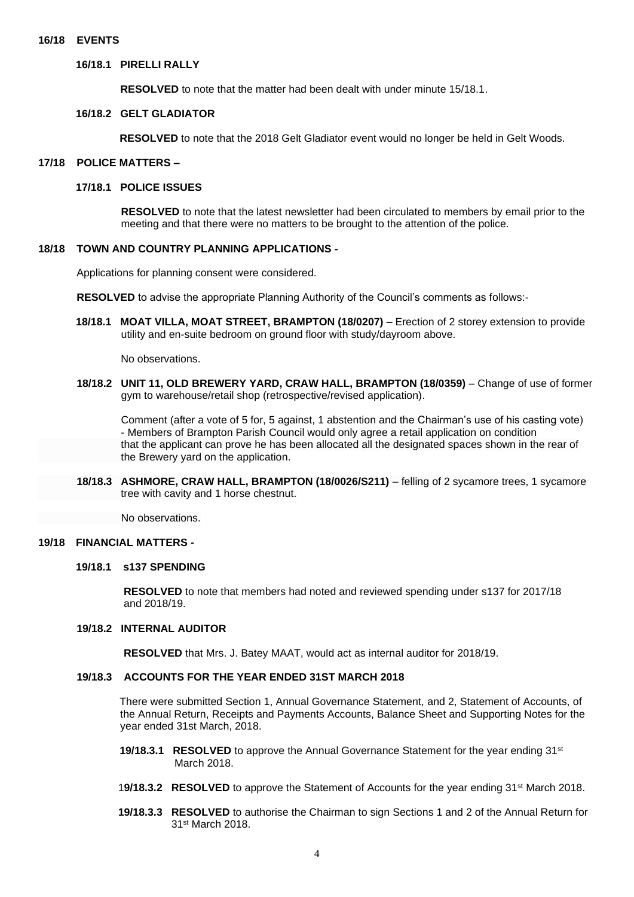**16/18 EVENTS**

**16/18.1 PIRELLI RALLY**

**RESOLVED** to note that the matter had been dealt with under minute 15/18.1.

**16/18.2 GELT GLADIATOR**

**RESOLVED** to note that the 2018 Gelt Gladiator event would no longer be held in Gelt Woods.

**17/18 POLICE MATTERS –**

**17/18.1 POLICE ISSUES**

**RESOLVED** to note that the latest newsletter had been circulated to members by email prior to the meeting and that there were no matters to be brought to the attention of the police.

**18/18 TOWN AND COUNTRY PLANNING APPLICATIONS -**

Applications for planning consent were considered.

**RESOLVED** to advise the appropriate Planning Authority of the Council's comments as follows:-

**18/18.1 MOAT VILLA, MOAT STREET, BRAMPTON (18/0207)** – Erection of 2 storey extension to provide utility and en-suite bedroom on ground floor with study/dayroom above.

No observations.

**18/18.2 UNIT 11, OLD BREWERY YARD, CRAW HALL, BRAMPTON (18/0359)** – Change of use of former gym to warehouse/retail shop (retrospective/revised application).

Comment (after a vote of 5 for, 5 against, 1 abstention and the Chairman's use of his casting vote) - Members of Brampton Parish Council would only agree a retail application on condition that the applicant can prove he has been allocated all the designated spaces shown in the rear of the Brewery yard on the application.

**18/18.3 ASHMORE, CRAW HALL, BRAMPTON (18/0026/S211)** – felling of 2 sycamore trees, 1 sycamore tree with cavity and 1 horse chestnut.

No observations.

**19/18 FINANCIAL MATTERS -**

**19/18.1 s137 SPENDING**

**RESOLVED** to note that members had noted and reviewed spending under s137 for 2017/18 and 2018/19.

**19/18.2 INTERNAL AUDITOR**

**RESOLVED** that Mrs. J. Batey MAAT, would act as internal auditor for 2018/19.

**19/18.3 ACCOUNTS FOR THE YEAR ENDED 31ST MARCH 2018**

There were submitted Section 1, Annual Governance Statement, and 2, Statement of Accounts, of the Annual Return, Receipts and Payments Accounts, Balance Sheet and Supporting Notes for the year ended 31st March, 2018.

**19/18.3.1 RESOLVED** to approve the Annual Governance Statement for the year ending 31st March 2018.

**19/18.3.2 RESOLVED** to approve the Statement of Accounts for the year ending 31st March 2018.

**19/18.3.3 RESOLVED** to authorise the Chairman to sign Sections 1 and 2 of the Annual Return for 31st March 2018.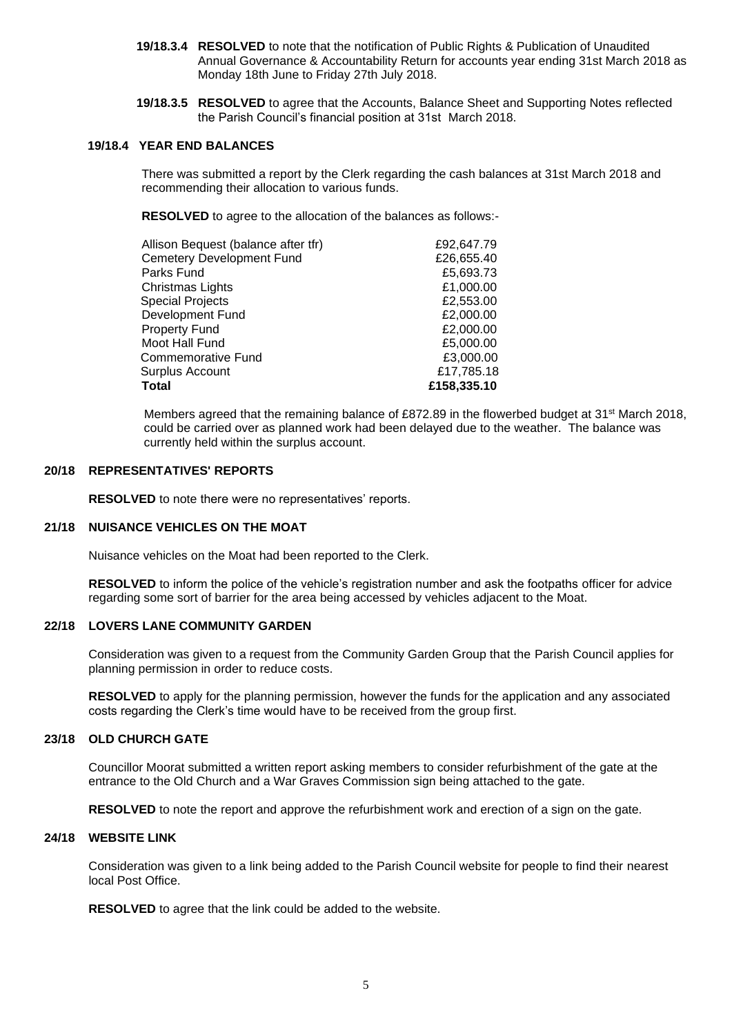**19/18.3.4 RESOLVED** to note that the notification of Public Rights & Publication of Unaudited Annual Governance & Accountability Return for accounts year ending 31st March 2018 as Monday 18th June to Friday 27th July 2018.

**19/18.3.5 RESOLVED** to agree that the Accounts, Balance Sheet and Supporting Notes reflected the Parish Council's financial position at 31st March 2018.

### 19/18.4 YEAR END BALANCES

There was submitted a report by the Clerk regarding the cash balances at 31st March 2018 and recommending their allocation to various funds.

**RESOLVED** to agree to the allocation of the balances as follows:-

| | |
|---|---|
| Allison Bequest (balance after tfr) | £92,647.79 |
| Cemetery Development Fund | £26,655.40 |
| Parks Fund | £5,693.73 |
| Christmas Lights | £1,000.00 |
| Special Projects | £2,553.00 |
| Development Fund | £2,000.00 |
| Property Fund | £2,000.00 |
| Moot Hall Fund | £5,000.00 |
| Commemorative Fund | £3,000.00 |
| Surplus Account | £17,785.18 |
| **Total** | **£158,335.10** |

Members agreed that the remaining balance of £872.89 in the flowerbed budget at 31st March 2018, could be carried over as planned work had been delayed due to the weather. The balance was currently held within the surplus account.

### 20/18 REPRESENTATIVES' REPORTS

**RESOLVED** to note there were no representatives' reports.

### 21/18 NUISANCE VEHICLES ON THE MOAT

Nuisance vehicles on the Moat had been reported to the Clerk.

**RESOLVED** to inform the police of the vehicle's registration number and ask the footpaths officer for advice regarding some sort of barrier for the area being accessed by vehicles adjacent to the Moat.

### 22/18 LOVERS LANE COMMUNITY GARDEN

Consideration was given to a request from the Community Garden Group that the Parish Council applies for planning permission in order to reduce costs.

**RESOLVED** to apply for the planning permission, however the funds for the application and any associated costs regarding the Clerk's time would have to be received from the group first.

### 23/18 OLD CHURCH GATE

Councillor Moorat submitted a written report asking members to consider refurbishment of the gate at the entrance to the Old Church and a War Graves Commission sign being attached to the gate.

**RESOLVED** to note the report and approve the refurbishment work and erection of a sign on the gate.

### 24/18 WEBSITE LINK

Consideration was given to a link being added to the Parish Council website for people to find their nearest local Post Office.

**RESOLVED** to agree that the link could be added to the website.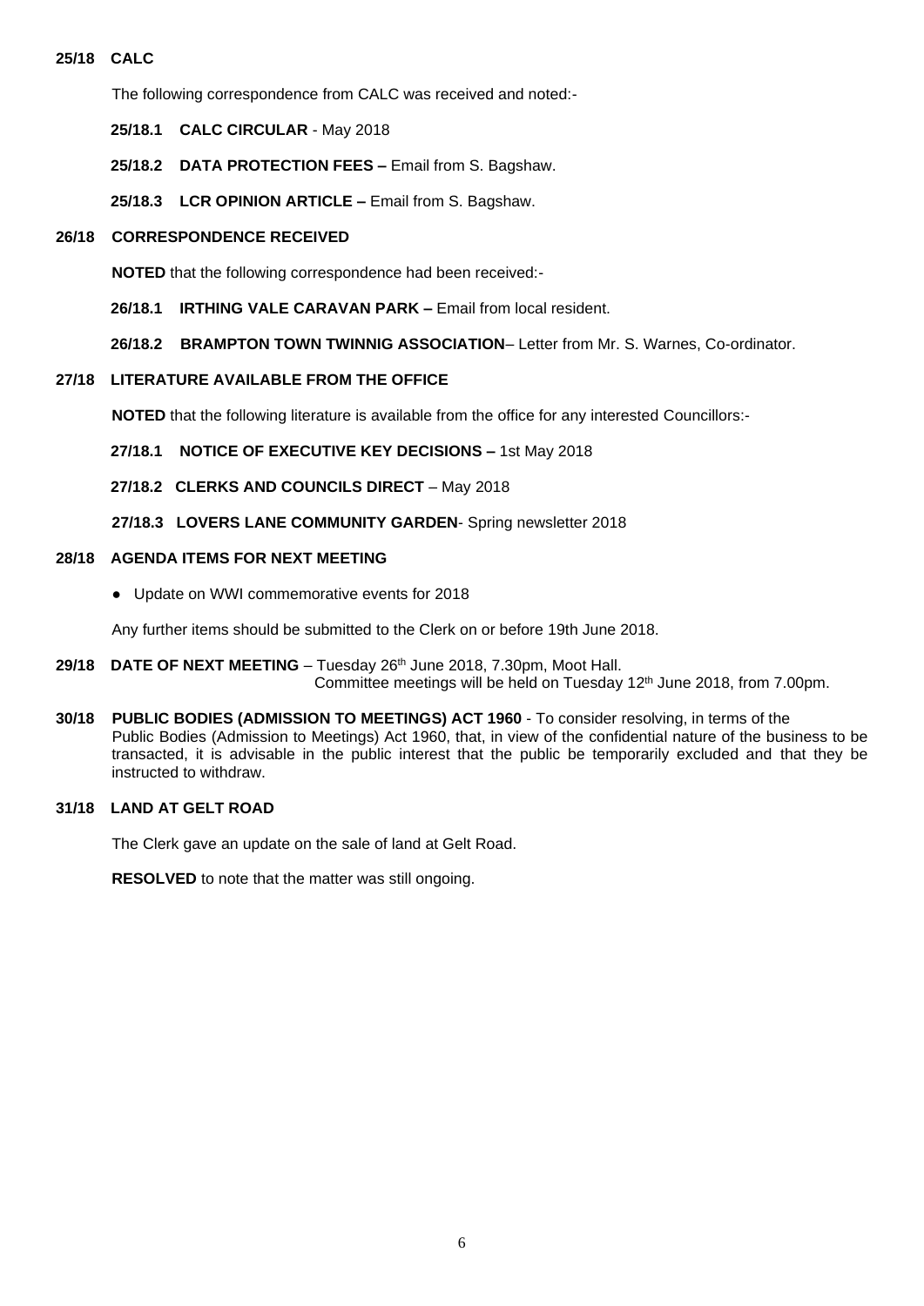**25/18 CALC**

The following correspondence from CALC was received and noted:-

**25/18.1 CALC CIRCULAR** - May 2018

**25/18.2 DATA PROTECTION FEES –** Email from S. Bagshaw.

**25/18.3 LCR OPINION ARTICLE –** Email from S. Bagshaw.

**26/18 CORRESPONDENCE RECEIVED**

**NOTED** that the following correspondence had been received:-

**26/18.1 IRTHING VALE CARAVAN PARK –** Email from local resident.

**26/18.2 BRAMPTON TOWN TWINNIG ASSOCIATION**– Letter from Mr. S. Warnes, Co-ordinator.

**27/18 LITERATURE AVAILABLE FROM THE OFFICE**

**NOTED** that the following literature is available from the office for any interested Councillors:-

**27/18.1 NOTICE OF EXECUTIVE KEY DECISIONS –** 1st May 2018

**27/18.2 CLERKS AND COUNCILS DIRECT** – May 2018

**27/18.3 LOVERS LANE COMMUNITY GARDEN**- Spring newsletter 2018

**28/18 AGENDA ITEMS FOR NEXT MEETING**

- Update on WWI commemorative events for 2018

Any further items should be submitted to the Clerk on or before 19th June 2018.

**29/18 DATE OF NEXT MEETING** – Tuesday 26th June 2018, 7.30pm, Moot Hall.
Committee meetings will be held on Tuesday 12th June 2018, from 7.00pm.

**30/18 PUBLIC BODIES (ADMISSION TO MEETINGS) ACT 1960** - To consider resolving, in terms of the Public Bodies (Admission to Meetings) Act 1960, that, in view of the confidential nature of the business to be transacted, it is advisable in the public interest that the public be temporarily excluded and that they be instructed to withdraw.

**31/18 LAND AT GELT ROAD**

The Clerk gave an update on the sale of land at Gelt Road.

**RESOLVED** to note that the matter was still ongoing.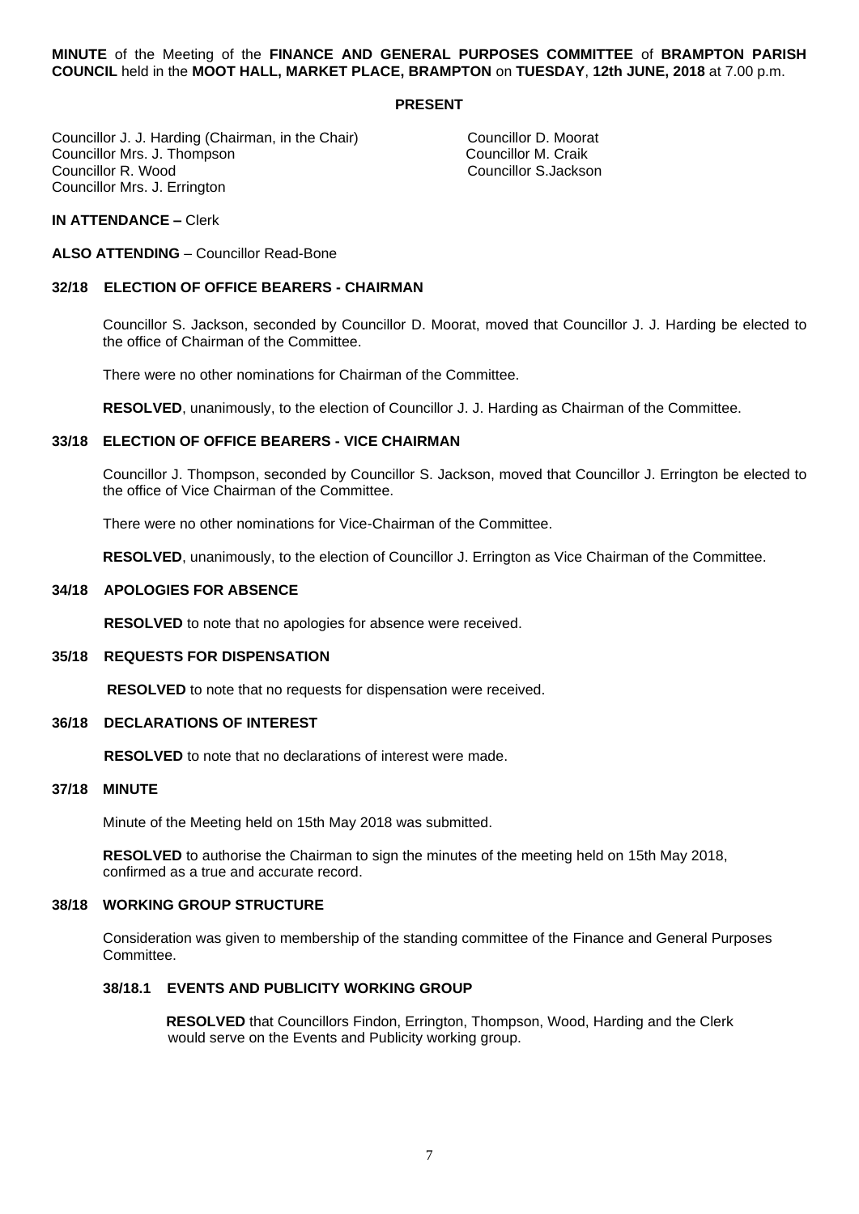**MINUTE** of the Meeting of the **FINANCE AND GENERAL PURPOSES COMMITTEE** of **BRAMPTON PARISH COUNCIL** held in the **MOOT HALL, MARKET PLACE, BRAMPTON** on **TUESDAY**, **12th JUNE, 2018** at 7.00 p.m.

**PRESENT**

Councillor J. J. Harding (Chairman, in the Chair)
Councillor Mrs. J. Thompson
Councillor R. Wood
Councillor Mrs. J. Errington
Councillor D. Moorat
Councillor M. Craik
Councillor S.Jackson

**IN ATTENDANCE –** Clerk

**ALSO ATTENDING** – Councillor Read-Bone

## 32/18 ELECTION OF OFFICE BEARERS - CHAIRMAN

Councillor S. Jackson, seconded by Councillor D. Moorat, moved that Councillor J. J. Harding be elected to the office of Chairman of the Committee.

There were no other nominations for Chairman of the Committee.

**RESOLVED**, unanimously, to the election of Councillor J. J. Harding as Chairman of the Committee.

## 33/18 ELECTION OF OFFICE BEARERS - VICE CHAIRMAN

Councillor J. Thompson, seconded by Councillor S. Jackson, moved that Councillor J. Errington be elected to the office of Vice Chairman of the Committee.

There were no other nominations for Vice-Chairman of the Committee.

**RESOLVED**, unanimously, to the election of Councillor J. Errington as Vice Chairman of the Committee.

## 34/18 APOLOGIES FOR ABSENCE

**RESOLVED** to note that no apologies for absence were received.

## 35/18 REQUESTS FOR DISPENSATION

**RESOLVED** to note that no requests for dispensation were received.

## 36/18 DECLARATIONS OF INTEREST

**RESOLVED** to note that no declarations of interest were made.

## 37/18 MINUTE

Minute of the Meeting held on 15th May 2018 was submitted.

**RESOLVED** to authorise the Chairman to sign the minutes of the meeting held on 15th May 2018, confirmed as a true and accurate record.

## 38/18 WORKING GROUP STRUCTURE

Consideration was given to membership of the standing committee of the Finance and General Purposes Committee.

### 38/18.1 EVENTS AND PUBLICITY WORKING GROUP

**RESOLVED** that Councillors Findon, Errington, Thompson, Wood, Harding and the Clerk would serve on the Events and Publicity working group.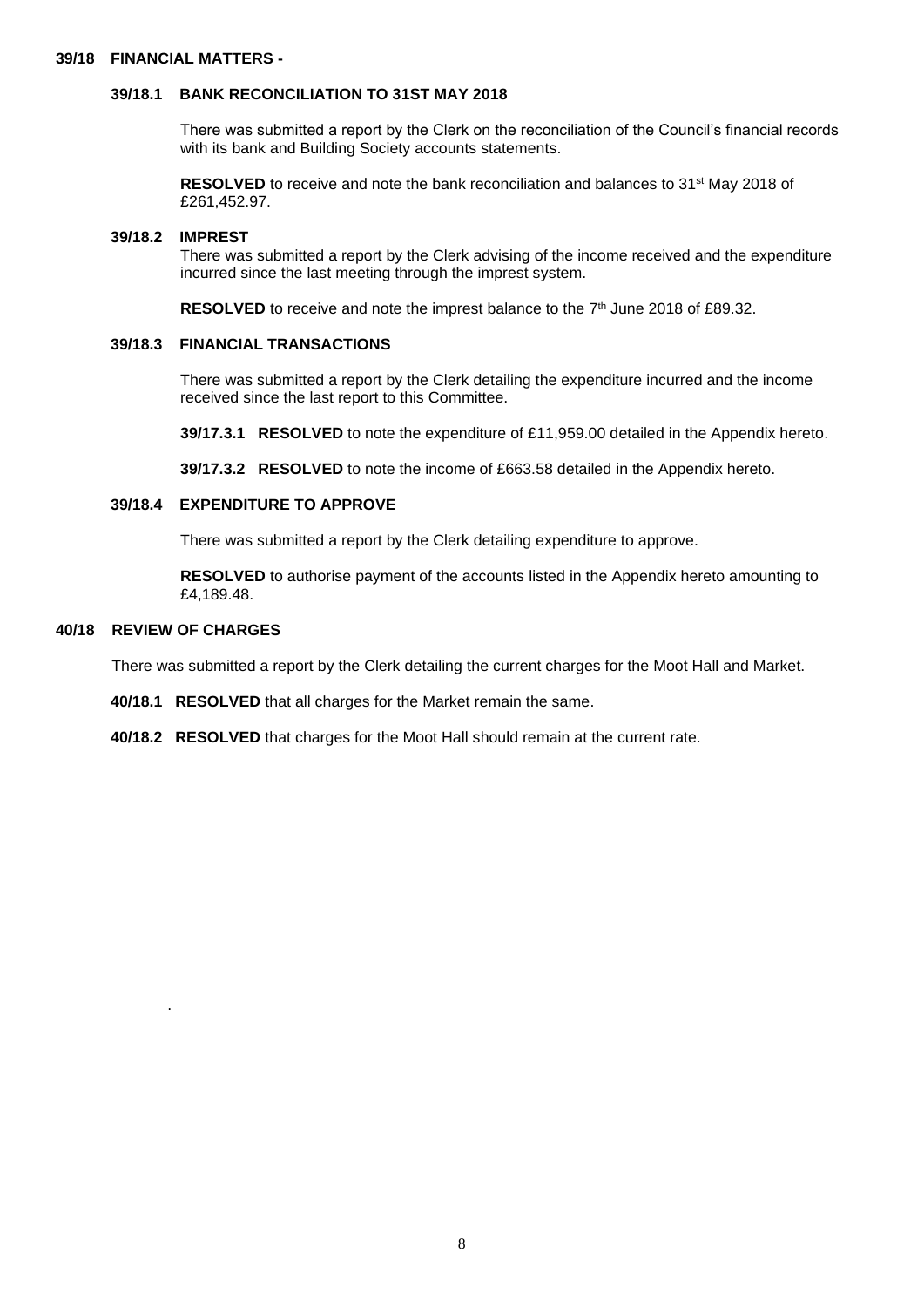**39/18 FINANCIAL MATTERS -**

**39/18.1 BANK RECONCILIATION TO 31ST MAY 2018**

There was submitted a report by the Clerk on the reconciliation of the Council's financial records with its bank and Building Society accounts statements.

**RESOLVED** to receive and note the bank reconciliation and balances to 31st May 2018 of £261,452.97.

**39/18.2 IMPREST**

There was submitted a report by the Clerk advising of the income received and the expenditure incurred since the last meeting through the imprest system.

**RESOLVED** to receive and note the imprest balance to the 7th June 2018 of £89.32.

**39/18.3 FINANCIAL TRANSACTIONS**

There was submitted a report by the Clerk detailing the expenditure incurred and the income received since the last report to this Committee.

**39/17.3.1 RESOLVED** to note the expenditure of £11,959.00 detailed in the Appendix hereto.

**39/17.3.2 RESOLVED** to note the income of £663.58 detailed in the Appendix hereto.

**39/18.4 EXPENDITURE TO APPROVE**

There was submitted a report by the Clerk detailing expenditure to approve.

**RESOLVED** to authorise payment of the accounts listed in the Appendix hereto amounting to £4,189.48.

**40/18 REVIEW OF CHARGES**

There was submitted a report by the Clerk detailing the current charges for the Moot Hall and Market.

**40/18.1 RESOLVED** that all charges for the Market remain the same.

**40/18.2 RESOLVED** that charges for the Moot Hall should remain at the current rate.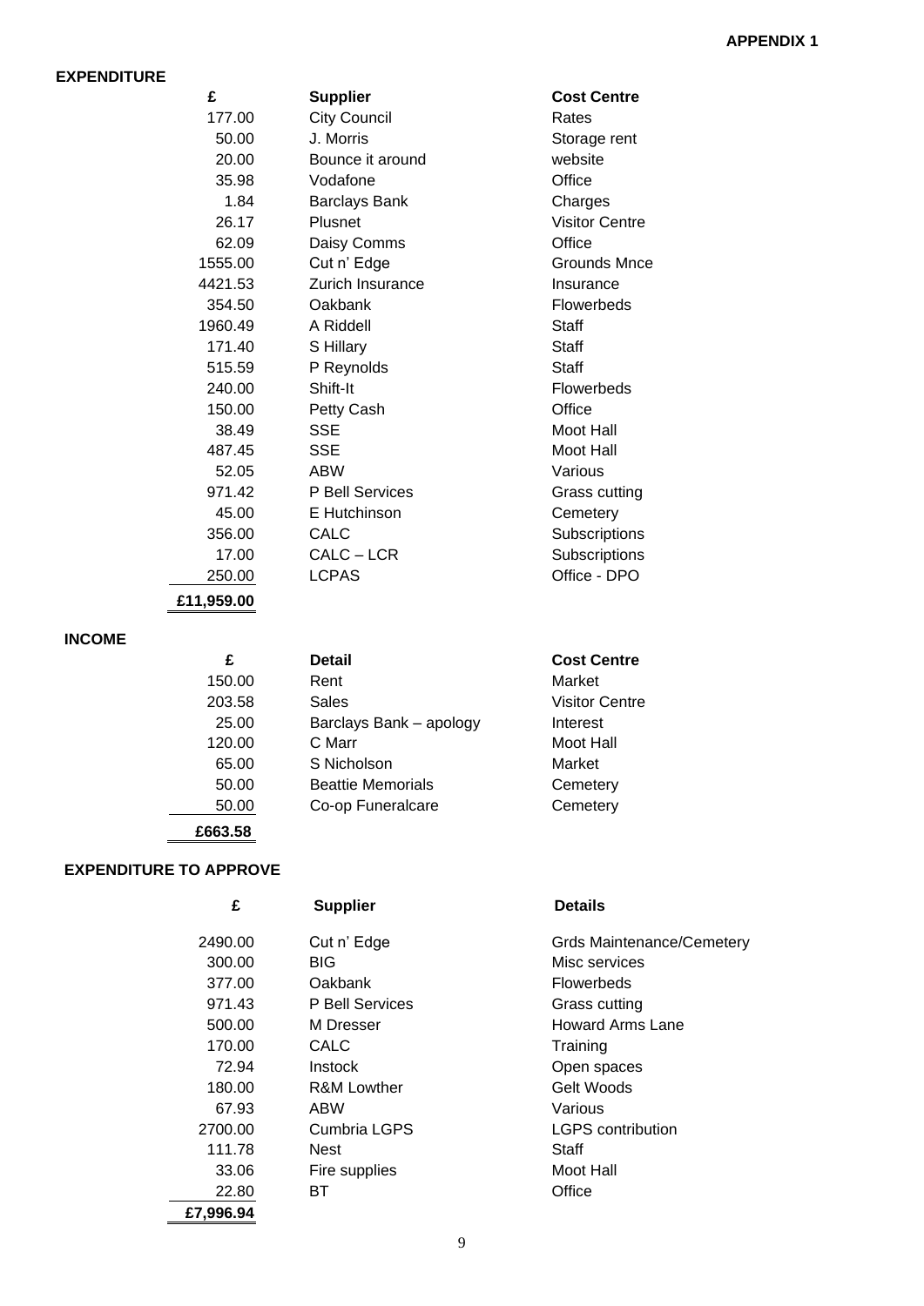**APPENDIX 1**

## EXPENDITURE

| £ | Supplier | Cost Centre |
|---|---|---|
| 177.00 | City Council | Rates |
| 50.00 | J. Morris | Storage rent |
| 20.00 | Bounce it around | website |
| 35.98 | Vodafone | Office |
| 1.84 | Barclays Bank | Charges |
| 26.17 | Plusnet | Visitor Centre |
| 62.09 | Daisy Comms | Office |
| 1555.00 | Cut n' Edge | Grounds Mnce |
| 4421.53 | Zurich Insurance | Insurance |
| 354.50 | Oakbank | Flowerbeds |
| 1960.49 | A Riddell | Staff |
| 171.40 | S Hillary | Staff |
| 515.59 | P Reynolds | Staff |
| 240.00 | Shift-It | Flowerbeds |
| 150.00 | Petty Cash | Office |
| 38.49 | SSE | Moot Hall |
| 487.45 | SSE | Moot Hall |
| 52.05 | ABW | Various |
| 971.42 | P Bell Services | Grass cutting |
| 45.00 | E Hutchinson | Cemetery |
| 356.00 | CALC | Subscriptions |
| 17.00 | CALC – LCR | Subscriptions |
| 250.00 | LCPAS | Office - DPO |
| **£11,959.00** | | |

## INCOME

| £ | Detail | Cost Centre |
|---|---|---|
| 150.00 | Rent | Market |
| 203.58 | Sales | Visitor Centre |
| 25.00 | Barclays Bank – apology | Interest |
| 120.00 | C Marr | Moot Hall |
| 65.00 | S Nicholson | Market |
| 50.00 | Beattie Memorials | Cemetery |
| 50.00 | Co-op Funeralcare | Cemetery |
| **£663.58** | | |

## EXPENDITURE TO APPROVE

| £ | Supplier | Details |
|---|---|---|
| 2490.00 | Cut n' Edge | Grds Maintenance/Cemetery |
| 300.00 | BIG | Misc services |
| 377.00 | Oakbank | Flowerbeds |
| 971.43 | P Bell Services | Grass cutting |
| 500.00 | M Dresser | Howard Arms Lane |
| 170.00 | CALC | Training |
| 72.94 | Instock | Open spaces |
| 180.00 | R&M Lowther | Gelt Woods |
| 67.93 | ABW | Various |
| 2700.00 | Cumbria LGPS | LGPS contribution |
| 111.78 | Nest | Staff |
| 33.06 | Fire supplies | Moot Hall |
| 22.80 | BT | Office |
| **£7,996.94** | | |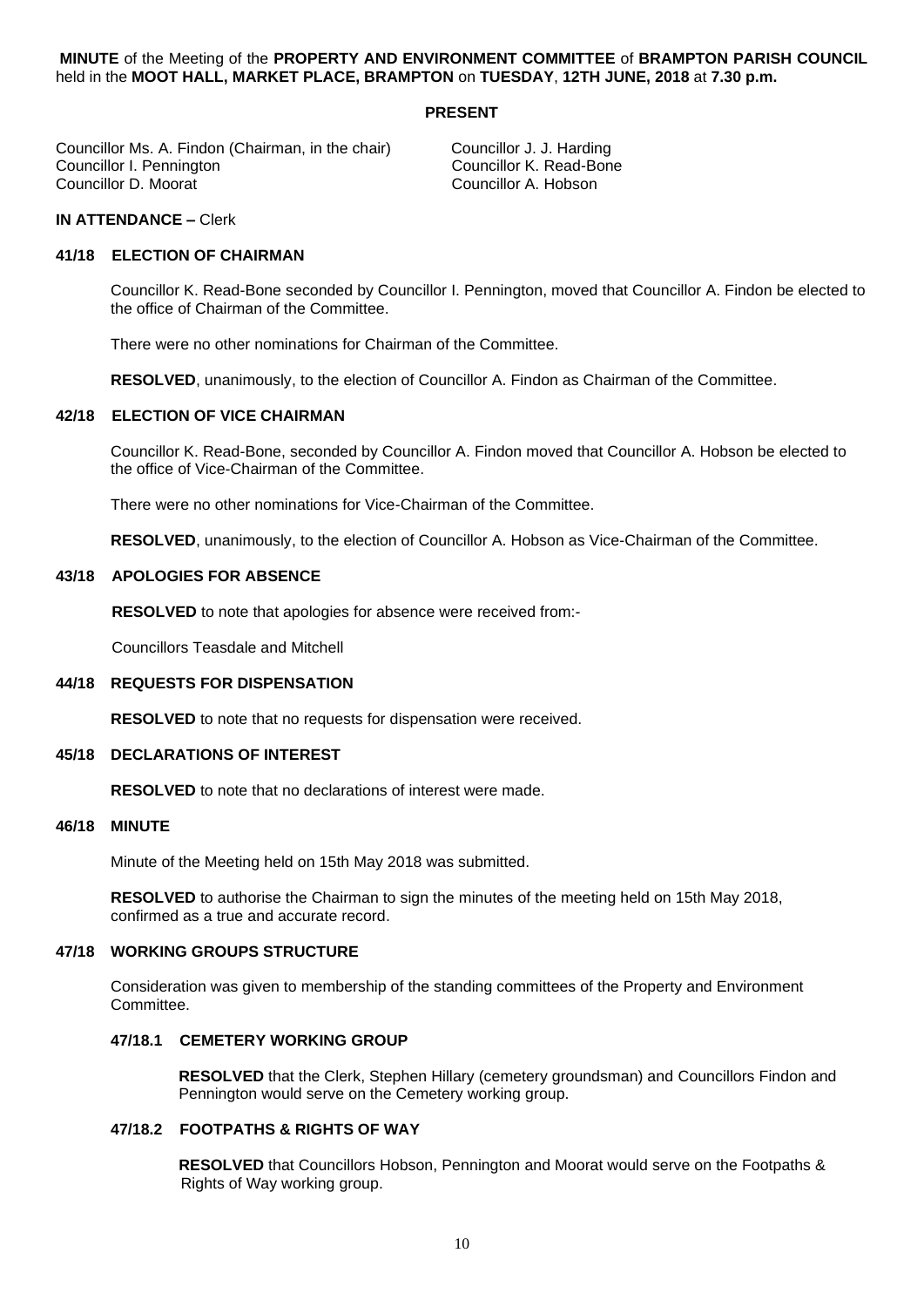**MINUTE** of the Meeting of the **PROPERTY AND ENVIRONMENT COMMITTEE** of **BRAMPTON PARISH COUNCIL** held in the **MOOT HALL, MARKET PLACE, BRAMPTON** on **TUESDAY**, **12TH JUNE, 2018** at **7.30 p.m.**

**PRESENT**

Councillor Ms. A. Findon (Chairman, in the chair)
Councillor I. Pennington
Councillor D. Moorat
Councillor J. J. Harding
Councillor K. Read-Bone
Councillor A. Hobson

**IN ATTENDANCE –** Clerk

## 41/18 ELECTION OF CHAIRMAN

Councillor K. Read-Bone seconded by Councillor I. Pennington, moved that Councillor A. Findon be elected to the office of Chairman of the Committee.

There were no other nominations for Chairman of the Committee.

**RESOLVED**, unanimously, to the election of Councillor A. Findon as Chairman of the Committee.

## 42/18 ELECTION OF VICE CHAIRMAN

Councillor K. Read-Bone, seconded by Councillor A. Findon moved that Councillor A. Hobson be elected to the office of Vice-Chairman of the Committee.

There were no other nominations for Vice-Chairman of the Committee.

**RESOLVED**, unanimously, to the election of Councillor A. Hobson as Vice-Chairman of the Committee.

## 43/18 APOLOGIES FOR ABSENCE

**RESOLVED** to note that apologies for absence were received from:-

Councillors Teasdale and Mitchell

## 44/18 REQUESTS FOR DISPENSATION

**RESOLVED** to note that no requests for dispensation were received.

## 45/18 DECLARATIONS OF INTEREST

**RESOLVED** to note that no declarations of interest were made.

## 46/18 MINUTE

Minute of the Meeting held on 15th May 2018 was submitted.

**RESOLVED** to authorise the Chairman to sign the minutes of the meeting held on 15th May 2018, confirmed as a true and accurate record.

## 47/18 WORKING GROUPS STRUCTURE

Consideration was given to membership of the standing committees of the Property and Environment Committee.

### 47/18.1 CEMETERY WORKING GROUP

**RESOLVED** that the Clerk, Stephen Hillary (cemetery groundsman) and Councillors Findon and Pennington would serve on the Cemetery working group.

### 47/18.2 FOOTPATHS & RIGHTS OF WAY

**RESOLVED** that Councillors Hobson, Pennington and Moorat would serve on the Footpaths & Rights of Way working group.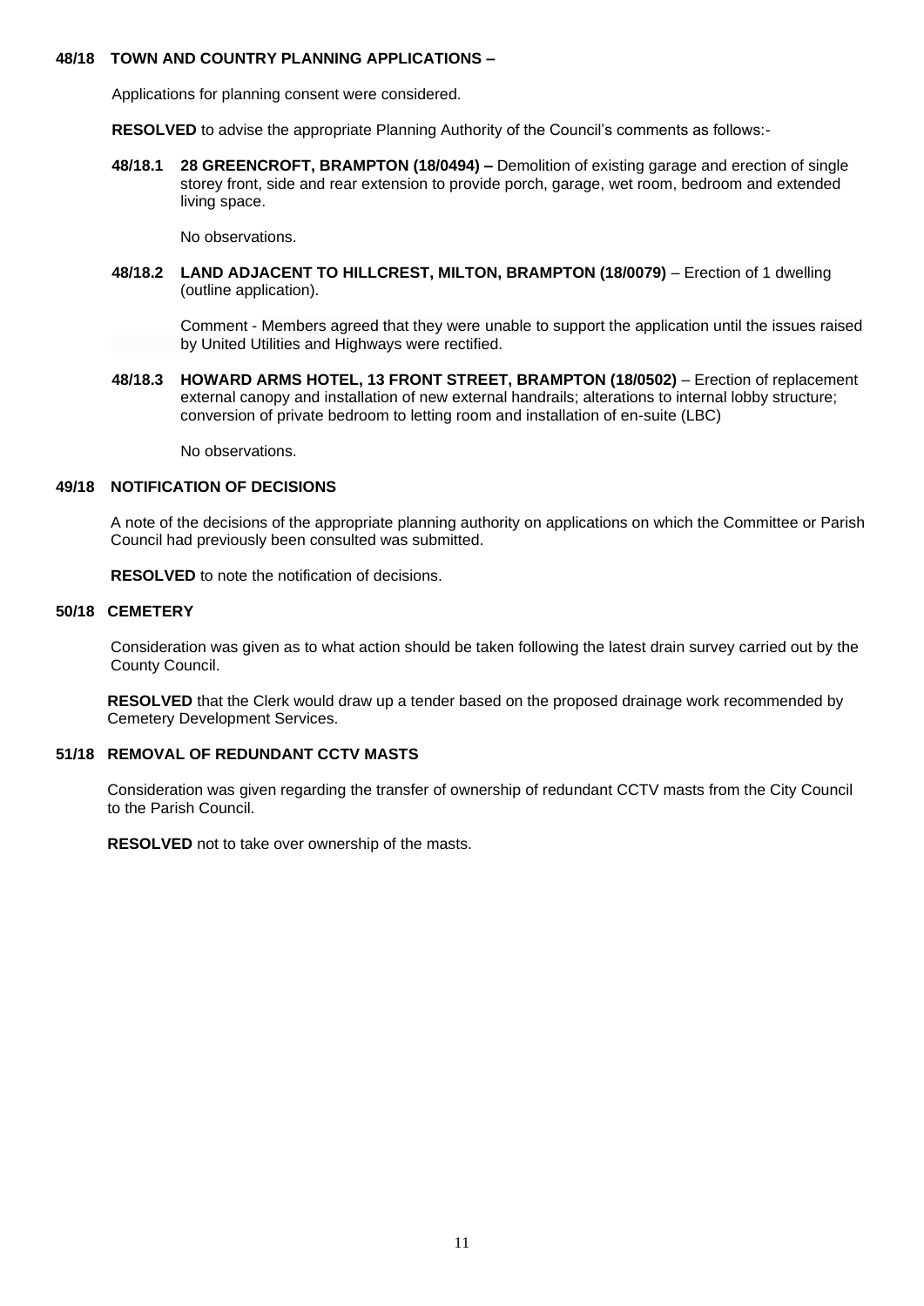**48/18 TOWN AND COUNTRY PLANNING APPLICATIONS –**

Applications for planning consent were considered.

**RESOLVED** to advise the appropriate Planning Authority of the Council's comments as follows:-

**48/18.1 28 GREENCROFT, BRAMPTON (18/0494) –** Demolition of existing garage and erection of single storey front, side and rear extension to provide porch, garage, wet room, bedroom and extended living space.

No observations.

**48/18.2 LAND ADJACENT TO HILLCREST, MILTON, BRAMPTON (18/0079)** – Erection of 1 dwelling (outline application).

Comment - Members agreed that they were unable to support the application until the issues raised by United Utilities and Highways were rectified.

**48/18.3 HOWARD ARMS HOTEL, 13 FRONT STREET, BRAMPTON (18/0502)** – Erection of replacement external canopy and installation of new external handrails; alterations to internal lobby structure; conversion of private bedroom to letting room and installation of en-suite (LBC)

No observations.

**49/18 NOTIFICATION OF DECISIONS**

A note of the decisions of the appropriate planning authority on applications on which the Committee or Parish Council had previously been consulted was submitted.

**RESOLVED** to note the notification of decisions.

**50/18 CEMETERY**

Consideration was given as to what action should be taken following the latest drain survey carried out by the County Council.

**RESOLVED** that the Clerk would draw up a tender based on the proposed drainage work recommended by Cemetery Development Services.

**51/18 REMOVAL OF REDUNDANT CCTV MASTS**

Consideration was given regarding the transfer of ownership of redundant CCTV masts from the City Council to the Parish Council.

**RESOLVED** not to take over ownership of the masts.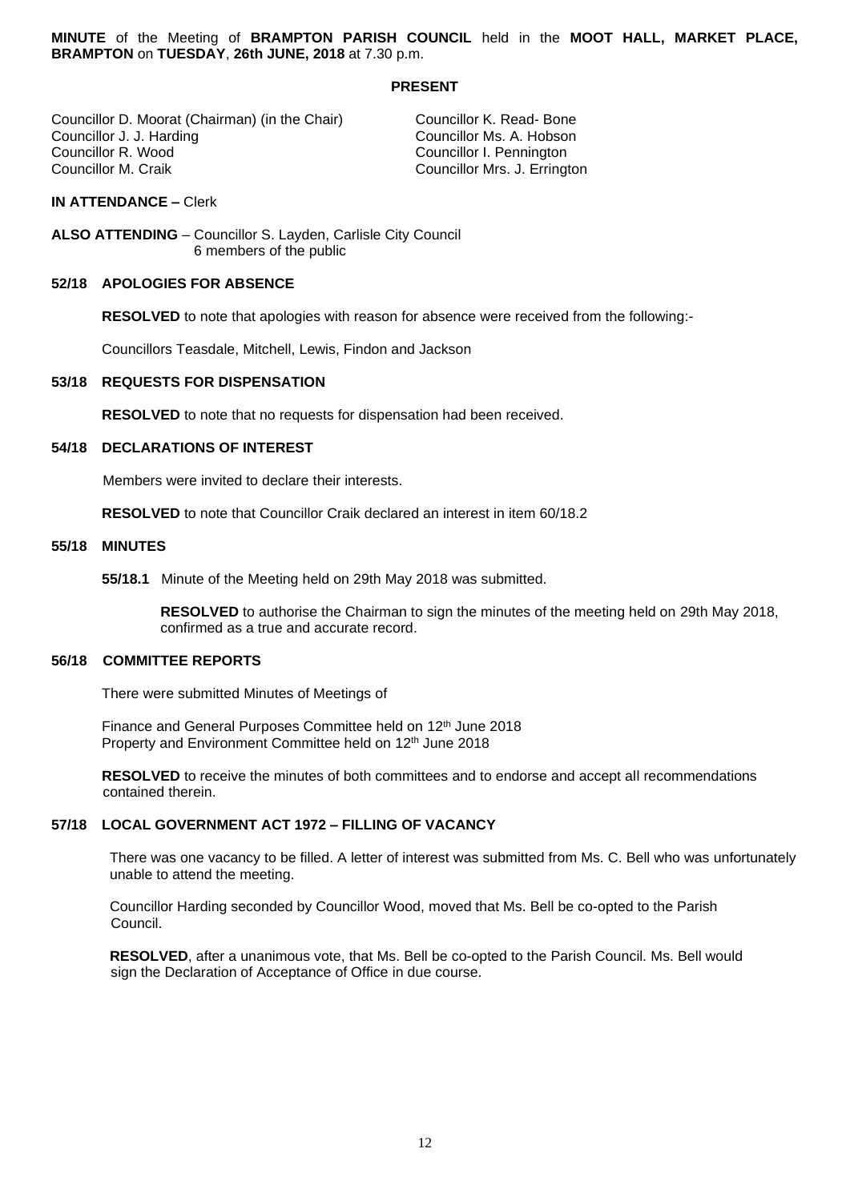**MINUTE** of the Meeting of **BRAMPTON PARISH COUNCIL** held in the **MOOT HALL, MARKET PLACE, BRAMPTON** on **TUESDAY**, **26th JUNE, 2018** at 7.30 p.m.

**PRESENT**

Councillor D. Moorat (Chairman) (in the Chair)
Councillor J. J. Harding
Councillor R. Wood
Councillor M. Craik
Councillor K. Read- Bone
Councillor Ms. A. Hobson
Councillor I. Pennington
Councillor Mrs. J. Errington

**IN ATTENDANCE –** Clerk

**ALSO ATTENDING** – Councillor S. Layden, Carlisle City Council
6 members of the public

**52/18 APOLOGIES FOR ABSENCE**

**RESOLVED** to note that apologies with reason for absence were received from the following:-

Councillors Teasdale, Mitchell, Lewis, Findon and Jackson

**53/18 REQUESTS FOR DISPENSATION**

**RESOLVED** to note that no requests for dispensation had been received.

**54/18 DECLARATIONS OF INTEREST**

Members were invited to declare their interests.

**RESOLVED** to note that Councillor Craik declared an interest in item 60/18.2

**55/18 MINUTES**

**55/18.1** Minute of the Meeting held on 29th May 2018 was submitted.

**RESOLVED** to authorise the Chairman to sign the minutes of the meeting held on 29th May 2018, confirmed as a true and accurate record.

**56/18 COMMITTEE REPORTS**

There were submitted Minutes of Meetings of

Finance and General Purposes Committee held on 12th June 2018
Property and Environment Committee held on 12th June 2018

**RESOLVED** to receive the minutes of both committees and to endorse and accept all recommendations contained therein.

**57/18 LOCAL GOVERNMENT ACT 1972 – FILLING OF VACANCY**

There was one vacancy to be filled. A letter of interest was submitted from Ms. C. Bell who was unfortunately unable to attend the meeting.

Councillor Harding seconded by Councillor Wood, moved that Ms. Bell be co-opted to the Parish Council.

**RESOLVED**, after a unanimous vote, that Ms. Bell be co-opted to the Parish Council. Ms. Bell would sign the Declaration of Acceptance of Office in due course.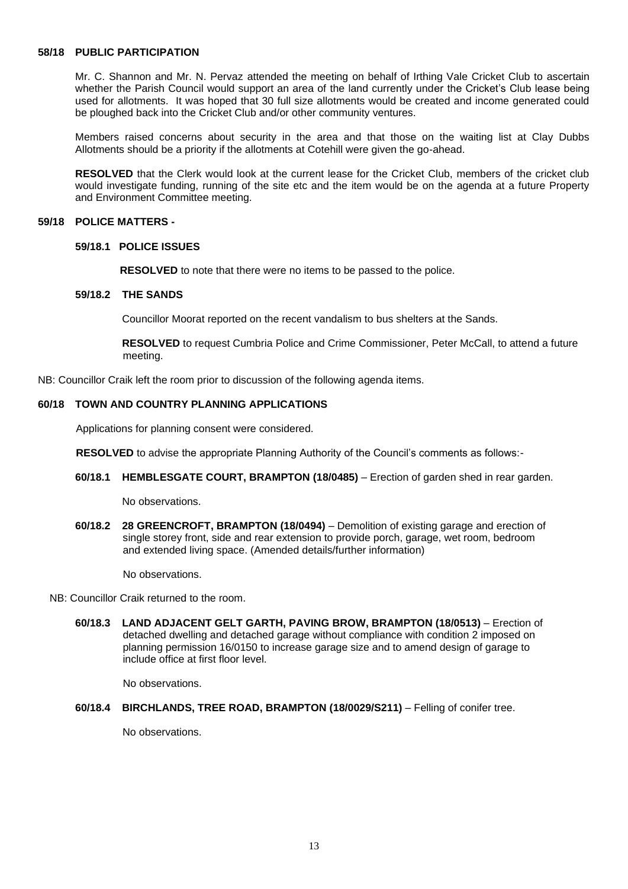**58/18 PUBLIC PARTICIPATION**

Mr. C. Shannon and Mr. N. Pervaz attended the meeting on behalf of Irthing Vale Cricket Club to ascertain whether the Parish Council would support an area of the land currently under the Cricket's Club lease being used for allotments. It was hoped that 30 full size allotments would be created and income generated could be ploughed back into the Cricket Club and/or other community ventures.

Members raised concerns about security in the area and that those on the waiting list at Clay Dubbs Allotments should be a priority if the allotments at Cotehill were given the go-ahead.

**RESOLVED** that the Clerk would look at the current lease for the Cricket Club, members of the cricket club would investigate funding, running of the site etc and the item would be on the agenda at a future Property and Environment Committee meeting.

**59/18 POLICE MATTERS -**

**59/18.1 POLICE ISSUES**

**RESOLVED** to note that there were no items to be passed to the police.

**59/18.2 THE SANDS**

Councillor Moorat reported on the recent vandalism to bus shelters at the Sands.

**RESOLVED** to request Cumbria Police and Crime Commissioner, Peter McCall, to attend a future meeting.

NB: Councillor Craik left the room prior to discussion of the following agenda items.

**60/18 TOWN AND COUNTRY PLANNING APPLICATIONS**

Applications for planning consent were considered.

**RESOLVED** to advise the appropriate Planning Authority of the Council's comments as follows:-

**60/18.1 HEMBLESGATE COURT, BRAMPTON (18/0485)** – Erection of garden shed in rear garden.

No observations.

**60/18.2 28 GREENCROFT, BRAMPTON (18/0494)** – Demolition of existing garage and erection of single storey front, side and rear extension to provide porch, garage, wet room, bedroom and extended living space. (Amended details/further information)

No observations.

NB: Councillor Craik returned to the room.

**60/18.3 LAND ADJACENT GELT GARTH, PAVING BROW, BRAMPTON (18/0513)** – Erection of detached dwelling and detached garage without compliance with condition 2 imposed on planning permission 16/0150 to increase garage size and to amend design of garage to include office at first floor level.

No observations.

**60/18.4 BIRCHLANDS, TREE ROAD, BRAMPTON (18/0029/S211)** – Felling of conifer tree.

No observations.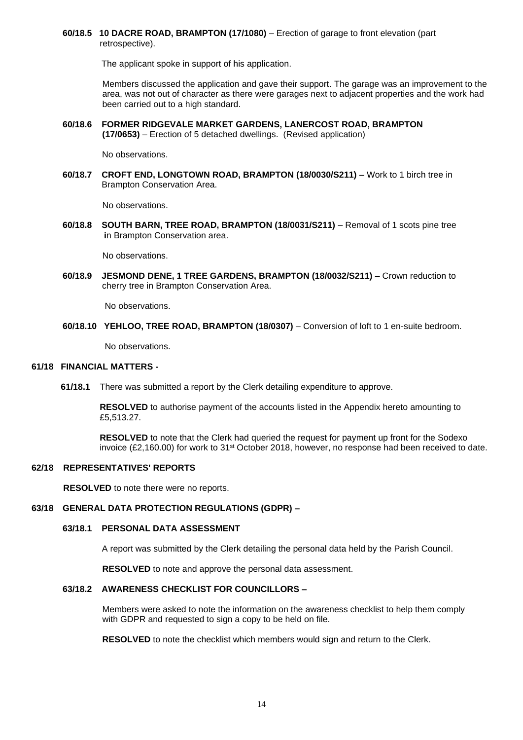**60/18.5 10 DACRE ROAD, BRAMPTON (17/1080)** – Erection of garage to front elevation (part retrospective).

The applicant spoke in support of his application.

Members discussed the application and gave their support. The garage was an improvement to the area, was not out of character as there were garages next to adjacent properties and the work had been carried out to a high standard.

**60/18.6 FORMER RIDGEVALE MARKET GARDENS, LANERCOST ROAD, BRAMPTON (17/0653)** – Erection of 5 detached dwellings. (Revised application)

No observations.

**60/18.7 CROFT END, LONGTOWN ROAD, BRAMPTON (18/0030/S211)** – Work to 1 birch tree in Brampton Conservation Area.

No observations.

**60/18.8 SOUTH BARN, TREE ROAD, BRAMPTON (18/0031/S211)** – Removal of 1 scots pine tree **i**n Brampton Conservation area.

No observations.

**60/18.9 JESMOND DENE, 1 TREE GARDENS, BRAMPTON (18/0032/S211)** – Crown reduction to cherry tree in Brampton Conservation Area.

No observations.

**60/18.10 YEHLOO, TREE ROAD, BRAMPTON (18/0307)** – Conversion of loft to 1 en-suite bedroom.

No observations.

**61/18 FINANCIAL MATTERS -**

**61/18.1** There was submitted a report by the Clerk detailing expenditure to approve.

**RESOLVED** to authorise payment of the accounts listed in the Appendix hereto amounting to £5,513.27.

**RESOLVED** to note that the Clerk had queried the request for payment up front for the Sodexo invoice (£2,160.00) for work to 31st October 2018, however, no response had been received to date.

**62/18 REPRESENTATIVES' REPORTS**

**RESOLVED** to note there were no reports.

**63/18 GENERAL DATA PROTECTION REGULATIONS (GDPR) –**

**63/18.1 PERSONAL DATA ASSESSMENT**

A report was submitted by the Clerk detailing the personal data held by the Parish Council.

**RESOLVED** to note and approve the personal data assessment.

**63/18.2 AWARENESS CHECKLIST FOR COUNCILLORS –**

Members were asked to note the information on the awareness checklist to help them comply with GDPR and requested to sign a copy to be held on file.

**RESOLVED** to note the checklist which members would sign and return to the Clerk.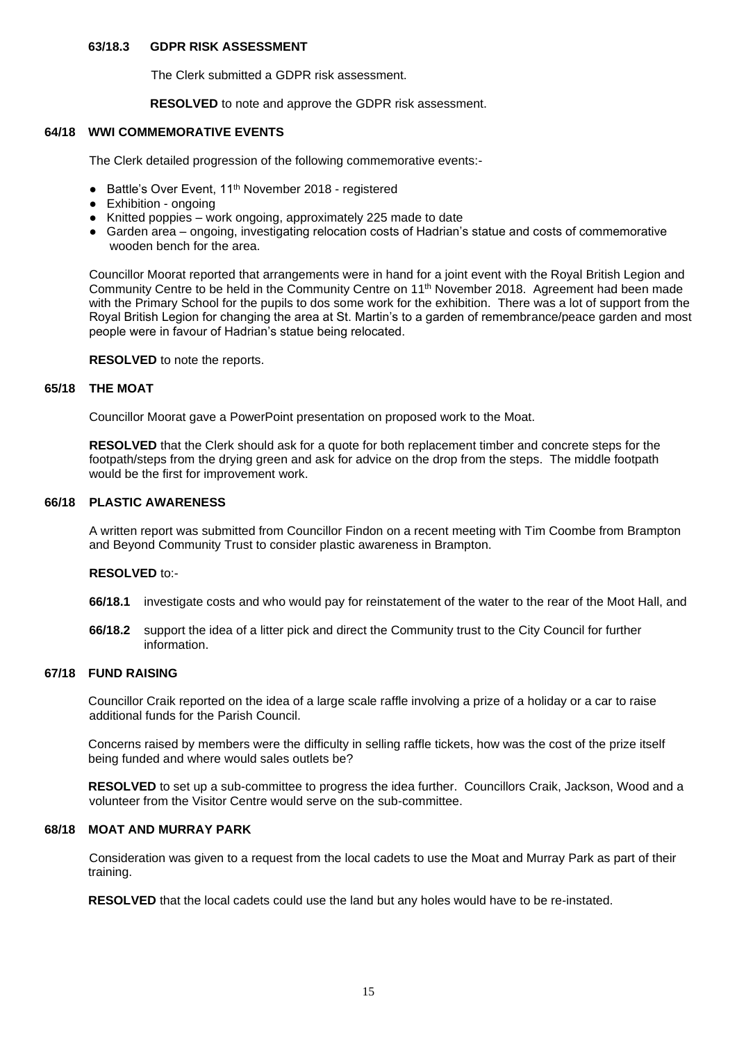### 63/18.3 GDPR RISK ASSESSMENT

The Clerk submitted a GDPR risk assessment.

**RESOLVED** to note and approve the GDPR risk assessment.

### 64/18 WWI COMMEMORATIVE EVENTS

The Clerk detailed progression of the following commemorative events:-

- Battle's Over Event, 11th November 2018 - registered
- Exhibition - ongoing
- Knitted poppies – work ongoing, approximately 225 made to date
- Garden area – ongoing, investigating relocation costs of Hadrian's statue and costs of commemorative wooden bench for the area.

Councillor Moorat reported that arrangements were in hand for a joint event with the Royal British Legion and Community Centre to be held in the Community Centre on 11th November 2018. Agreement had been made with the Primary School for the pupils to dos some work for the exhibition. There was a lot of support from the Royal British Legion for changing the area at St. Martin's to a garden of remembrance/peace garden and most people were in favour of Hadrian's statue being relocated.

**RESOLVED** to note the reports.

### 65/18 THE MOAT

Councillor Moorat gave a PowerPoint presentation on proposed work to the Moat.

**RESOLVED** that the Clerk should ask for a quote for both replacement timber and concrete steps for the footpath/steps from the drying green and ask for advice on the drop from the steps. The middle footpath would be the first for improvement work.

### 66/18 PLASTIC AWARENESS

A written report was submitted from Councillor Findon on a recent meeting with Tim Coombe from Brampton and Beyond Community Trust to consider plastic awareness in Brampton.

**RESOLVED** to:-

**66/18.1** investigate costs and who would pay for reinstatement of the water to the rear of the Moot Hall, and

**66/18.2** support the idea of a litter pick and direct the Community trust to the City Council for further information.

### 67/18 FUND RAISING

Councillor Craik reported on the idea of a large scale raffle involving a prize of a holiday or a car to raise additional funds for the Parish Council.

Concerns raised by members were the difficulty in selling raffle tickets, how was the cost of the prize itself being funded and where would sales outlets be?

**RESOLVED** to set up a sub-committee to progress the idea further. Councillors Craik, Jackson, Wood and a volunteer from the Visitor Centre would serve on the sub-committee.

### 68/18 MOAT AND MURRAY PARK

Consideration was given to a request from the local cadets to use the Moat and Murray Park as part of their training.

**RESOLVED** that the local cadets could use the land but any holes would have to be re-instated.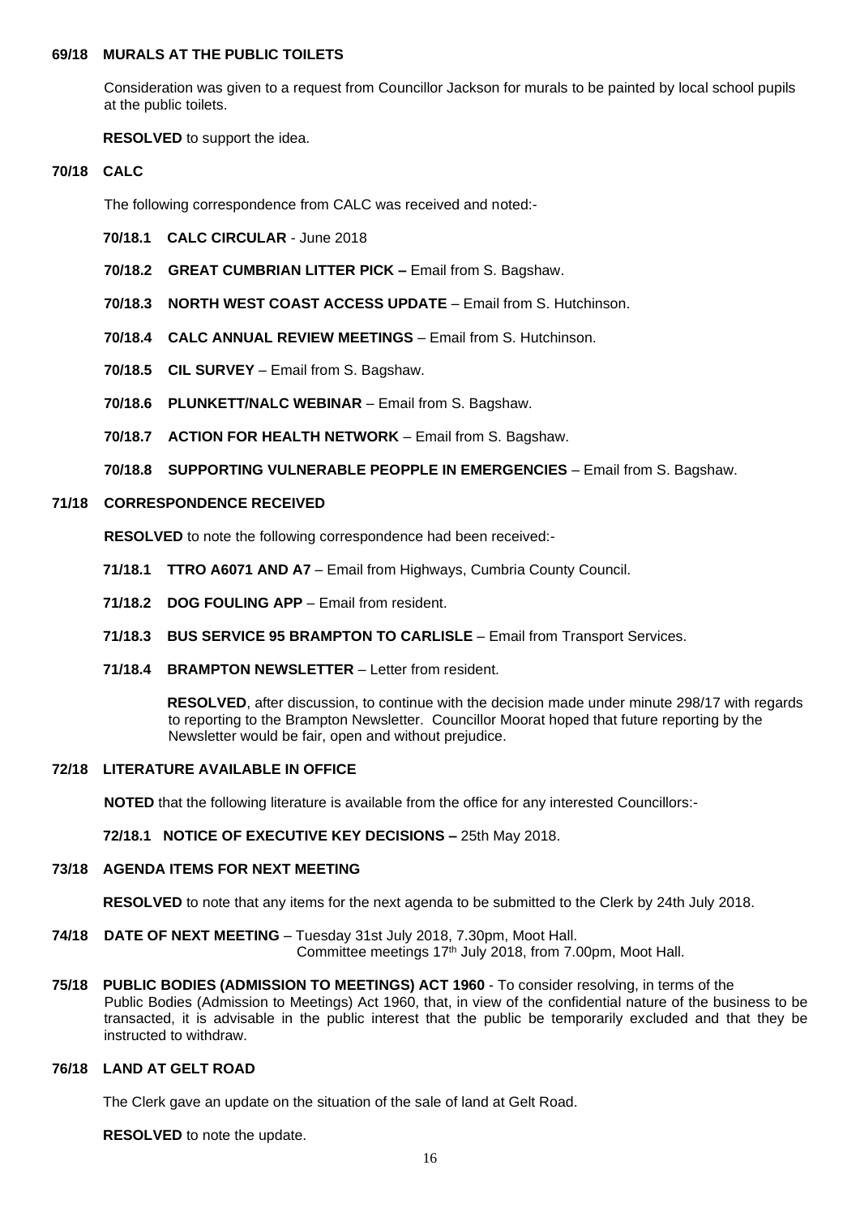**69/18 MURALS AT THE PUBLIC TOILETS**

Consideration was given to a request from Councillor Jackson for murals to be painted by local school pupils at the public toilets.

**RESOLVED** to support the idea.

**70/18 CALC**

The following correspondence from CALC was received and noted:-

**70/18.1 CALC CIRCULAR** - June 2018

**70/18.2 GREAT CUMBRIAN LITTER PICK –** Email from S. Bagshaw.

**70/18.3 NORTH WEST COAST ACCESS UPDATE** – Email from S. Hutchinson.

**70/18.4 CALC ANNUAL REVIEW MEETINGS** – Email from S. Hutchinson.

**70/18.5 CIL SURVEY** – Email from S. Bagshaw.

**70/18.6 PLUNKETT/NALC WEBINAR** – Email from S. Bagshaw.

**70/18.7 ACTION FOR HEALTH NETWORK** – Email from S. Bagshaw.

**70/18.8 SUPPORTING VULNERABLE PEOPPLE IN EMERGENCIES** – Email from S. Bagshaw.

**71/18 CORRESPONDENCE RECEIVED**

**RESOLVED** to note the following correspondence had been received:-

**71/18.1 TTRO A6071 AND A7** – Email from Highways, Cumbria County Council.

**71/18.2 DOG FOULING APP** – Email from resident.

**71/18.3 BUS SERVICE 95 BRAMPTON TO CARLISLE** – Email from Transport Services.

**71/18.4 BRAMPTON NEWSLETTER** – Letter from resident.

**RESOLVED**, after discussion, to continue with the decision made under minute 298/17 with regards to reporting to the Brampton Newsletter. Councillor Moorat hoped that future reporting by the Newsletter would be fair, open and without prejudice.

**72/18 LITERATURE AVAILABLE IN OFFICE**

**NOTED** that the following literature is available from the office for any interested Councillors:-

**72/18.1 NOTICE OF EXECUTIVE KEY DECISIONS –** 25th May 2018.

**73/18 AGENDA ITEMS FOR NEXT MEETING**

**RESOLVED** to note that any items for the next agenda to be submitted to the Clerk by 24th July 2018.

**74/18 DATE OF NEXT MEETING** – Tuesday 31st July 2018, 7.30pm, Moot Hall.
Committee meetings 17th July 2018, from 7.00pm, Moot Hall.

**75/18 PUBLIC BODIES (ADMISSION TO MEETINGS) ACT 1960** - To consider resolving, in terms of the Public Bodies (Admission to Meetings) Act 1960, that, in view of the confidential nature of the business to be transacted, it is advisable in the public interest that the public be temporarily excluded and that they be instructed to withdraw.

**76/18 LAND AT GELT ROAD**

The Clerk gave an update on the situation of the sale of land at Gelt Road.

**RESOLVED** to note the update.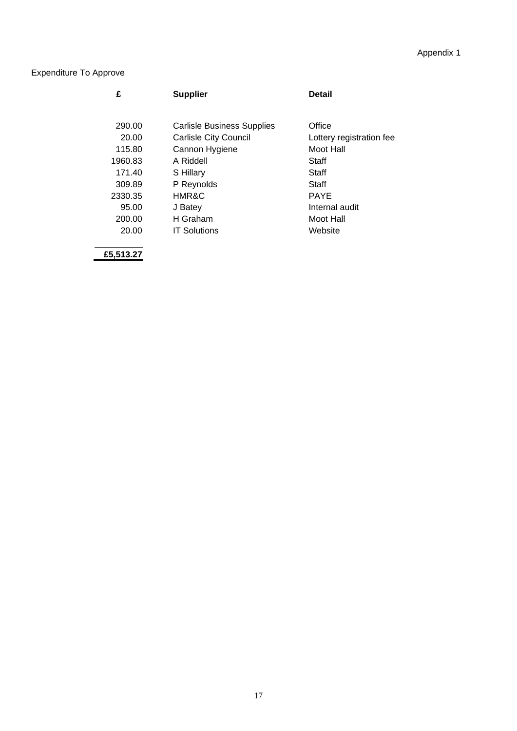Appendix 1

Expenditure To Approve

| £ | Supplier | Detail |
|---|---|---|
| 290.00 | Carlisle Business Supplies | Office |
| 20.00 | Carlisle City Council | Lottery registration fee |
| 115.80 | Cannon Hygiene | Moot Hall |
| 1960.83 | A Riddell | Staff |
| 171.40 | S Hillary | Staff |
| 309.89 | P Reynolds | Staff |
| 2330.35 | HMR&C | PAYE |
| 95.00 | J Batey | Internal audit |
| 200.00 | H Graham | Moot Hall |
| 20.00 | IT Solutions | Website |
| **£5,513.27** | | |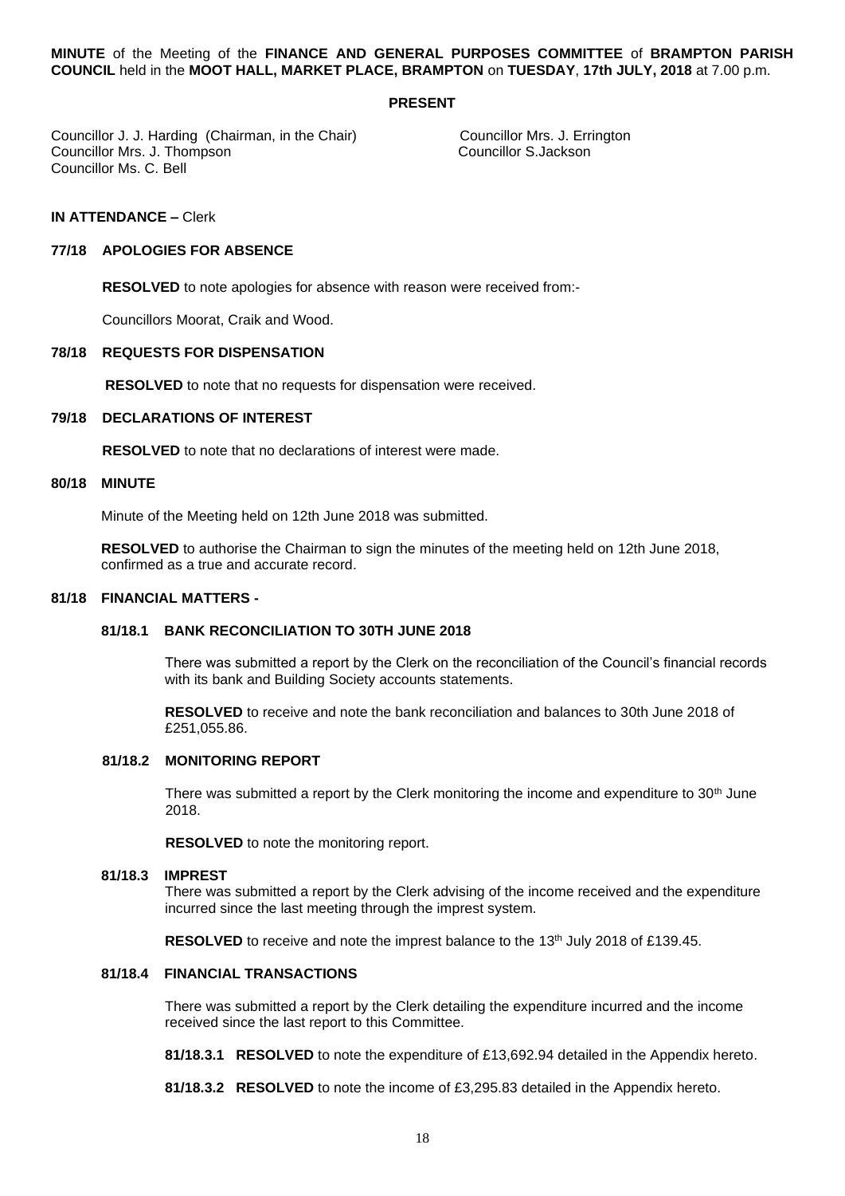**MINUTE** of the Meeting of the **FINANCE AND GENERAL PURPOSES COMMITTEE** of **BRAMPTON PARISH COUNCIL** held in the **MOOT HALL, MARKET PLACE, BRAMPTON** on **TUESDAY**, **17th JULY, 2018** at 7.00 p.m.

**PRESENT**

Councillor J. J. Harding (Chairman, in the Chair)
Councillor Mrs. J. Thompson
Councillor Ms. C. Bell
Councillor Mrs. J. Errington
Councillor S.Jackson

**IN ATTENDANCE –** Clerk

**77/18 APOLOGIES FOR ABSENCE**

**RESOLVED** to note apologies for absence with reason were received from:-

Councillors Moorat, Craik and Wood.

**78/18 REQUESTS FOR DISPENSATION**

**RESOLVED** to note that no requests for dispensation were received.

**79/18 DECLARATIONS OF INTEREST**

**RESOLVED** to note that no declarations of interest were made.

**80/18 MINUTE**

Minute of the Meeting held on 12th June 2018 was submitted.

**RESOLVED** to authorise the Chairman to sign the minutes of the meeting held on 12th June 2018, confirmed as a true and accurate record.

**81/18 FINANCIAL MATTERS -**

**81/18.1 BANK RECONCILIATION TO 30TH JUNE 2018**

There was submitted a report by the Clerk on the reconciliation of the Council's financial records with its bank and Building Society accounts statements.

**RESOLVED** to receive and note the bank reconciliation and balances to 30th June 2018 of £251,055.86.

**81/18.2 MONITORING REPORT**

There was submitted a report by the Clerk monitoring the income and expenditure to 30th June 2018.

**RESOLVED** to note the monitoring report.

**81/18.3 IMPREST**

There was submitted a report by the Clerk advising of the income received and the expenditure incurred since the last meeting through the imprest system.

**RESOLVED** to receive and note the imprest balance to the 13th July 2018 of £139.45.

**81/18.4 FINANCIAL TRANSACTIONS**

There was submitted a report by the Clerk detailing the expenditure incurred and the income received since the last report to this Committee.

**81/18.3.1 RESOLVED** to note the expenditure of £13,692.94 detailed in the Appendix hereto.

**81/18.3.2 RESOLVED** to note the income of £3,295.83 detailed in the Appendix hereto.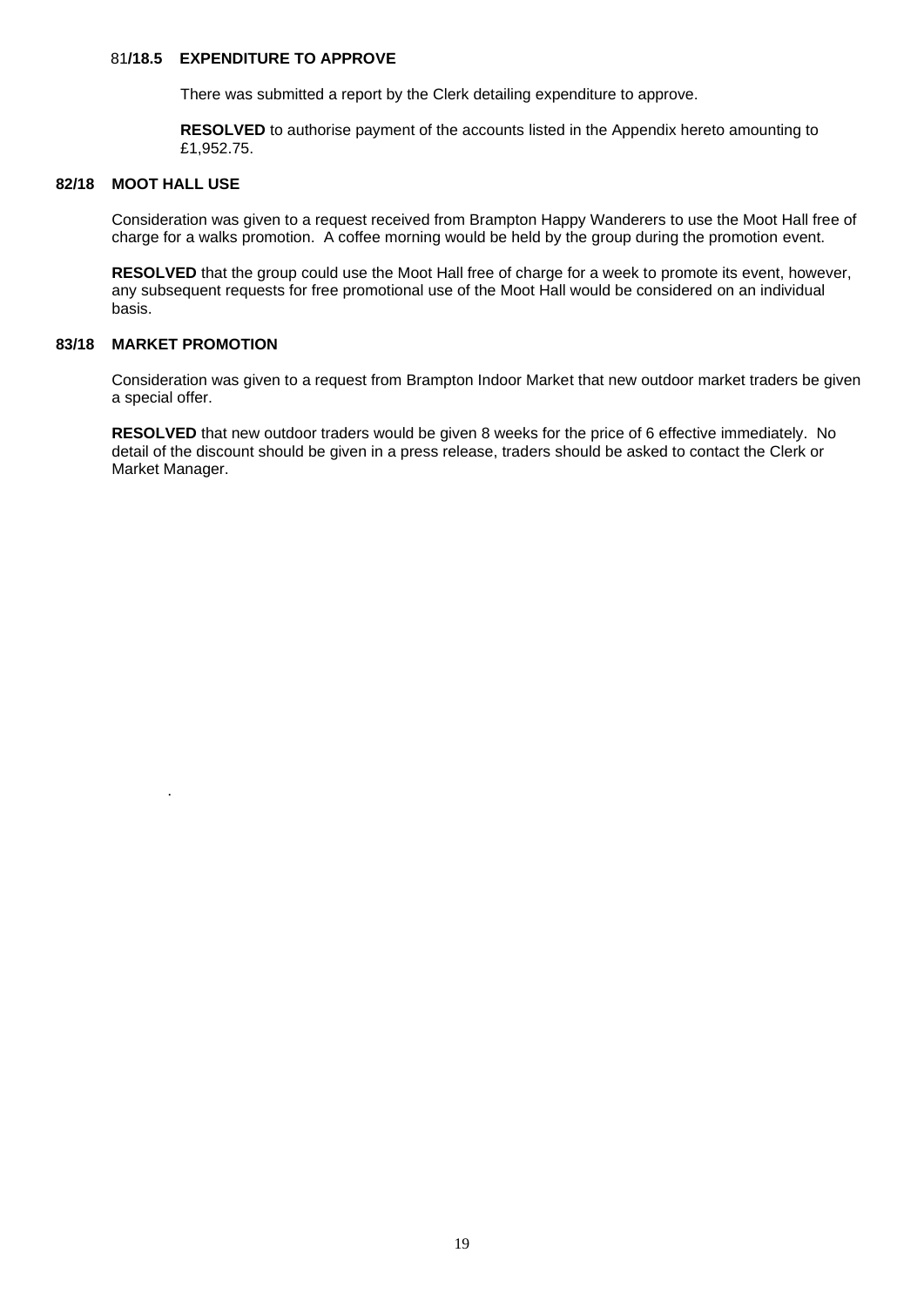### 81/18.5 EXPENDITURE TO APPROVE

There was submitted a report by the Clerk detailing expenditure to approve.

**RESOLVED** to authorise payment of the accounts listed in the Appendix hereto amounting to £1,952.75.

### 82/18 MOOT HALL USE

Consideration was given to a request received from Brampton Happy Wanderers to use the Moot Hall free of charge for a walks promotion. A coffee morning would be held by the group during the promotion event.

**RESOLVED** that the group could use the Moot Hall free of charge for a week to promote its event, however, any subsequent requests for free promotional use of the Moot Hall would be considered on an individual basis.

### 83/18 MARKET PROMOTION

Consideration was given to a request from Brampton Indoor Market that new outdoor market traders be given a special offer.

**RESOLVED** that new outdoor traders would be given 8 weeks for the price of 6 effective immediately. No detail of the discount should be given in a press release, traders should be asked to contact the Clerk or Market Manager.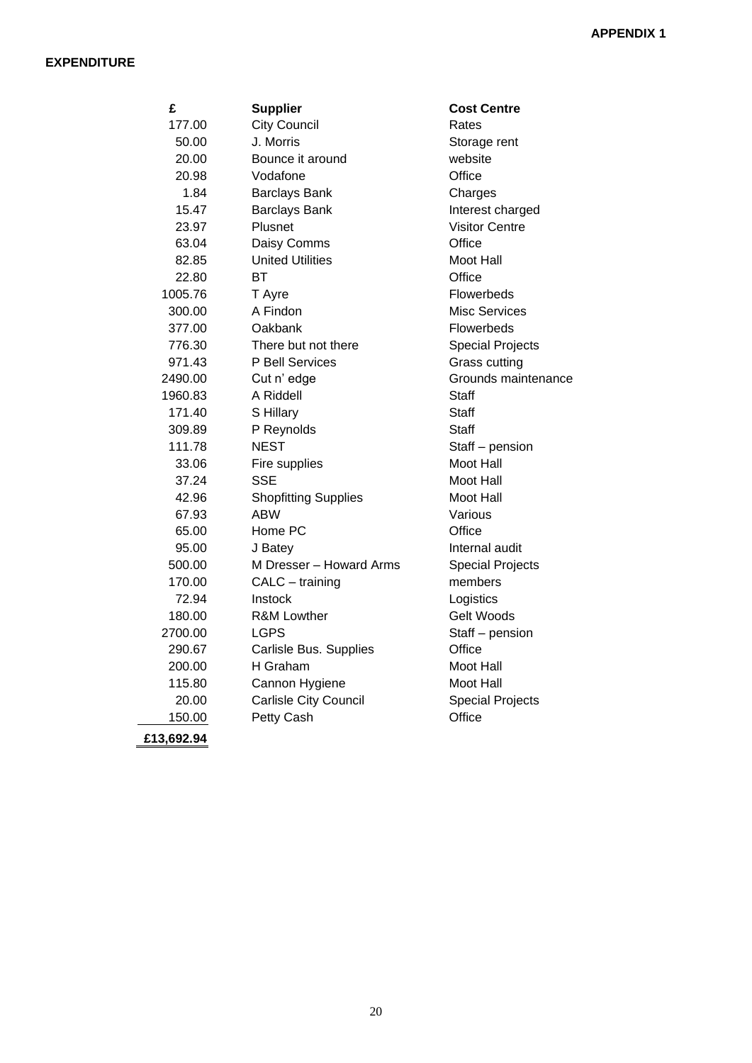**APPENDIX 1**

**EXPENDITURE**

| £ | Supplier | Cost Centre |
|---|---|---|
| 177.00 | City Council | Rates |
| 50.00 | J. Morris | Storage rent |
| 20.00 | Bounce it around | website |
| 20.98 | Vodafone | Office |
| 1.84 | Barclays Bank | Charges |
| 15.47 | Barclays Bank | Interest charged |
| 23.97 | Plusnet | Visitor Centre |
| 63.04 | Daisy Comms | Office |
| 82.85 | United Utilities | Moot Hall |
| 22.80 | BT | Office |
| 1005.76 | T Ayre | Flowerbeds |
| 300.00 | A Findon | Misc Services |
| 377.00 | Oakbank | Flowerbeds |
| 776.30 | There but not there | Special Projects |
| 971.43 | P Bell Services | Grass cutting |
| 2490.00 | Cut n' edge | Grounds maintenance |
| 1960.83 | A Riddell | Staff |
| 171.40 | S Hillary | Staff |
| 309.89 | P Reynolds | Staff |
| 111.78 | NEST | Staff – pension |
| 33.06 | Fire supplies | Moot Hall |
| 37.24 | SSE | Moot Hall |
| 42.96 | Shopfitting Supplies | Moot Hall |
| 67.93 | ABW | Various |
| 65.00 | Home PC | Office |
| 95.00 | J Batey | Internal audit |
| 500.00 | M Dresser – Howard Arms | Special Projects |
| 170.00 | CALC – training | members |
| 72.94 | Instock | Logistics |
| 180.00 | R&M Lowther | Gelt Woods |
| 2700.00 | LGPS | Staff – pension |
| 290.67 | Carlisle Bus. Supplies | Office |
| 200.00 | H Graham | Moot Hall |
| 115.80 | Cannon Hygiene | Moot Hall |
| 20.00 | Carlisle City Council | Special Projects |
| 150.00 | Petty Cash | Office |
| **£13,692.94** | | |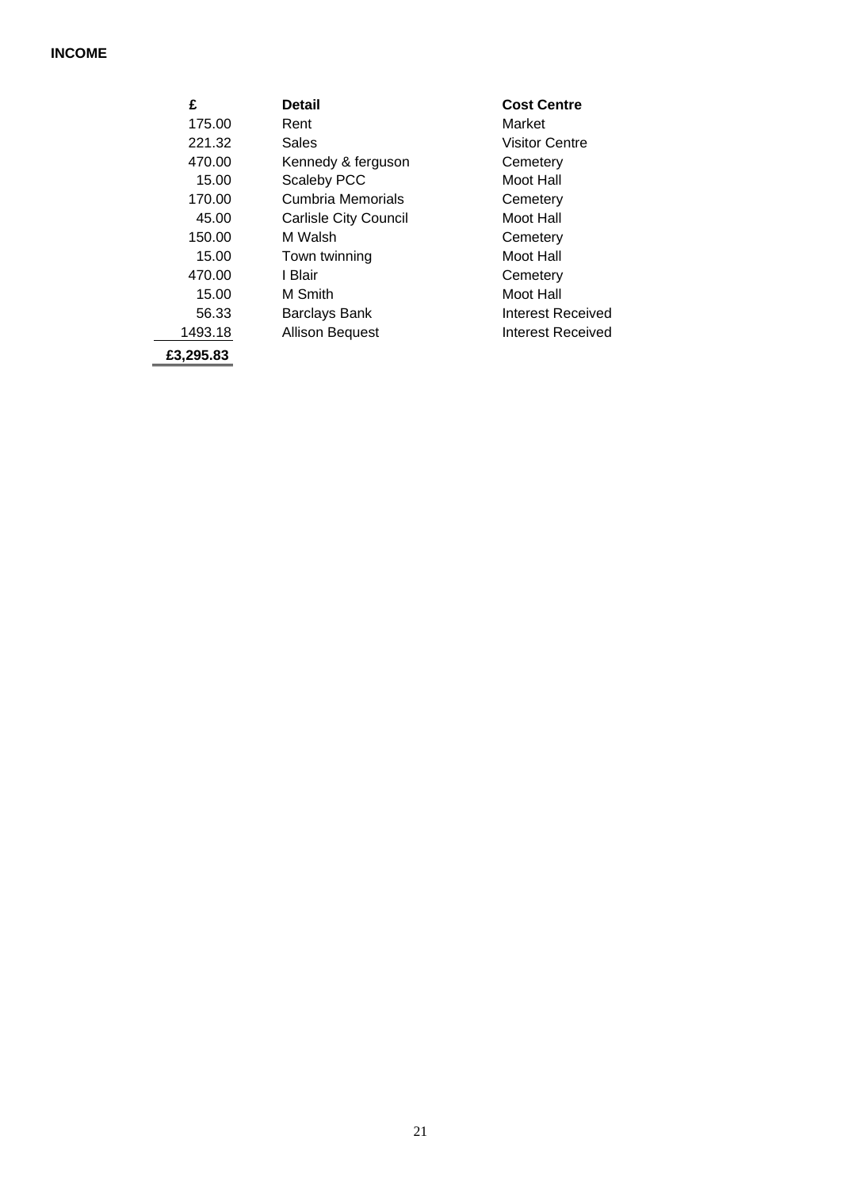**INCOME**

| £ | Detail | Cost Centre |
|---|---|---|
| 175.00 | Rent | Market |
| 221.32 | Sales | Visitor Centre |
| 470.00 | Kennedy & ferguson | Cemetery |
| 15.00 | Scaleby PCC | Moot Hall |
| 170.00 | Cumbria Memorials | Cemetery |
| 45.00 | Carlisle City Council | Moot Hall |
| 150.00 | M Walsh | Cemetery |
| 15.00 | Town twinning | Moot Hall |
| 470.00 | I Blair | Cemetery |
| 15.00 | M Smith | Moot Hall |
| 56.33 | Barclays Bank | Interest Received |
| 1493.18 | Allison Bequest | Interest Received |
| **£3,295.83** | | |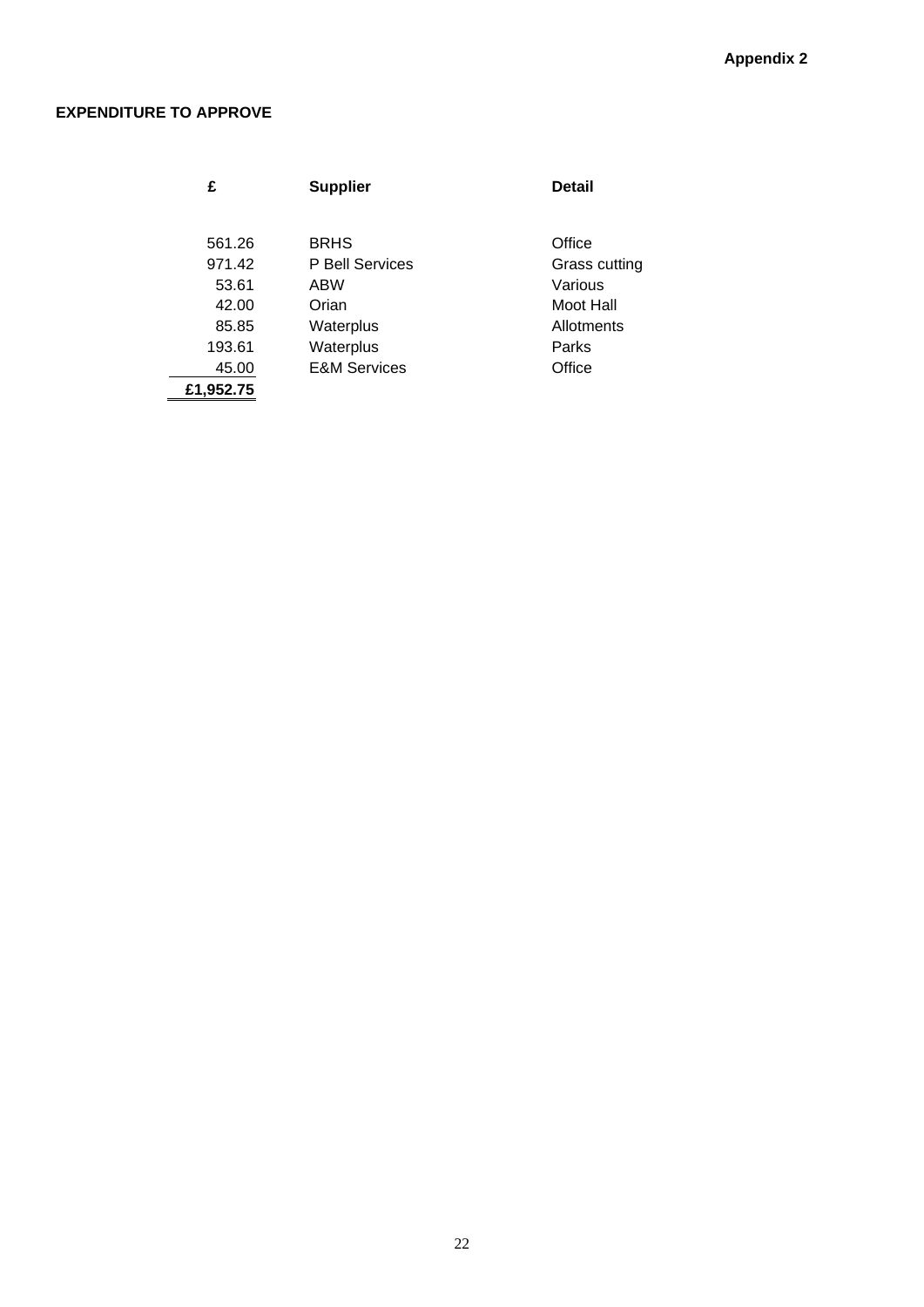**Appendix 2**

**EXPENDITURE TO APPROVE**

| £ | Supplier | Detail |
| --- | --- | --- |
| 561.26 | BRHS | Office |
| 971.42 | P Bell Services | Grass cutting |
| 53.61 | ABW | Various |
| 42.00 | Orian | Moot Hall |
| 85.85 | Waterplus | Allotments |
| 193.61 | Waterplus | Parks |
| 45.00 | E&M Services | Office |
| **£1,952.75** | | |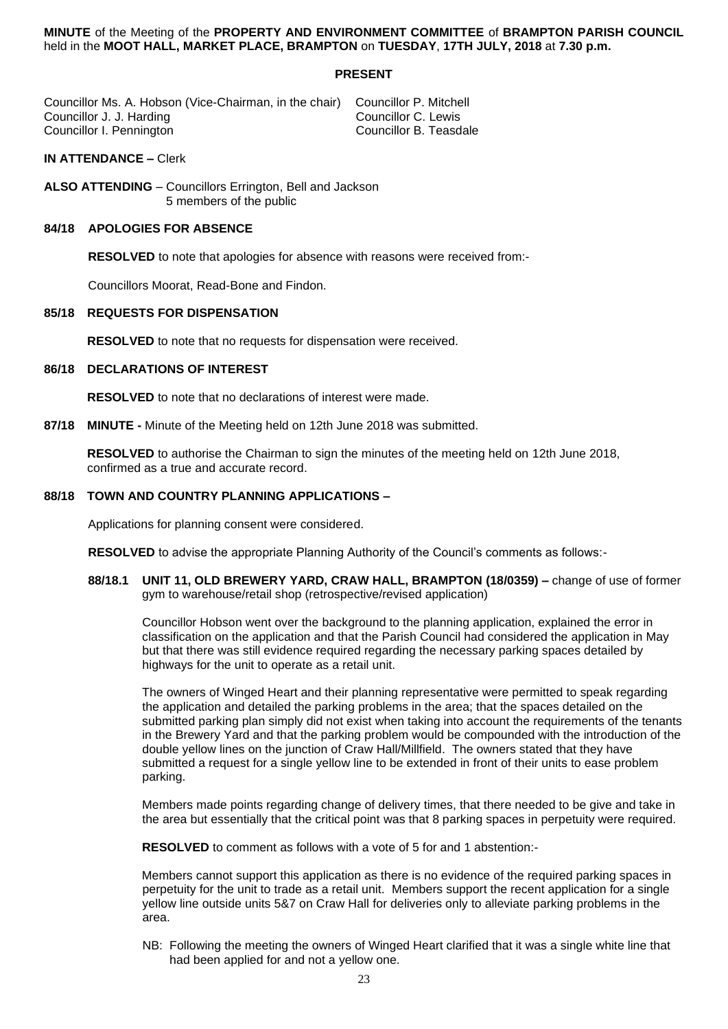**MINUTE** of the Meeting of the **PROPERTY AND ENVIRONMENT COMMITTEE** of **BRAMPTON PARISH COUNCIL** held in the **MOOT HALL, MARKET PLACE, BRAMPTON** on **TUESDAY**, **17TH JULY, 2018** at **7.30 p.m.**

**PRESENT**

Councillor Ms. A. Hobson (Vice-Chairman, in the chair)
Councillor J. J. Harding
Councillor I. Pennington
Councillor P. Mitchell
Councillor C. Lewis
Councillor B. Teasdale

**IN ATTENDANCE –** Clerk

**ALSO ATTENDING** – Councillors Errington, Bell and Jackson
5 members of the public

**84/18 APOLOGIES FOR ABSENCE**

**RESOLVED** to note that apologies for absence with reasons were received from:-

Councillors Moorat, Read-Bone and Findon.

**85/18 REQUESTS FOR DISPENSATION**

**RESOLVED** to note that no requests for dispensation were received.

**86/18 DECLARATIONS OF INTEREST**

**RESOLVED** to note that no declarations of interest were made.

**87/18 MINUTE -** Minute of the Meeting held on 12th June 2018 was submitted.

**RESOLVED** to authorise the Chairman to sign the minutes of the meeting held on 12th June 2018, confirmed as a true and accurate record.

**88/18 TOWN AND COUNTRY PLANNING APPLICATIONS –**

Applications for planning consent were considered.

**RESOLVED** to advise the appropriate Planning Authority of the Council's comments as follows:-

**88/18.1 UNIT 11, OLD BREWERY YARD, CRAW HALL, BRAMPTON (18/0359) –** change of use of former gym to warehouse/retail shop (retrospective/revised application)

Councillor Hobson went over the background to the planning application, explained the error in classification on the application and that the Parish Council had considered the application in May but that there was still evidence required regarding the necessary parking spaces detailed by highways for the unit to operate as a retail unit.

The owners of Winged Heart and their planning representative were permitted to speak regarding the application and detailed the parking problems in the area; that the spaces detailed on the submitted parking plan simply did not exist when taking into account the requirements of the tenants in the Brewery Yard and that the parking problem would be compounded with the introduction of the double yellow lines on the junction of Craw Hall/Millfield. The owners stated that they have submitted a request for a single yellow line to be extended in front of their units to ease problem parking.

Members made points regarding change of delivery times, that there needed to be give and take in the area but essentially that the critical point was that 8 parking spaces in perpetuity were required.

**RESOLVED** to comment as follows with a vote of 5 for and 1 abstention:-

Members cannot support this application as there is no evidence of the required parking spaces in perpetuity for the unit to trade as a retail unit. Members support the recent application for a single yellow line outside units 5&7 on Craw Hall for deliveries only to alleviate parking problems in the area.

NB: Following the meeting the owners of Winged Heart clarified that it was a single white line that had been applied for and not a yellow one.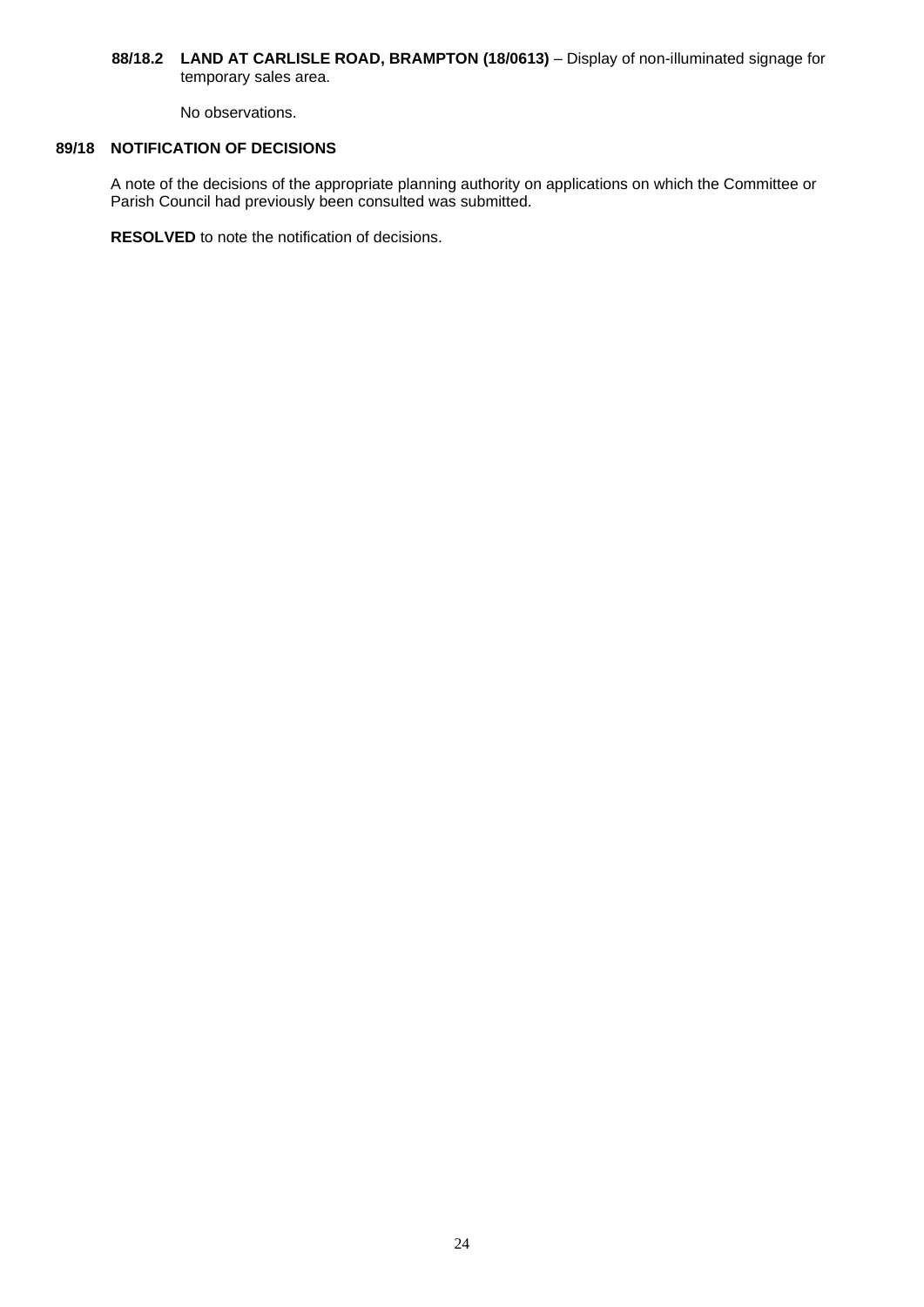**88/18.2 LAND AT CARLISLE ROAD, BRAMPTON (18/0613)** – Display of non-illuminated signage for temporary sales area.

No observations.

## 89/18 NOTIFICATION OF DECISIONS

A note of the decisions of the appropriate planning authority on applications on which the Committee or Parish Council had previously been consulted was submitted.

**RESOLVED** to note the notification of decisions.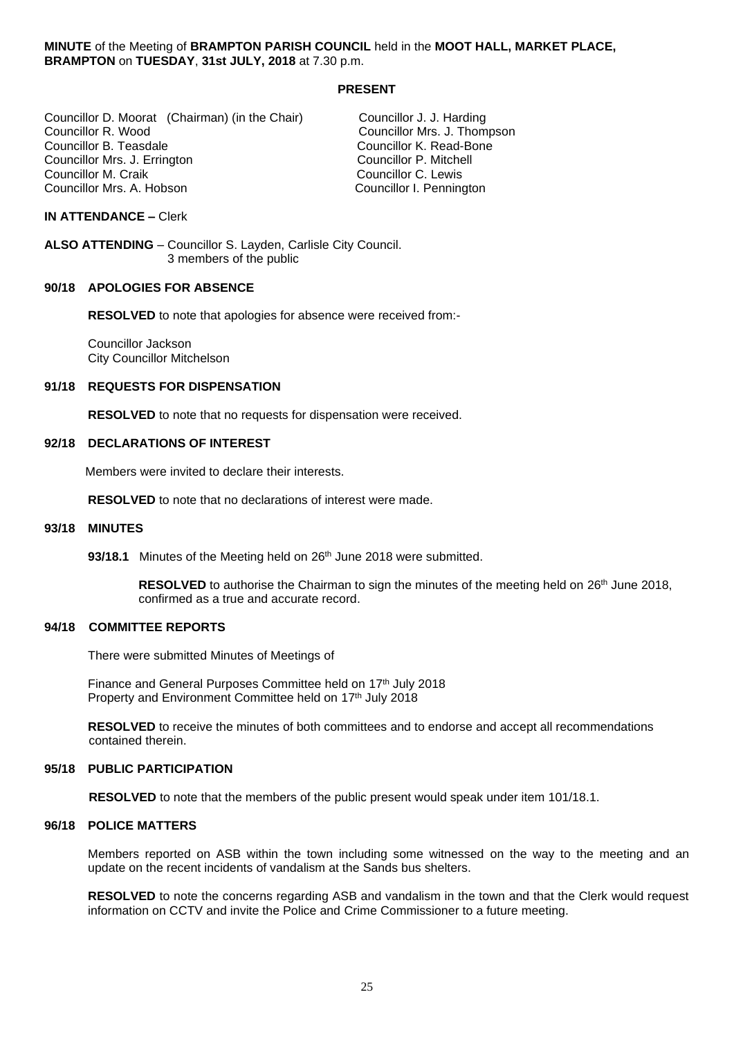**MINUTE** of the Meeting of **BRAMPTON PARISH COUNCIL** held in the **MOOT HALL, MARKET PLACE, BRAMPTON** on **TUESDAY**, **31st JULY, 2018** at 7.30 p.m.

## PRESENT

Councillor D. Moorat (Chairman) (in the Chair)
Councillor R. Wood
Councillor B. Teasdale
Councillor Mrs. J. Errington
Councillor M. Craik
Councillor Mrs. A. Hobson
Councillor J. J. Harding
Councillor Mrs. J. Thompson
Councillor K. Read-Bone
Councillor P. Mitchell
Councillor C. Lewis
Councillor I. Pennington

**IN ATTENDANCE –** Clerk

**ALSO ATTENDING** – Councillor S. Layden, Carlisle City Council.
3 members of the public

### 90/18 APOLOGIES FOR ABSENCE

**RESOLVED** to note that apologies for absence were received from:-

Councillor Jackson
City Councillor Mitchelson

### 91/18 REQUESTS FOR DISPENSATION

**RESOLVED** to note that no requests for dispensation were received.

### 92/18 DECLARATIONS OF INTEREST

Members were invited to declare their interests.

**RESOLVED** to note that no declarations of interest were made.

### 93/18 MINUTES

**93/18.1** Minutes of the Meeting held on 26th June 2018 were submitted.

**RESOLVED** to authorise the Chairman to sign the minutes of the meeting held on 26th June 2018, confirmed as a true and accurate record.

### 94/18 COMMITTEE REPORTS

There were submitted Minutes of Meetings of

Finance and General Purposes Committee held on 17th July 2018
Property and Environment Committee held on 17th July 2018

**RESOLVED** to receive the minutes of both committees and to endorse and accept all recommendations contained therein.

### 95/18 PUBLIC PARTICIPATION

**RESOLVED** to note that the members of the public present would speak under item 101/18.1.

### 96/18 POLICE MATTERS

Members reported on ASB within the town including some witnessed on the way to the meeting and an update on the recent incidents of vandalism at the Sands bus shelters.

**RESOLVED** to note the concerns regarding ASB and vandalism in the town and that the Clerk would request information on CCTV and invite the Police and Crime Commissioner to a future meeting.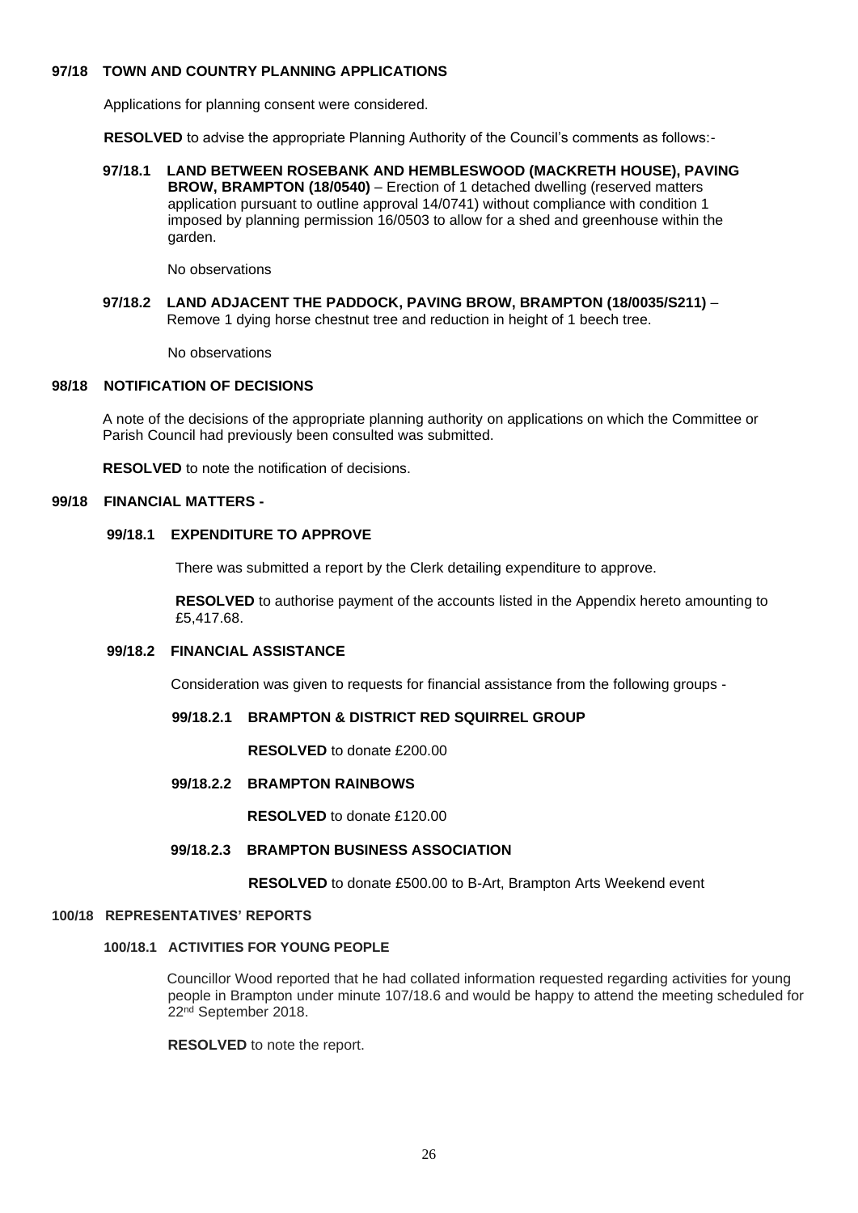**97/18 TOWN AND COUNTRY PLANNING APPLICATIONS**

Applications for planning consent were considered.

**RESOLVED** to advise the appropriate Planning Authority of the Council's comments as follows:-

**97/18.1 LAND BETWEEN ROSEBANK AND HEMBLESWOOD (MACKRETH HOUSE), PAVING BROW, BRAMPTON (18/0540)** – Erection of 1 detached dwelling (reserved matters application pursuant to outline approval 14/0741) without compliance with condition 1 imposed by planning permission 16/0503 to allow for a shed and greenhouse within the garden.

No observations

**97/18.2 LAND ADJACENT THE PADDOCK, PAVING BROW, BRAMPTON (18/0035/S211)** – Remove 1 dying horse chestnut tree and reduction in height of 1 beech tree.

No observations

**98/18 NOTIFICATION OF DECISIONS**

A note of the decisions of the appropriate planning authority on applications on which the Committee or Parish Council had previously been consulted was submitted.

**RESOLVED** to note the notification of decisions.

**99/18 FINANCIAL MATTERS -**

**99/18.1 EXPENDITURE TO APPROVE**

There was submitted a report by the Clerk detailing expenditure to approve.

**RESOLVED** to authorise payment of the accounts listed in the Appendix hereto amounting to £5,417.68.

**99/18.2 FINANCIAL ASSISTANCE**

Consideration was given to requests for financial assistance from the following groups -

**99/18.2.1 BRAMPTON & DISTRICT RED SQUIRREL GROUP**

**RESOLVED** to donate £200.00

**99/18.2.2 BRAMPTON RAINBOWS**

**RESOLVED** to donate £120.00

**99/18.2.3 BRAMPTON BUSINESS ASSOCIATION**

**RESOLVED** to donate £500.00 to B-Art, Brampton Arts Weekend event

**100/18 REPRESENTATIVES' REPORTS**

**100/18.1 ACTIVITIES FOR YOUNG PEOPLE**

Councillor Wood reported that he had collated information requested regarding activities for young people in Brampton under minute 107/18.6 and would be happy to attend the meeting scheduled for 22nd September 2018.

**RESOLVED** to note the report.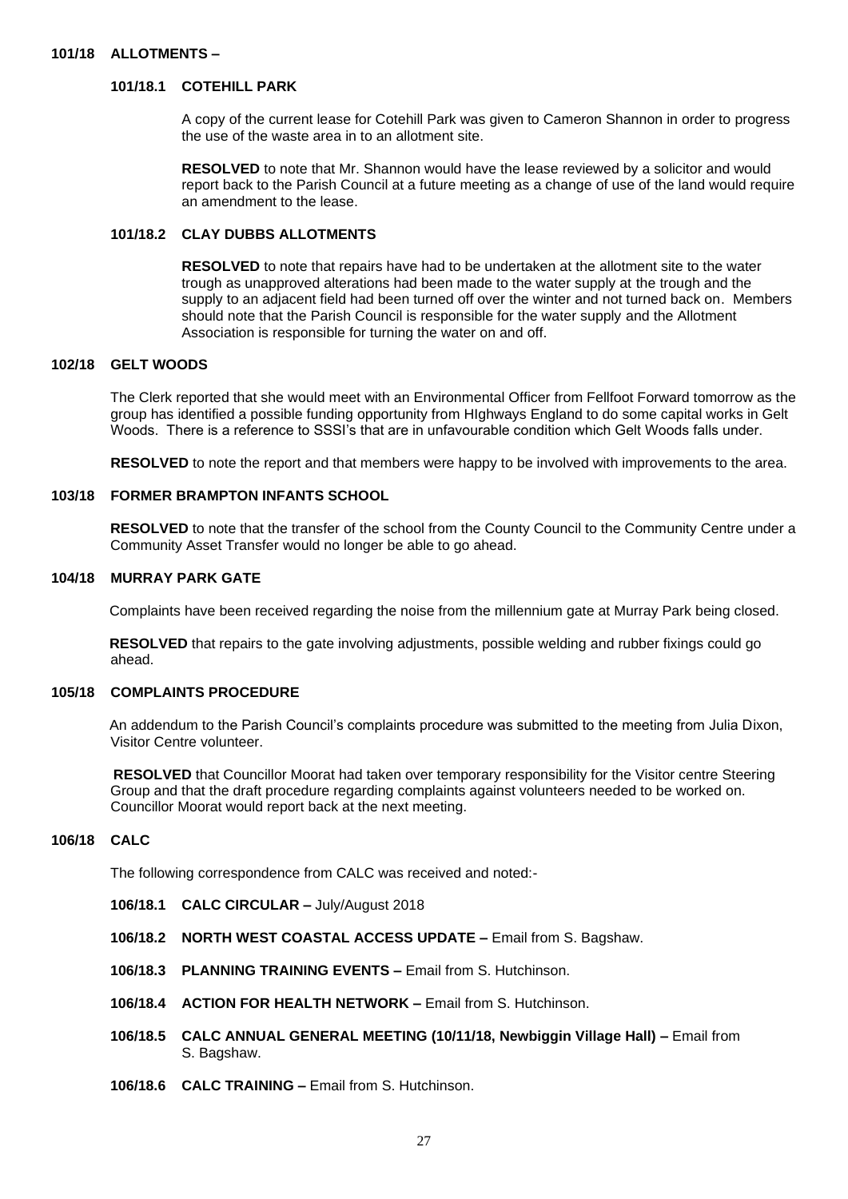**101/18 ALLOTMENTS –**

**101/18.1 COTEHILL PARK**

A copy of the current lease for Cotehill Park was given to Cameron Shannon in order to progress the use of the waste area in to an allotment site.

**RESOLVED** to note that Mr. Shannon would have the lease reviewed by a solicitor and would report back to the Parish Council at a future meeting as a change of use of the land would require an amendment to the lease.

**101/18.2 CLAY DUBBS ALLOTMENTS**

**RESOLVED** to note that repairs have had to be undertaken at the allotment site to the water trough as unapproved alterations had been made to the water supply at the trough and the supply to an adjacent field had been turned off over the winter and not turned back on. Members should note that the Parish Council is responsible for the water supply and the Allotment Association is responsible for turning the water on and off.

**102/18 GELT WOODS**

The Clerk reported that she would meet with an Environmental Officer from Fellfoot Forward tomorrow as the group has identified a possible funding opportunity from HIghways England to do some capital works in Gelt Woods. There is a reference to SSSI's that are in unfavourable condition which Gelt Woods falls under.

**RESOLVED** to note the report and that members were happy to be involved with improvements to the area.

**103/18 FORMER BRAMPTON INFANTS SCHOOL**

**RESOLVED** to note that the transfer of the school from the County Council to the Community Centre under a Community Asset Transfer would no longer be able to go ahead.

**104/18 MURRAY PARK GATE**

Complaints have been received regarding the noise from the millennium gate at Murray Park being closed.

**RESOLVED** that repairs to the gate involving adjustments, possible welding and rubber fixings could go ahead.

**105/18 COMPLAINTS PROCEDURE**

An addendum to the Parish Council's complaints procedure was submitted to the meeting from Julia Dixon, Visitor Centre volunteer.

**RESOLVED** that Councillor Moorat had taken over temporary responsibility for the Visitor centre Steering Group and that the draft procedure regarding complaints against volunteers needed to be worked on. Councillor Moorat would report back at the next meeting.

**106/18 CALC**

The following correspondence from CALC was received and noted:-

**106/18.1 CALC CIRCULAR –** July/August 2018

**106/18.2 NORTH WEST COASTAL ACCESS UPDATE –** Email from S. Bagshaw.

**106/18.3 PLANNING TRAINING EVENTS –** Email from S. Hutchinson.

**106/18.4 ACTION FOR HEALTH NETWORK –** Email from S. Hutchinson.

**106/18.5 CALC ANNUAL GENERAL MEETING (10/11/18, Newbiggin Village Hall) –** Email from S. Bagshaw.

**106/18.6 CALC TRAINING –** Email from S. Hutchinson.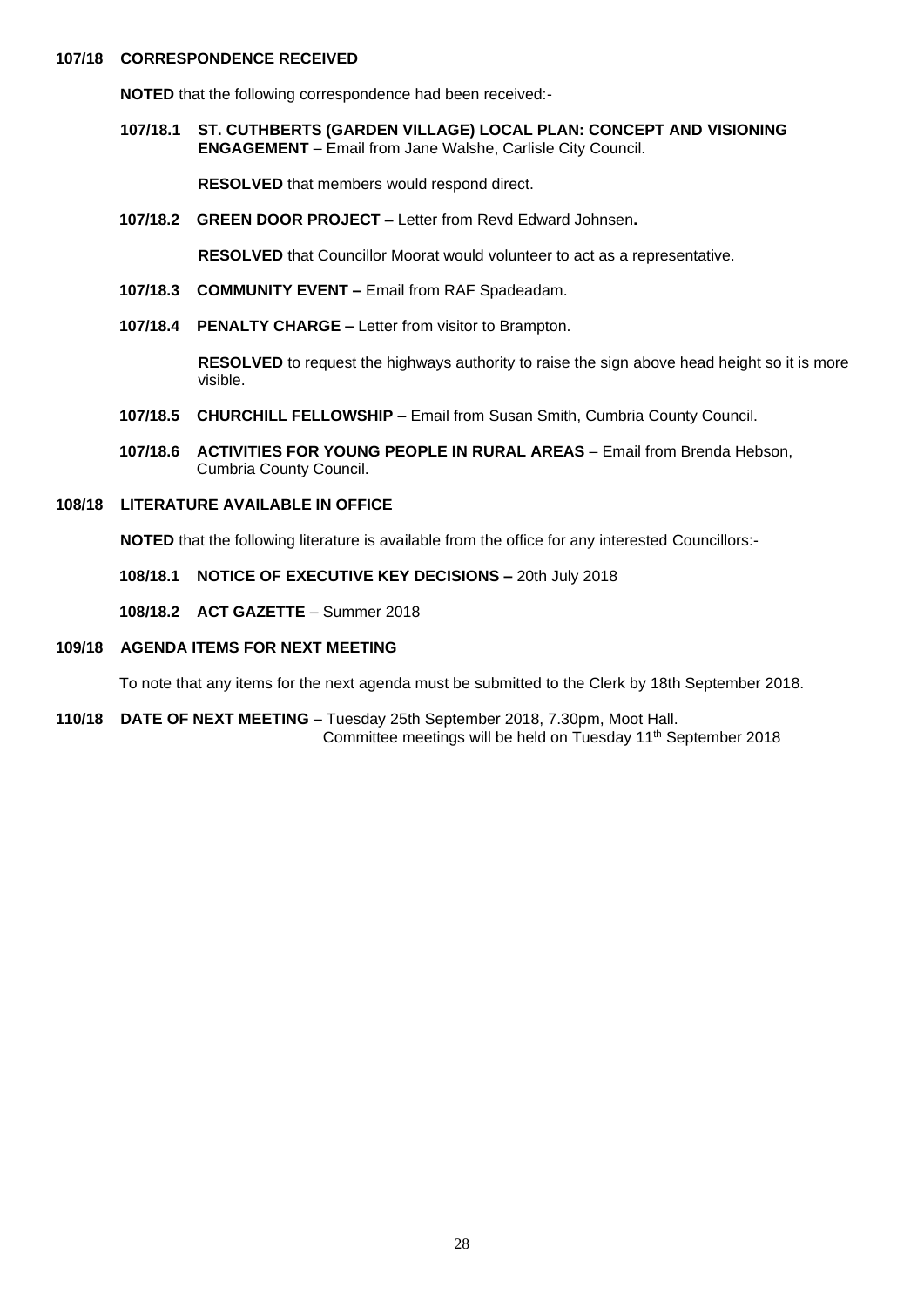**107/18 CORRESPONDENCE RECEIVED**

**NOTED** that the following correspondence had been received:-

**107/18.1 ST. CUTHBERTS (GARDEN VILLAGE) LOCAL PLAN: CONCEPT AND VISIONING ENGAGEMENT** – Email from Jane Walshe, Carlisle City Council.

**RESOLVED** that members would respond direct.

**107/18.2 GREEN DOOR PROJECT –** Letter from Revd Edward Johnsen**.**

**RESOLVED** that Councillor Moorat would volunteer to act as a representative.

**107/18.3 COMMUNITY EVENT –** Email from RAF Spadeadam.

**107/18.4 PENALTY CHARGE –** Letter from visitor to Brampton.

**RESOLVED** to request the highways authority to raise the sign above head height so it is more visible.

**107/18.5 CHURCHILL FELLOWSHIP** – Email from Susan Smith, Cumbria County Council.

**107/18.6 ACTIVITIES FOR YOUNG PEOPLE IN RURAL AREAS** – Email from Brenda Hebson, Cumbria County Council.

**108/18 LITERATURE AVAILABLE IN OFFICE**

**NOTED** that the following literature is available from the office for any interested Councillors:-

**108/18.1 NOTICE OF EXECUTIVE KEY DECISIONS –** 20th July 2018

**108/18.2 ACT GAZETTE** – Summer 2018

**109/18 AGENDA ITEMS FOR NEXT MEETING**

To note that any items for the next agenda must be submitted to the Clerk by 18th September 2018.

**110/18 DATE OF NEXT MEETING** – Tuesday 25th September 2018, 7.30pm, Moot Hall.
Committee meetings will be held on Tuesday 11th September 2018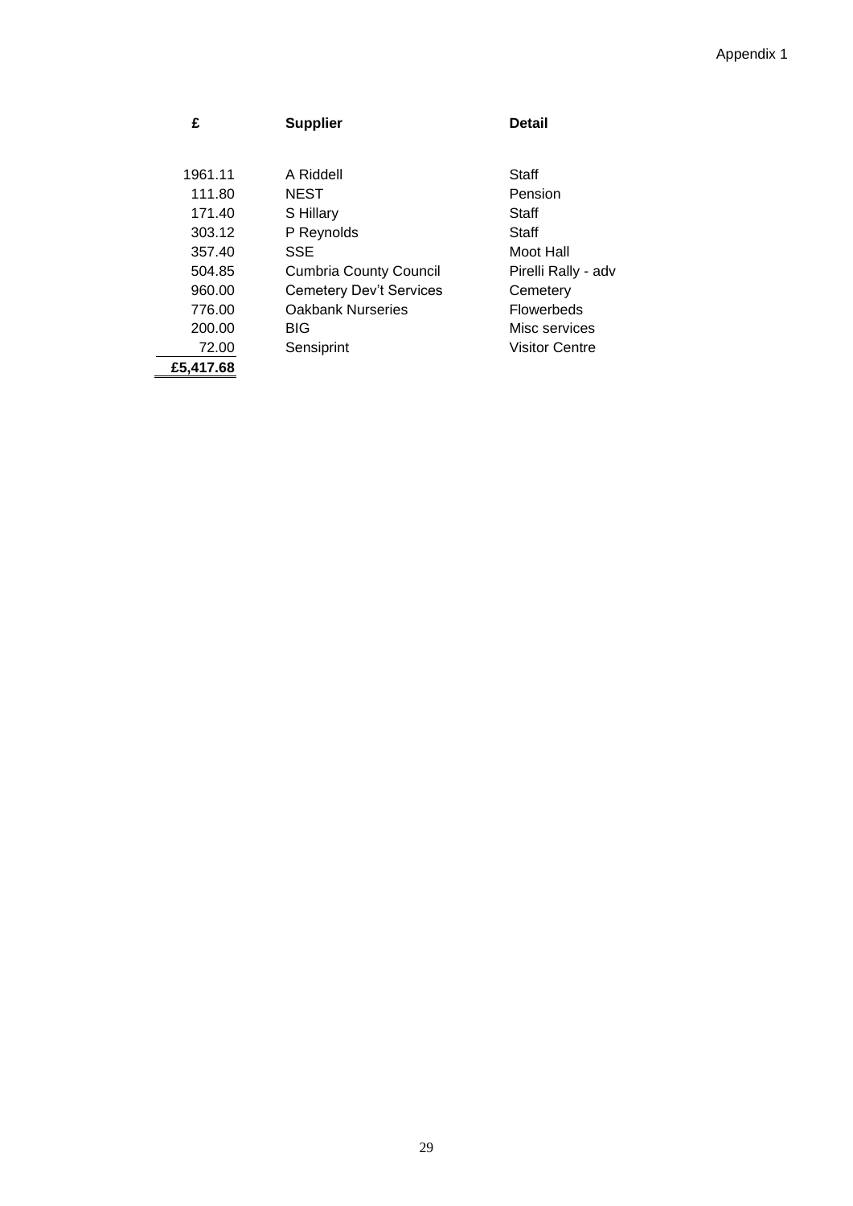Appendix 1

| £ | Supplier | Detail |
|---|---|---|
| 1961.11 | A Riddell | Staff |
| 111.80 | NEST | Pension |
| 171.40 | S Hillary | Staff |
| 303.12 | P Reynolds | Staff |
| 357.40 | SSE | Moot Hall |
| 504.85 | Cumbria County Council | Pirelli Rally - adv |
| 960.00 | Cemetery Dev't Services | Cemetery |
| 776.00 | Oakbank Nurseries | Flowerbeds |
| 200.00 | BIG | Misc services |
| 72.00 | Sensiprint | Visitor Centre |
| **£5,417.68** | | |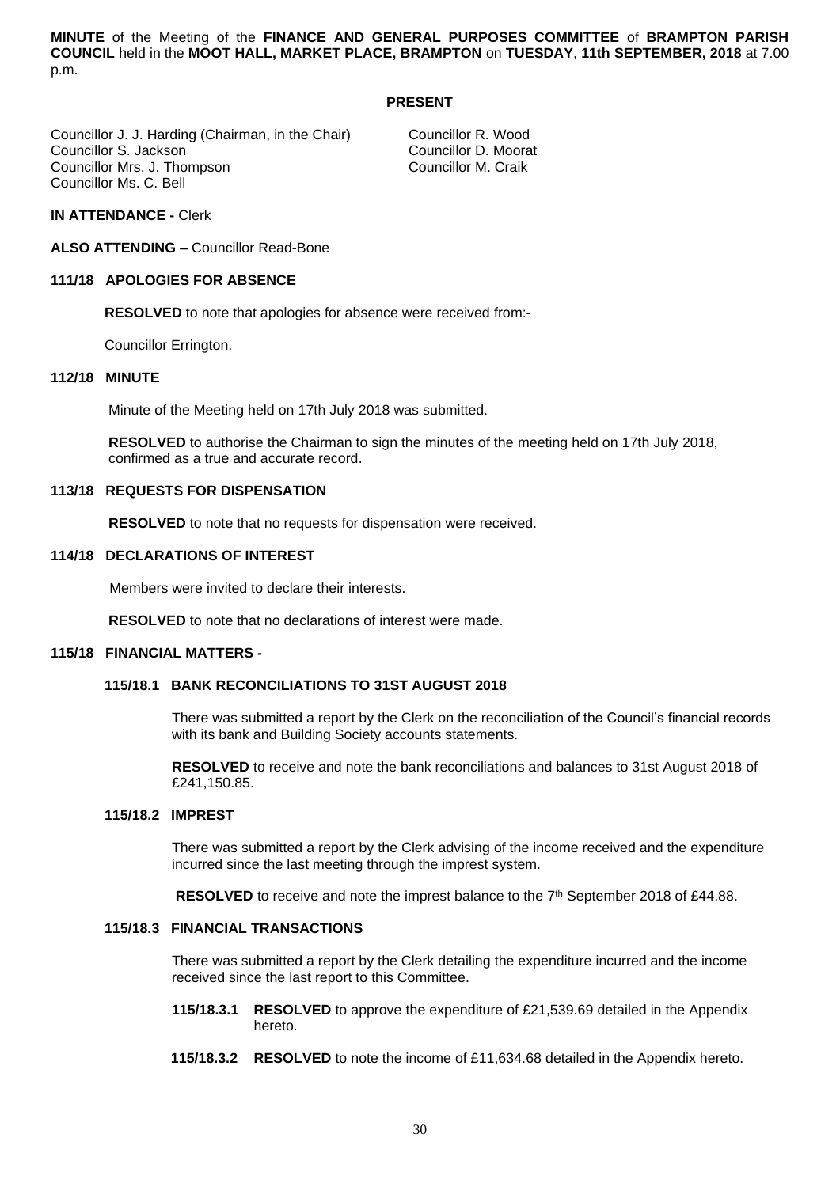**MINUTE** of the Meeting of the **FINANCE AND GENERAL PURPOSES COMMITTEE** of **BRAMPTON PARISH COUNCIL** held in the **MOOT HALL, MARKET PLACE, BRAMPTON** on **TUESDAY**, **11th SEPTEMBER, 2018** at 7.00 p.m.

**PRESENT**

Councillor J. J. Harding (Chairman, in the Chair)
Councillor S. Jackson
Councillor Mrs. J. Thompson
Councillor Ms. C. Bell
Councillor R. Wood
Councillor D. Moorat
Councillor M. Craik

**IN ATTENDANCE -** Clerk

**ALSO ATTENDING –** Councillor Read-Bone

**111/18 APOLOGIES FOR ABSENCE**

**RESOLVED** to note that apologies for absence were received from:-

Councillor Errington.

**112/18 MINUTE**

Minute of the Meeting held on 17th July 2018 was submitted.

**RESOLVED** to authorise the Chairman to sign the minutes of the meeting held on 17th July 2018, confirmed as a true and accurate record.

**113/18 REQUESTS FOR DISPENSATION**

**RESOLVED** to note that no requests for dispensation were received.

**114/18 DECLARATIONS OF INTEREST**

Members were invited to declare their interests.

**RESOLVED** to note that no declarations of interest were made.

**115/18 FINANCIAL MATTERS -**

**115/18.1 BANK RECONCILIATIONS TO 31ST AUGUST 2018**

There was submitted a report by the Clerk on the reconciliation of the Council's financial records with its bank and Building Society accounts statements.

**RESOLVED** to receive and note the bank reconciliations and balances to 31st August 2018 of £241,150.85.

**115/18.2 IMPREST**

There was submitted a report by the Clerk advising of the income received and the expenditure incurred since the last meeting through the imprest system.

**RESOLVED** to receive and note the imprest balance to the 7th September 2018 of £44.88.

**115/18.3 FINANCIAL TRANSACTIONS**

There was submitted a report by the Clerk detailing the expenditure incurred and the income received since the last report to this Committee.

**115/18.3.1 RESOLVED** to approve the expenditure of £21,539.69 detailed in the Appendix hereto.

**115/18.3.2 RESOLVED** to note the income of £11,634.68 detailed in the Appendix hereto.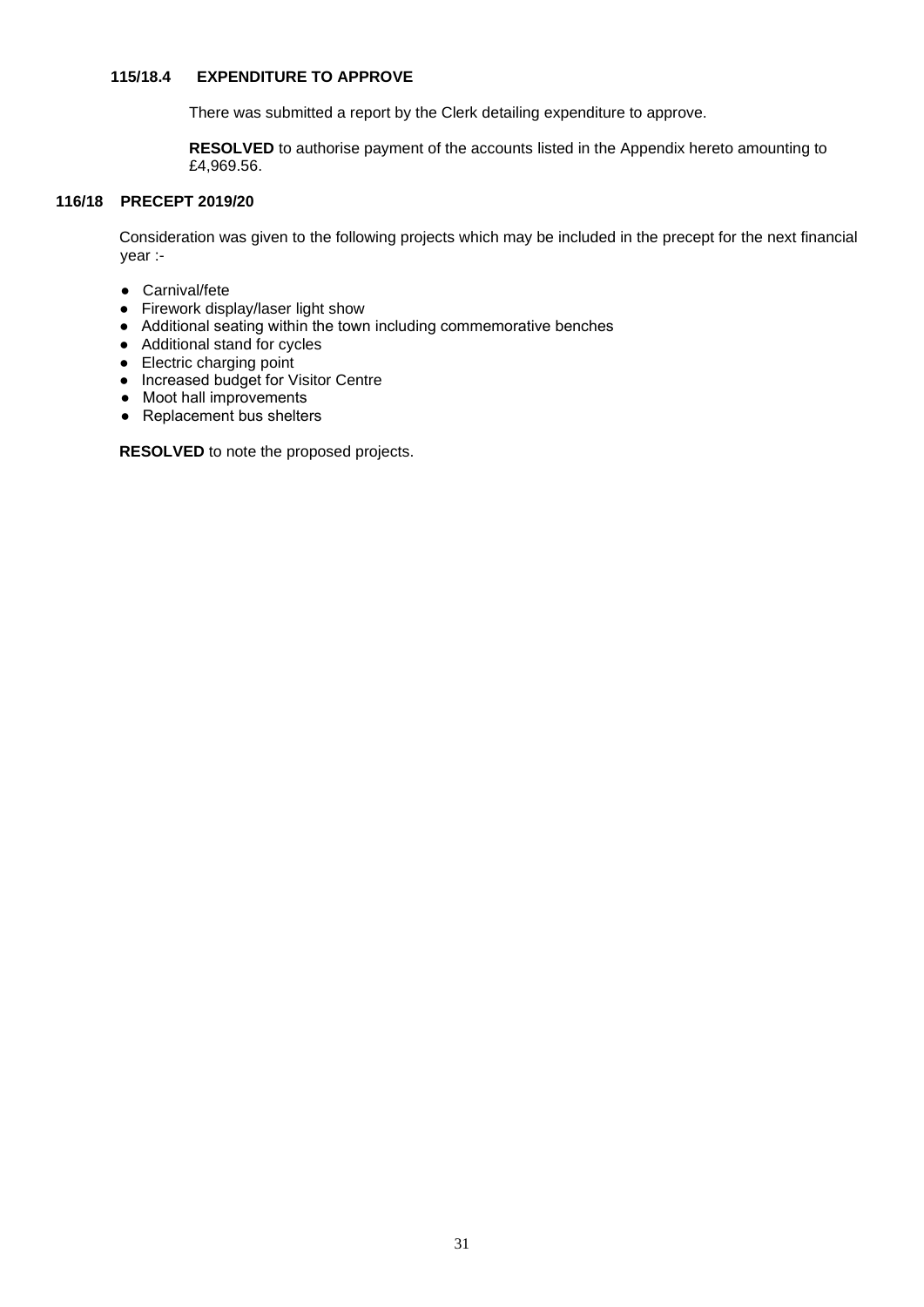### 115/18.4 EXPENDITURE TO APPROVE

There was submitted a report by the Clerk detailing expenditure to approve.

**RESOLVED** to authorise payment of the accounts listed in the Appendix hereto amounting to £4,969.56.

## 116/18 PRECEPT 2019/20

Consideration was given to the following projects which may be included in the precept for the next financial year :-

- Carnival/fete
- Firework display/laser light show
- Additional seating within the town including commemorative benches
- Additional stand for cycles
- Electric charging point
- Increased budget for Visitor Centre
- Moot hall improvements
- Replacement bus shelters

**RESOLVED** to note the proposed projects.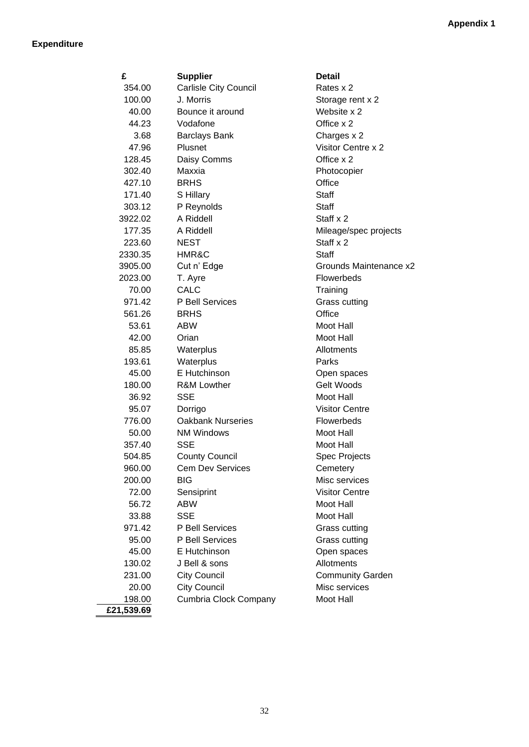**Appendix 1**

**Expenditure**

| £ | Supplier | Detail |
|---|---|---|
| 354.00 | Carlisle City Council | Rates x 2 |
| 100.00 | J. Morris | Storage rent x 2 |
| 40.00 | Bounce it around | Website x 2 |
| 44.23 | Vodafone | Office x 2 |
| 3.68 | Barclays Bank | Charges x 2 |
| 47.96 | Plusnet | Visitor Centre x 2 |
| 128.45 | Daisy Comms | Office x 2 |
| 302.40 | Maxxia | Photocopier |
| 427.10 | BRHS | Office |
| 171.40 | S Hillary | Staff |
| 303.12 | P Reynolds | Staff |
| 3922.02 | A Riddell | Staff x 2 |
| 177.35 | A Riddell | Mileage/spec projects |
| 223.60 | NEST | Staff x 2 |
| 2330.35 | HMR&C | Staff |
| 3905.00 | Cut n' Edge | Grounds Maintenance x2 |
| 2023.00 | T. Ayre | Flowerbeds |
| 70.00 | CALC | Training |
| 971.42 | P Bell Services | Grass cutting |
| 561.26 | BRHS | Office |
| 53.61 | ABW | Moot Hall |
| 42.00 | Orian | Moot Hall |
| 85.85 | Waterplus | Allotments |
| 193.61 | Waterplus | Parks |
| 45.00 | E Hutchinson | Open spaces |
| 180.00 | R&M Lowther | Gelt Woods |
| 36.92 | SSE | Moot Hall |
| 95.07 | Dorrigo | Visitor Centre |
| 776.00 | Oakbank Nurseries | Flowerbeds |
| 50.00 | NM Windows | Moot Hall |
| 357.40 | SSE | Moot Hall |
| 504.85 | County Council | Spec Projects |
| 960.00 | Cem Dev Services | Cemetery |
| 200.00 | BIG | Misc services |
| 72.00 | Sensiprint | Visitor Centre |
| 56.72 | ABW | Moot Hall |
| 33.88 | SSE | Moot Hall |
| 971.42 | P Bell Services | Grass cutting |
| 95.00 | P Bell Services | Grass cutting |
| 45.00 | E Hutchinson | Open spaces |
| 130.02 | J Bell & sons | Allotments |
| 231.00 | City Council | Community Garden |
| 20.00 | City Council | Misc services |
| 198.00 | Cumbria Clock Company | Moot Hall |
| **£21,539.69** | | |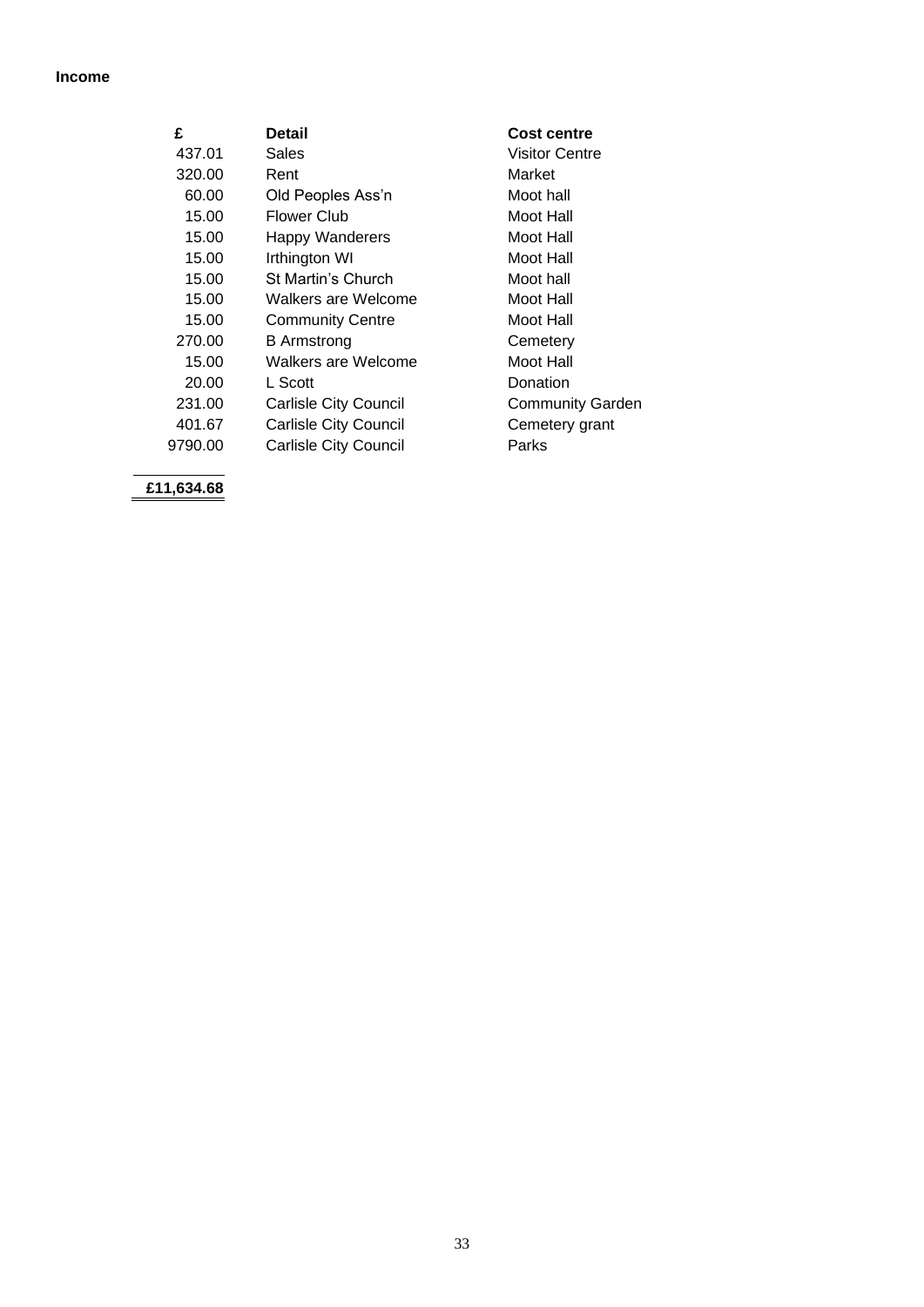**Income**

| £ | Detail | Cost centre |
|---|---|---|
| 437.01 | Sales | Visitor Centre |
| 320.00 | Rent | Market |
| 60.00 | Old Peoples Ass'n | Moot hall |
| 15.00 | Flower Club | Moot Hall |
| 15.00 | Happy Wanderers | Moot Hall |
| 15.00 | Irthington WI | Moot Hall |
| 15.00 | St Martin's Church | Moot hall |
| 15.00 | Walkers are Welcome | Moot Hall |
| 15.00 | Community Centre | Moot Hall |
| 270.00 | B Armstrong | Cemetery |
| 15.00 | Walkers are Welcome | Moot Hall |
| 20.00 | L Scott | Donation |
| 231.00 | Carlisle City Council | Community Garden |
| 401.67 | Carlisle City Council | Cemetery grant |
| 9790.00 | Carlisle City Council | Parks |
| **£11,634.68** | | |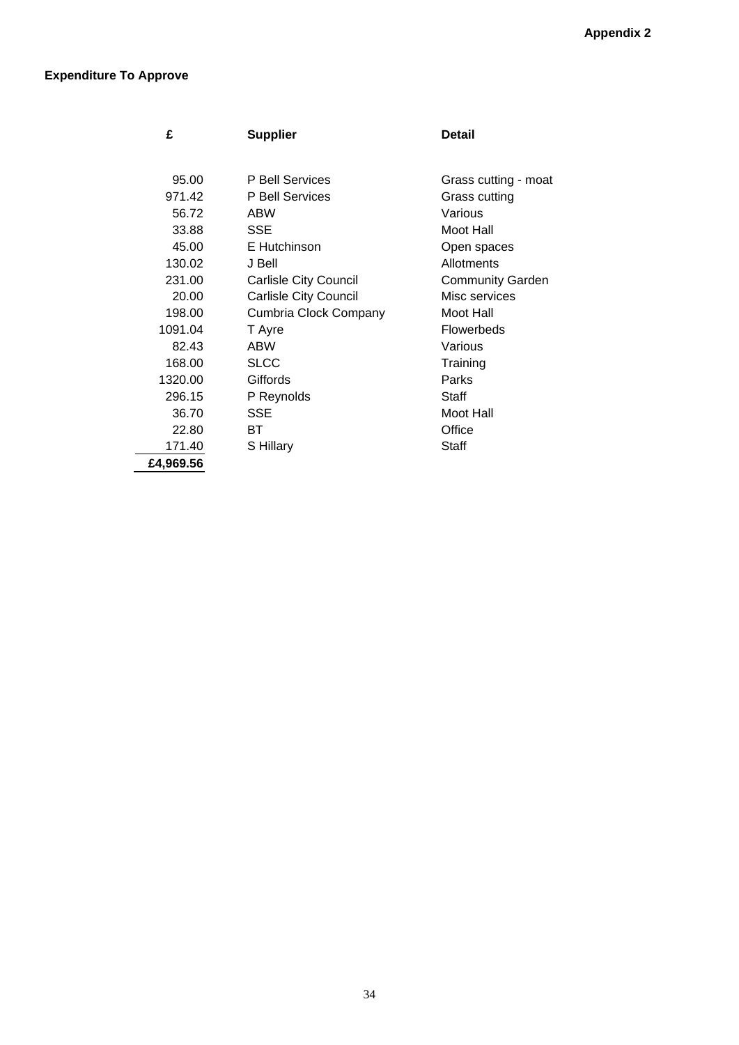Appendix 2

**Expenditure To Approve**

| £ | Supplier | Detail |
|---|---|---|
| 95.00 | P Bell Services | Grass cutting - moat |
| 971.42 | P Bell Services | Grass cutting |
| 56.72 | ABW | Various |
| 33.88 | SSE | Moot Hall |
| 45.00 | E Hutchinson | Open spaces |
| 130.02 | J Bell | Allotments |
| 231.00 | Carlisle City Council | Community Garden |
| 20.00 | Carlisle City Council | Misc services |
| 198.00 | Cumbria Clock Company | Moot Hall |
| 1091.04 | T Ayre | Flowerbeds |
| 82.43 | ABW | Various |
| 168.00 | SLCC | Training |
| 1320.00 | Giffords | Parks |
| 296.15 | P Reynolds | Staff |
| 36.70 | SSE | Moot Hall |
| 22.80 | BT | Office |
| 171.40 | S Hillary | Staff |
| **£4,969.56** | | |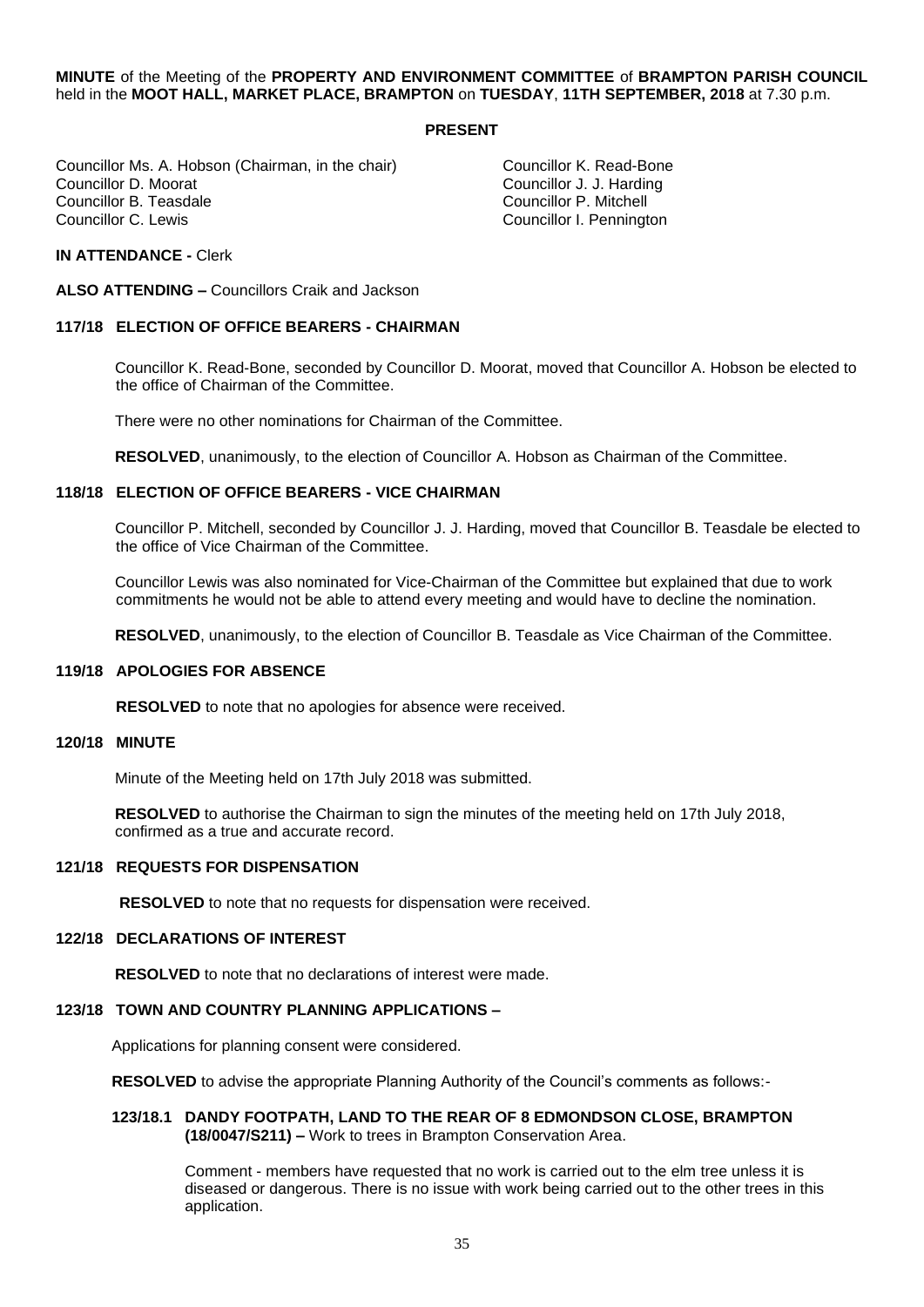**MINUTE** of the Meeting of the **PROPERTY AND ENVIRONMENT COMMITTEE** of **BRAMPTON PARISH COUNCIL** held in the **MOOT HALL, MARKET PLACE, BRAMPTON** on **TUESDAY**, **11TH SEPTEMBER, 2018** at 7.30 p.m.

**PRESENT**

Councillor Ms. A. Hobson (Chairman, in the chair)
Councillor D. Moorat
Councillor B. Teasdale
Councillor C. Lewis
Councillor K. Read-Bone
Councillor J. J. Harding
Councillor P. Mitchell
Councillor I. Pennington

**IN ATTENDANCE -** Clerk

**ALSO ATTENDING –** Councillors Craik and Jackson

**117/18 ELECTION OF OFFICE BEARERS - CHAIRMAN**

Councillor K. Read-Bone, seconded by Councillor D. Moorat, moved that Councillor A. Hobson be elected to the office of Chairman of the Committee.

There were no other nominations for Chairman of the Committee.

**RESOLVED**, unanimously, to the election of Councillor A. Hobson as Chairman of the Committee.

**118/18 ELECTION OF OFFICE BEARERS - VICE CHAIRMAN**

Councillor P. Mitchell, seconded by Councillor J. J. Harding, moved that Councillor B. Teasdale be elected to the office of Vice Chairman of the Committee.

Councillor Lewis was also nominated for Vice-Chairman of the Committee but explained that due to work commitments he would not be able to attend every meeting and would have to decline the nomination.

**RESOLVED**, unanimously, to the election of Councillor B. Teasdale as Vice Chairman of the Committee.

**119/18 APOLOGIES FOR ABSENCE**

**RESOLVED** to note that no apologies for absence were received.

**120/18 MINUTE**

Minute of the Meeting held on 17th July 2018 was submitted.

**RESOLVED** to authorise the Chairman to sign the minutes of the meeting held on 17th July 2018, confirmed as a true and accurate record.

**121/18 REQUESTS FOR DISPENSATION**

**RESOLVED** to note that no requests for dispensation were received.

**122/18 DECLARATIONS OF INTEREST**

**RESOLVED** to note that no declarations of interest were made.

**123/18 TOWN AND COUNTRY PLANNING APPLICATIONS –**

Applications for planning consent were considered.

**RESOLVED** to advise the appropriate Planning Authority of the Council's comments as follows:-

**123/18.1 DANDY FOOTPATH, LAND TO THE REAR OF 8 EDMONDSON CLOSE, BRAMPTON (18/0047/S211) –** Work to trees in Brampton Conservation Area.

Comment - members have requested that no work is carried out to the elm tree unless it is diseased or dangerous. There is no issue with work being carried out to the other trees in this application.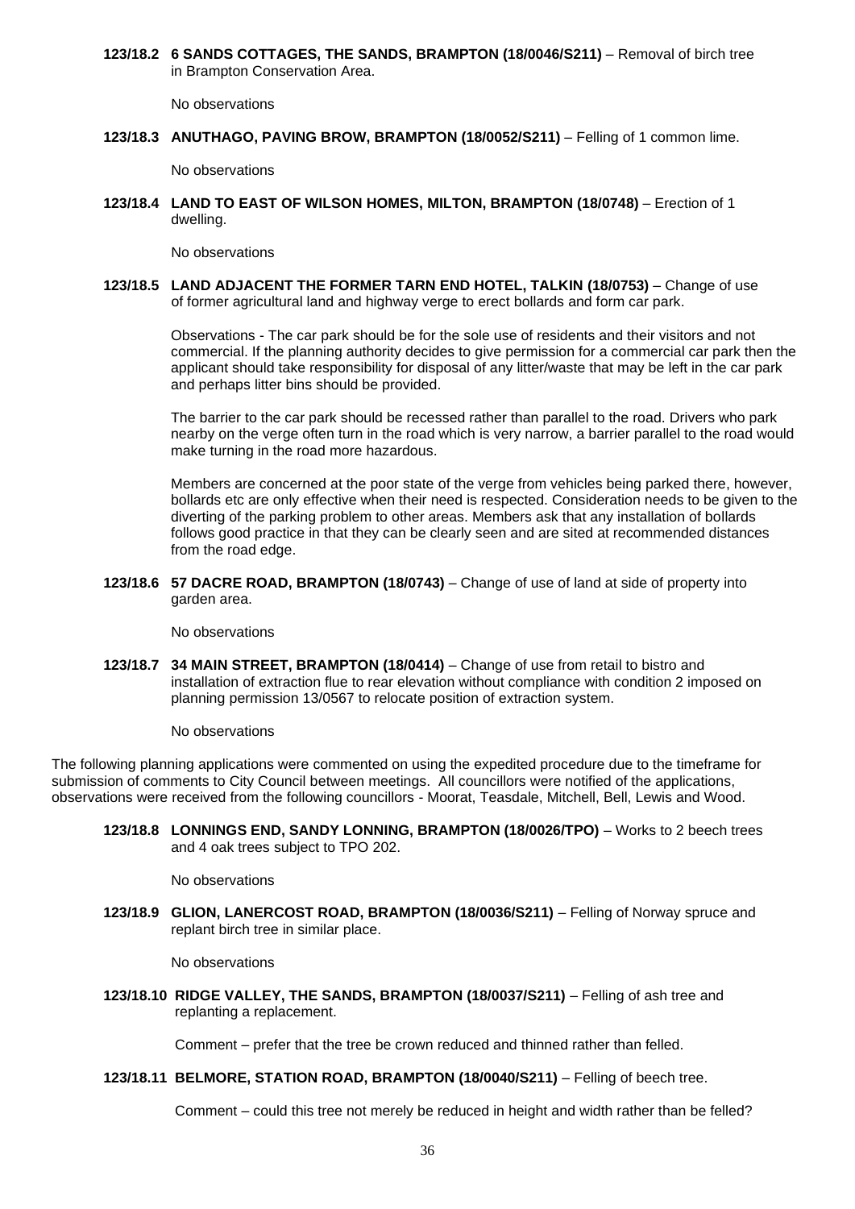**123/18.2 6 SANDS COTTAGES, THE SANDS, BRAMPTON (18/0046/S211)** – Removal of birch tree in Brampton Conservation Area.

No observations

**123/18.3 ANUTHAGO, PAVING BROW, BRAMPTON (18/0052/S211)** – Felling of 1 common lime.

No observations

**123/18.4 LAND TO EAST OF WILSON HOMES, MILTON, BRAMPTON (18/0748)** – Erection of 1 dwelling.

No observations

**123/18.5 LAND ADJACENT THE FORMER TARN END HOTEL, TALKIN (18/0753)** – Change of use of former agricultural land and highway verge to erect bollards and form car park.

Observations - The car park should be for the sole use of residents and their visitors and not commercial. If the planning authority decides to give permission for a commercial car park then the applicant should take responsibility for disposal of any litter/waste that may be left in the car park and perhaps litter bins should be provided.

The barrier to the car park should be recessed rather than parallel to the road. Drivers who park nearby on the verge often turn in the road which is very narrow, a barrier parallel to the road would make turning in the road more hazardous.

Members are concerned at the poor state of the verge from vehicles being parked there, however, bollards etc are only effective when their need is respected. Consideration needs to be given to the diverting of the parking problem to other areas. Members ask that any installation of bollards follows good practice in that they can be clearly seen and are sited at recommended distances from the road edge.

**123/18.6 57 DACRE ROAD, BRAMPTON (18/0743)** – Change of use of land at side of property into garden area.

No observations

**123/18.7 34 MAIN STREET, BRAMPTON (18/0414)** – Change of use from retail to bistro and installation of extraction flue to rear elevation without compliance with condition 2 imposed on planning permission 13/0567 to relocate position of extraction system.

No observations

The following planning applications were commented on using the expedited procedure due to the timeframe for submission of comments to City Council between meetings. All councillors were notified of the applications, observations were received from the following councillors - Moorat, Teasdale, Mitchell, Bell, Lewis and Wood.

**123/18.8 LONNINGS END, SANDY LONNING, BRAMPTON (18/0026/TPO)** – Works to 2 beech trees and 4 oak trees subject to TPO 202.

No observations

**123/18.9 GLION, LANERCOST ROAD, BRAMPTON (18/0036/S211)** – Felling of Norway spruce and replant birch tree in similar place.

No observations

**123/18.10 RIDGE VALLEY, THE SANDS, BRAMPTON (18/0037/S211)** – Felling of ash tree and replanting a replacement.

Comment – prefer that the tree be crown reduced and thinned rather than felled.

**123/18.11 BELMORE, STATION ROAD, BRAMPTON (18/0040/S211)** – Felling of beech tree.

Comment – could this tree not merely be reduced in height and width rather than be felled?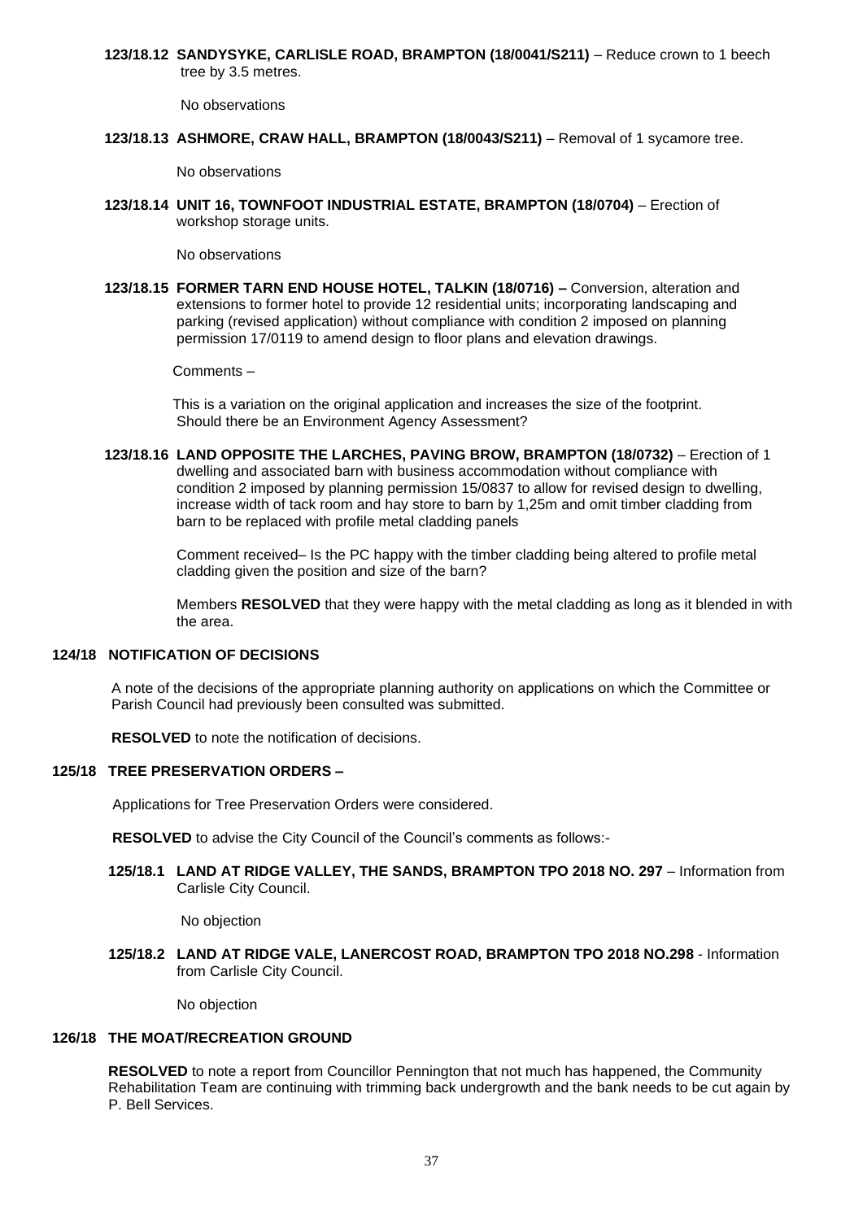**123/18.12 SANDYSYKE, CARLISLE ROAD, BRAMPTON (18/0041/S211)** – Reduce crown to 1 beech tree by 3.5 metres.

No observations

**123/18.13 ASHMORE, CRAW HALL, BRAMPTON (18/0043/S211)** – Removal of 1 sycamore tree.

No observations

**123/18.14 UNIT 16, TOWNFOOT INDUSTRIAL ESTATE, BRAMPTON (18/0704)** – Erection of workshop storage units.

No observations

**123/18.15 FORMER TARN END HOUSE HOTEL, TALKIN (18/0716) –** Conversion, alteration and extensions to former hotel to provide 12 residential units; incorporating landscaping and parking (revised application) without compliance with condition 2 imposed on planning permission 17/0119 to amend design to floor plans and elevation drawings.

Comments –

This is a variation on the original application and increases the size of the footprint. Should there be an Environment Agency Assessment?

**123/18.16 LAND OPPOSITE THE LARCHES, PAVING BROW, BRAMPTON (18/0732)** – Erection of 1 dwelling and associated barn with business accommodation without compliance with condition 2 imposed by planning permission 15/0837 to allow for revised design to dwelling, increase width of tack room and hay store to barn by 1,25m and omit timber cladding from barn to be replaced with profile metal cladding panels

Comment received– Is the PC happy with the timber cladding being altered to profile metal cladding given the position and size of the barn?

Members **RESOLVED** that they were happy with the metal cladding as long as it blended in with the area.

**124/18 NOTIFICATION OF DECISIONS**

A note of the decisions of the appropriate planning authority on applications on which the Committee or Parish Council had previously been consulted was submitted.

**RESOLVED** to note the notification of decisions.

**125/18 TREE PRESERVATION ORDERS –**

Applications for Tree Preservation Orders were considered.

**RESOLVED** to advise the City Council of the Council's comments as follows:-

**125/18.1 LAND AT RIDGE VALLEY, THE SANDS, BRAMPTON TPO 2018 NO. 297** – Information from Carlisle City Council.

No objection

**125/18.2 LAND AT RIDGE VALE, LANERCOST ROAD, BRAMPTON TPO 2018 NO.298** - Information from Carlisle City Council.

No objection

**126/18 THE MOAT/RECREATION GROUND**

**RESOLVED** to note a report from Councillor Pennington that not much has happened, the Community Rehabilitation Team are continuing with trimming back undergrowth and the bank needs to be cut again by P. Bell Services.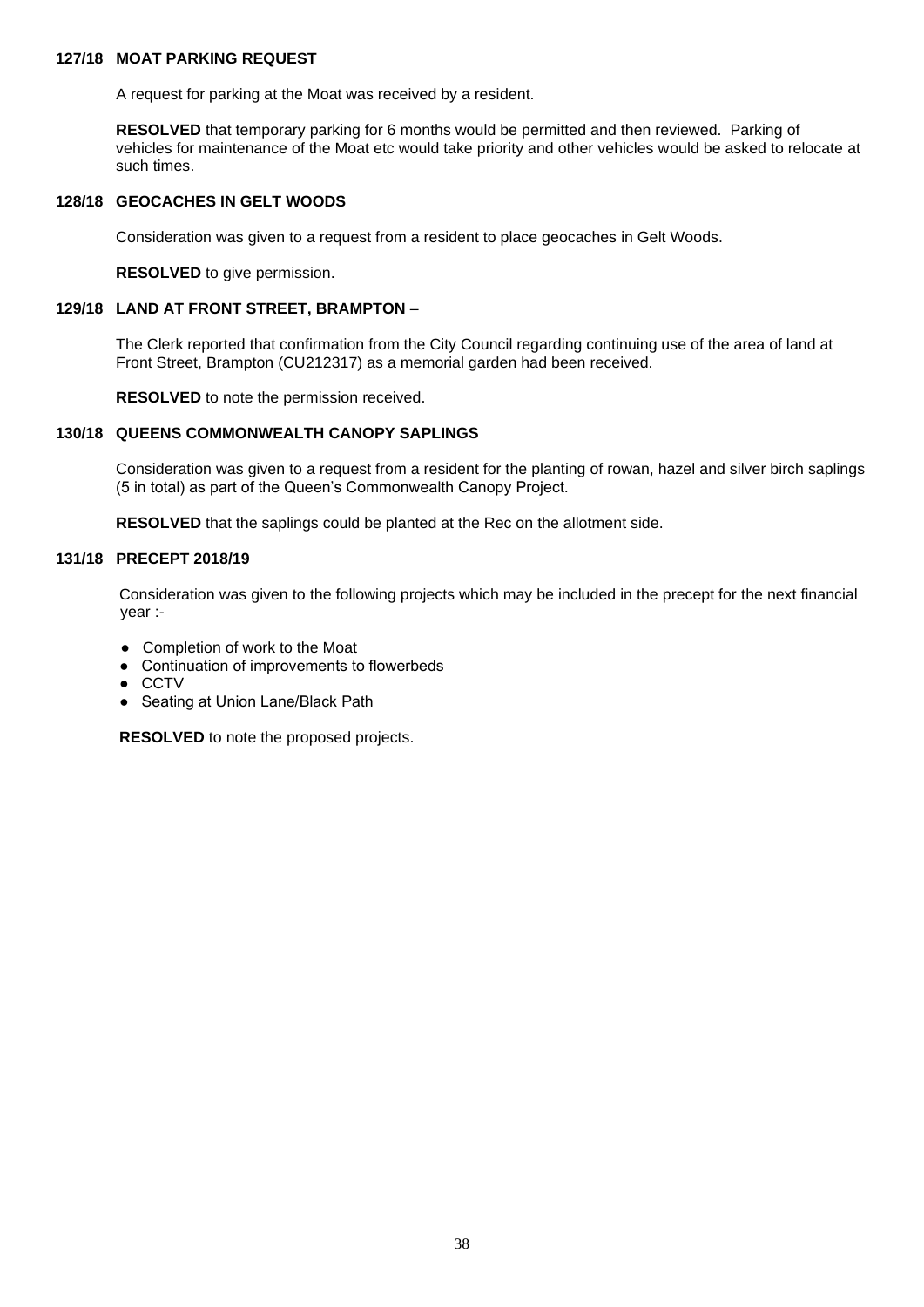**127/18 MOAT PARKING REQUEST**

A request for parking at the Moat was received by a resident.

**RESOLVED** that temporary parking for 6 months would be permitted and then reviewed. Parking of vehicles for maintenance of the Moat etc would take priority and other vehicles would be asked to relocate at such times.

**128/18 GEOCACHES IN GELT WOODS**

Consideration was given to a request from a resident to place geocaches in Gelt Woods.

**RESOLVED** to give permission.

**129/18 LAND AT FRONT STREET, BRAMPTON** –

The Clerk reported that confirmation from the City Council regarding continuing use of the area of land at Front Street, Brampton (CU212317) as a memorial garden had been received.

**RESOLVED** to note the permission received.

**130/18 QUEENS COMMONWEALTH CANOPY SAPLINGS**

Consideration was given to a request from a resident for the planting of rowan, hazel and silver birch saplings (5 in total) as part of the Queen's Commonwealth Canopy Project.

**RESOLVED** that the saplings could be planted at the Rec on the allotment side.

**131/18 PRECEPT 2018/19**

Consideration was given to the following projects which may be included in the precept for the next financial year :-

- Completion of work to the Moat
- Continuation of improvements to flowerbeds
- CCTV
- Seating at Union Lane/Black Path

**RESOLVED** to note the proposed projects.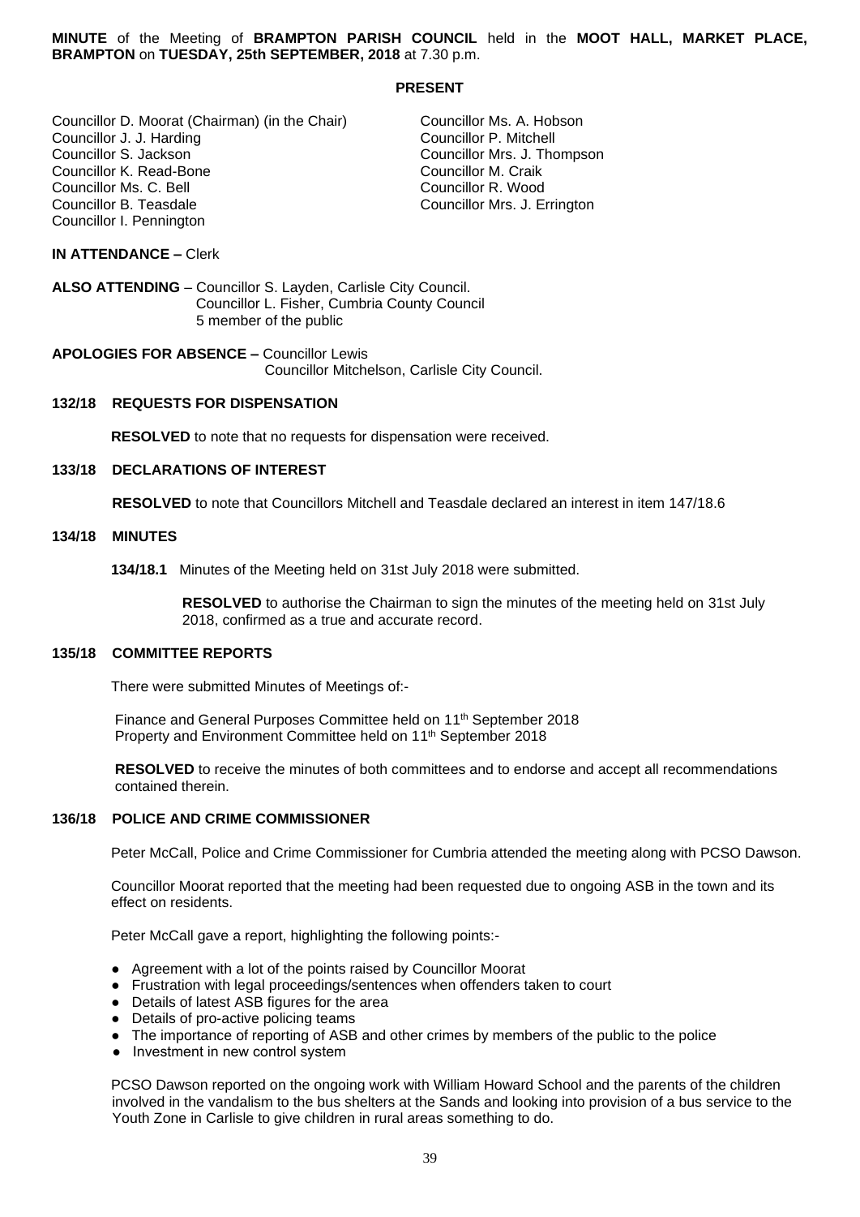**MINUTE** of the Meeting of **BRAMPTON PARISH COUNCIL** held in the **MOOT HALL, MARKET PLACE, BRAMPTON** on **TUESDAY, 25th SEPTEMBER, 2018** at 7.30 p.m.

**PRESENT**

Councillor D. Moorat (Chairman) (in the Chair)
Councillor J. J. Harding
Councillor S. Jackson
Councillor K. Read-Bone
Councillor Ms. C. Bell
Councillor B. Teasdale
Councillor I. Pennington
Councillor Ms. A. Hobson
Councillor P. Mitchell
Councillor Mrs. J. Thompson
Councillor M. Craik
Councillor R. Wood
Councillor Mrs. J. Errington

**IN ATTENDANCE –** Clerk

**ALSO ATTENDING** – Councillor S. Layden, Carlisle City Council.
Councillor L. Fisher, Cumbria County Council
5 member of the public

**APOLOGIES FOR ABSENCE –** Councillor Lewis
Councillor Mitchelson, Carlisle City Council.

**132/18 REQUESTS FOR DISPENSATION**

**RESOLVED** to note that no requests for dispensation were received.

**133/18 DECLARATIONS OF INTEREST**

**RESOLVED** to note that Councillors Mitchell and Teasdale declared an interest in item 147/18.6

**134/18 MINUTES**

**134/18.1** Minutes of the Meeting held on 31st July 2018 were submitted.

**RESOLVED** to authorise the Chairman to sign the minutes of the meeting held on 31st July 2018, confirmed as a true and accurate record.

**135/18 COMMITTEE REPORTS**

There were submitted Minutes of Meetings of:-

Finance and General Purposes Committee held on 11th September 2018
Property and Environment Committee held on 11th September 2018

**RESOLVED** to receive the minutes of both committees and to endorse and accept all recommendations contained therein.

**136/18 POLICE AND CRIME COMMISSIONER**

Peter McCall, Police and Crime Commissioner for Cumbria attended the meeting along with PCSO Dawson.

Councillor Moorat reported that the meeting had been requested due to ongoing ASB in the town and its effect on residents.

Peter McCall gave a report, highlighting the following points:-

- Agreement with a lot of the points raised by Councillor Moorat
- Frustration with legal proceedings/sentences when offenders taken to court
- Details of latest ASB figures for the area
- Details of pro-active policing teams
- The importance of reporting of ASB and other crimes by members of the public to the police
- Investment in new control system

PCSO Dawson reported on the ongoing work with William Howard School and the parents of the children involved in the vandalism to the bus shelters at the Sands and looking into provision of a bus service to the Youth Zone in Carlisle to give children in rural areas something to do.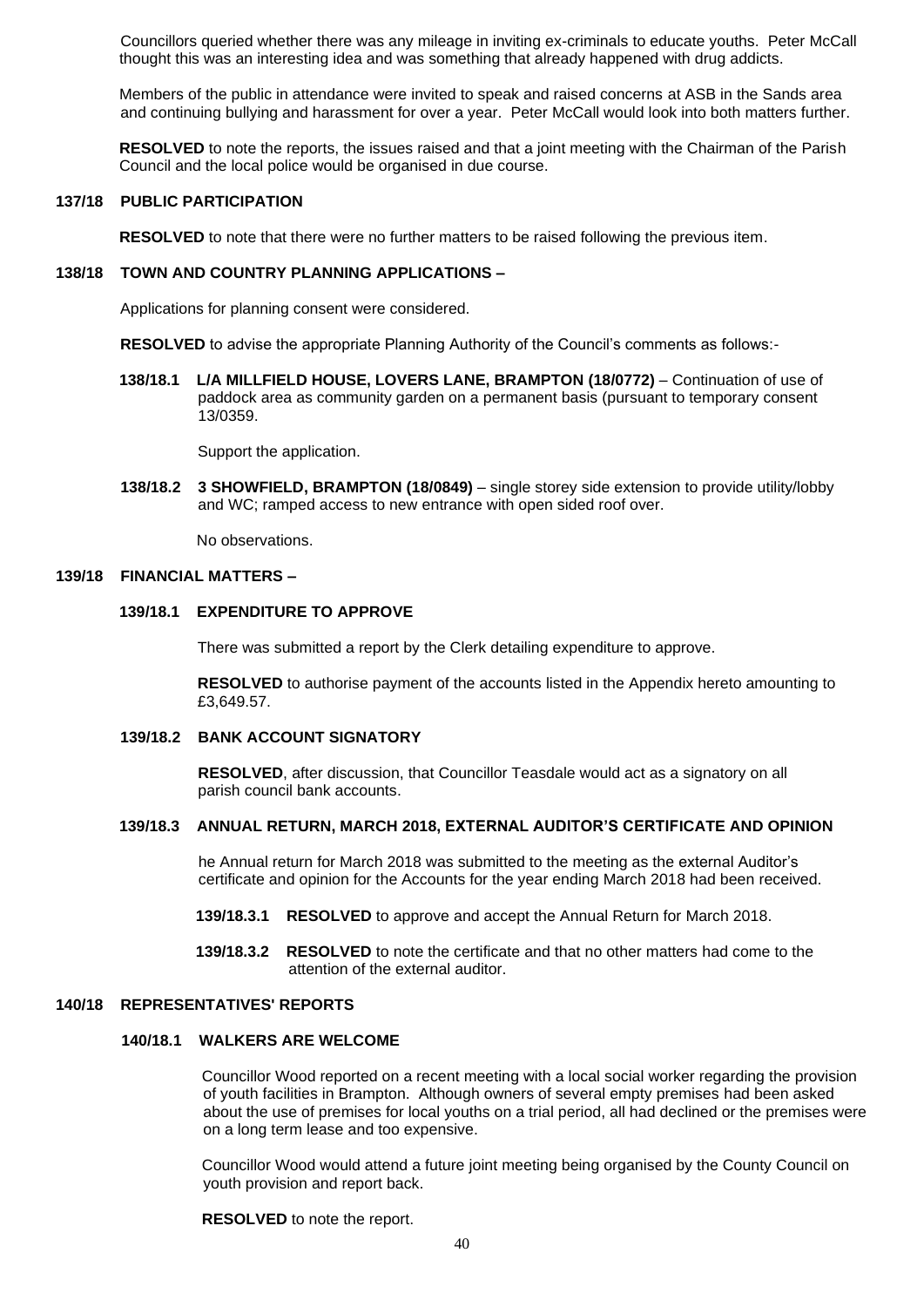Councillors queried whether there was any mileage in inviting ex-criminals to educate youths. Peter McCall thought this was an interesting idea and was something that already happened with drug addicts.

Members of the public in attendance were invited to speak and raised concerns at ASB in the Sands area and continuing bullying and harassment for over a year. Peter McCall would look into both matters further.

**RESOLVED** to note the reports, the issues raised and that a joint meeting with the Chairman of the Parish Council and the local police would be organised in due course.

## 137/18 PUBLIC PARTICIPATION

**RESOLVED** to note that there were no further matters to be raised following the previous item.

## 138/18 TOWN AND COUNTRY PLANNING APPLICATIONS –

Applications for planning consent were considered.

**RESOLVED** to advise the appropriate Planning Authority of the Council's comments as follows:-

**138/18.1 L/A MILLFIELD HOUSE, LOVERS LANE, BRAMPTON (18/0772)** – Continuation of use of paddock area as community garden on a permanent basis (pursuant to temporary consent 13/0359.

Support the application.

**138/18.2 3 SHOWFIELD, BRAMPTON (18/0849)** – single storey side extension to provide utility/lobby and WC; ramped access to new entrance with open sided roof over.

No observations.

## 139/18 FINANCIAL MATTERS –

### 139/18.1 EXPENDITURE TO APPROVE

There was submitted a report by the Clerk detailing expenditure to approve.

**RESOLVED** to authorise payment of the accounts listed in the Appendix hereto amounting to £3,649.57.

### 139/18.2 BANK ACCOUNT SIGNATORY

**RESOLVED**, after discussion, that Councillor Teasdale would act as a signatory on all parish council bank accounts.

### 139/18.3 ANNUAL RETURN, MARCH 2018, EXTERNAL AUDITOR'S CERTIFICATE AND OPINION

he Annual return for March 2018 was submitted to the meeting as the external Auditor's certificate and opinion for the Accounts for the year ending March 2018 had been received.

**139/18.3.1 RESOLVED** to approve and accept the Annual Return for March 2018.

**139/18.3.2 RESOLVED** to note the certificate and that no other matters had come to the attention of the external auditor.

## 140/18 REPRESENTATIVES' REPORTS

### 140/18.1 WALKERS ARE WELCOME

Councillor Wood reported on a recent meeting with a local social worker regarding the provision of youth facilities in Brampton. Although owners of several empty premises had been asked about the use of premises for local youths on a trial period, all had declined or the premises were on a long term lease and too expensive.

Councillor Wood would attend a future joint meeting being organised by the County Council on youth provision and report back.

**RESOLVED** to note the report.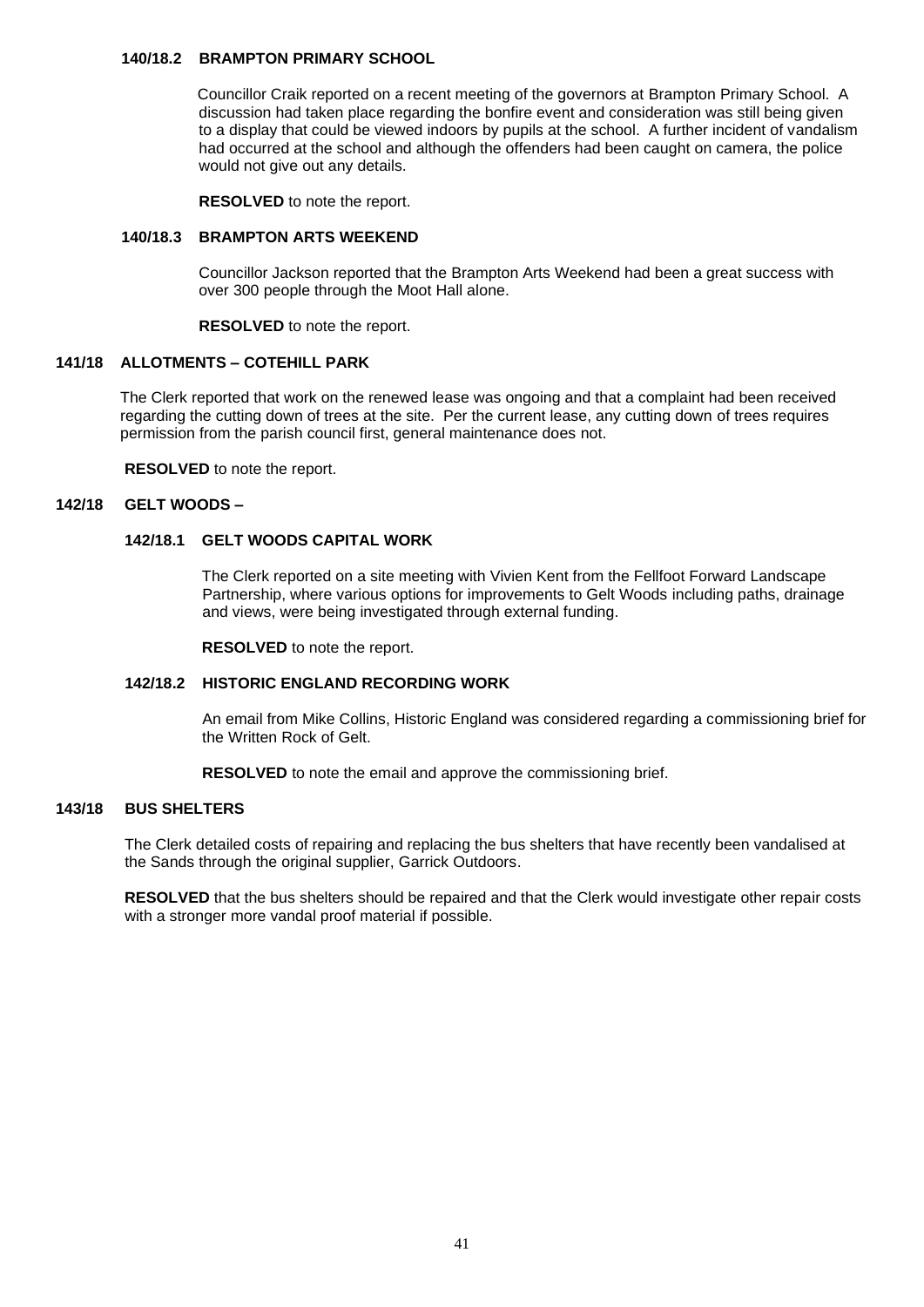### 140/18.2 BRAMPTON PRIMARY SCHOOL

Councillor Craik reported on a recent meeting of the governors at Brampton Primary School. A discussion had taken place regarding the bonfire event and consideration was still being given to a display that could be viewed indoors by pupils at the school. A further incident of vandalism had occurred at the school and although the offenders had been caught on camera, the police would not give out any details.

**RESOLVED** to note the report.

### 140/18.3 BRAMPTON ARTS WEEKEND

Councillor Jackson reported that the Brampton Arts Weekend had been a great success with over 300 people through the Moot Hall alone.

**RESOLVED** to note the report.

## 141/18 ALLOTMENTS – COTEHILL PARK

The Clerk reported that work on the renewed lease was ongoing and that a complaint had been received regarding the cutting down of trees at the site. Per the current lease, any cutting down of trees requires permission from the parish council first, general maintenance does not.

**RESOLVED** to note the report.

## 142/18 GELT WOODS –

### 142/18.1 GELT WOODS CAPITAL WORK

The Clerk reported on a site meeting with Vivien Kent from the Fellfoot Forward Landscape Partnership, where various options for improvements to Gelt Woods including paths, drainage and views, were being investigated through external funding.

**RESOLVED** to note the report.

### 142/18.2 HISTORIC ENGLAND RECORDING WORK

An email from Mike Collins, Historic England was considered regarding a commissioning brief for the Written Rock of Gelt.

**RESOLVED** to note the email and approve the commissioning brief.

## 143/18 BUS SHELTERS

The Clerk detailed costs of repairing and replacing the bus shelters that have recently been vandalised at the Sands through the original supplier, Garrick Outdoors.

**RESOLVED** that the bus shelters should be repaired and that the Clerk would investigate other repair costs with a stronger more vandal proof material if possible.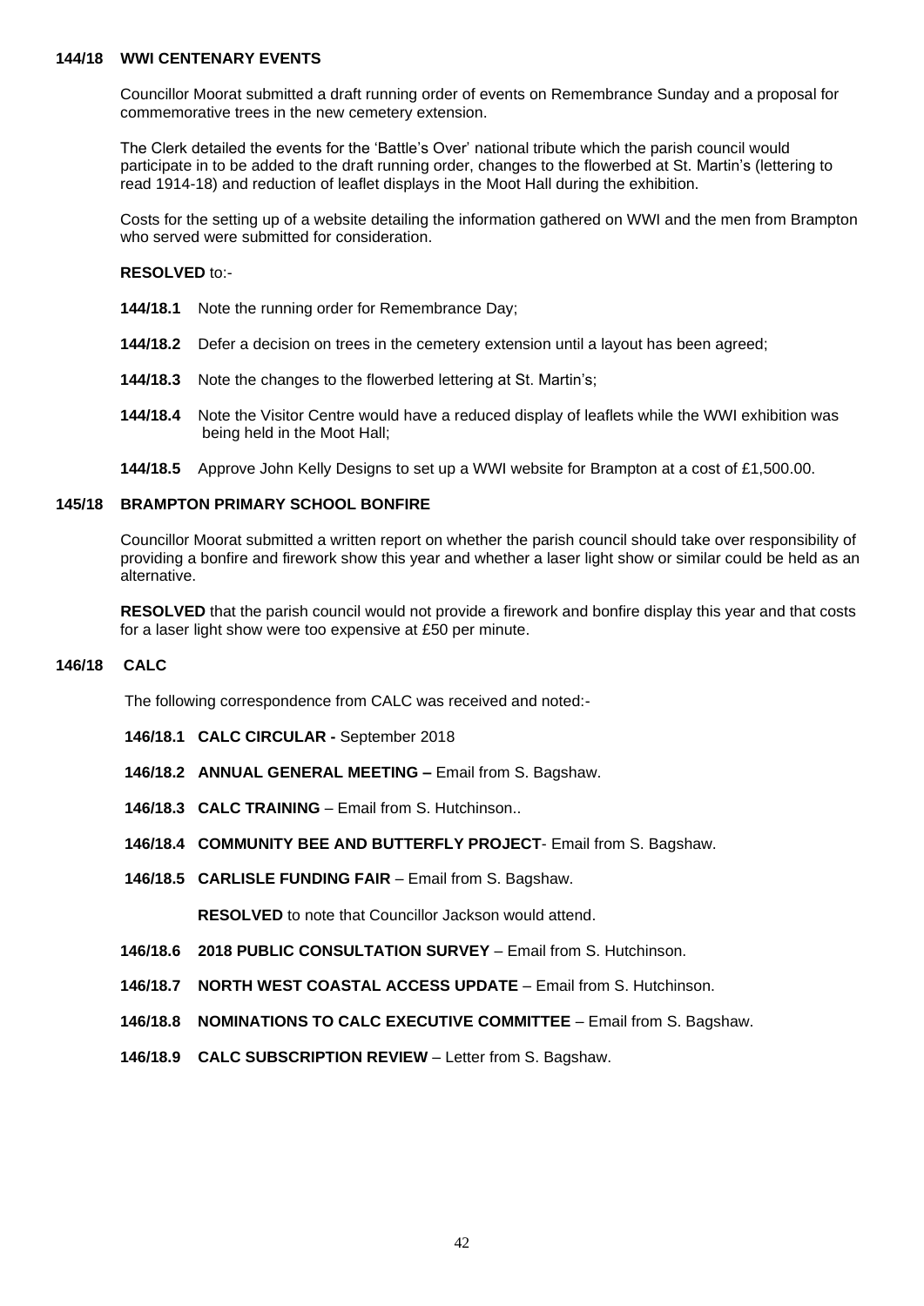**144/18 WWI CENTENARY EVENTS**

Councillor Moorat submitted a draft running order of events on Remembrance Sunday and a proposal for commemorative trees in the new cemetery extension.

The Clerk detailed the events for the 'Battle's Over' national tribute which the parish council would participate in to be added to the draft running order, changes to the flowerbed at St. Martin's (lettering to read 1914-18) and reduction of leaflet displays in the Moot Hall during the exhibition.

Costs for the setting up of a website detailing the information gathered on WWI and the men from Brampton who served were submitted for consideration.

**RESOLVED** to:-

**144/18.1** Note the running order for Remembrance Day;

**144/18.2** Defer a decision on trees in the cemetery extension until a layout has been agreed;

**144/18.3** Note the changes to the flowerbed lettering at St. Martin's;

**144/18.4** Note the Visitor Centre would have a reduced display of leaflets while the WWI exhibition was being held in the Moot Hall;

**144/18.5** Approve John Kelly Designs to set up a WWI website for Brampton at a cost of £1,500.00.

**145/18 BRAMPTON PRIMARY SCHOOL BONFIRE**

Councillor Moorat submitted a written report on whether the parish council should take over responsibility of providing a bonfire and firework show this year and whether a laser light show or similar could be held as an alternative.

**RESOLVED** that the parish council would not provide a firework and bonfire display this year and that costs for a laser light show were too expensive at £50 per minute.

**146/18 CALC**

The following correspondence from CALC was received and noted:-

**146/18.1 CALC CIRCULAR -** September 2018

**146/18.2 ANNUAL GENERAL MEETING –** Email from S. Bagshaw.

**146/18.3 CALC TRAINING** – Email from S. Hutchinson..

**146/18.4 COMMUNITY BEE AND BUTTERFLY PROJECT**- Email from S. Bagshaw.

**146/18.5 CARLISLE FUNDING FAIR** – Email from S. Bagshaw.

**RESOLVED** to note that Councillor Jackson would attend.

**146/18.6 2018 PUBLIC CONSULTATION SURVEY** – Email from S. Hutchinson.

**146/18.7 NORTH WEST COASTAL ACCESS UPDATE** – Email from S. Hutchinson.

**146/18.8 NOMINATIONS TO CALC EXECUTIVE COMMITTEE** – Email from S. Bagshaw.

**146/18.9 CALC SUBSCRIPTION REVIEW** – Letter from S. Bagshaw.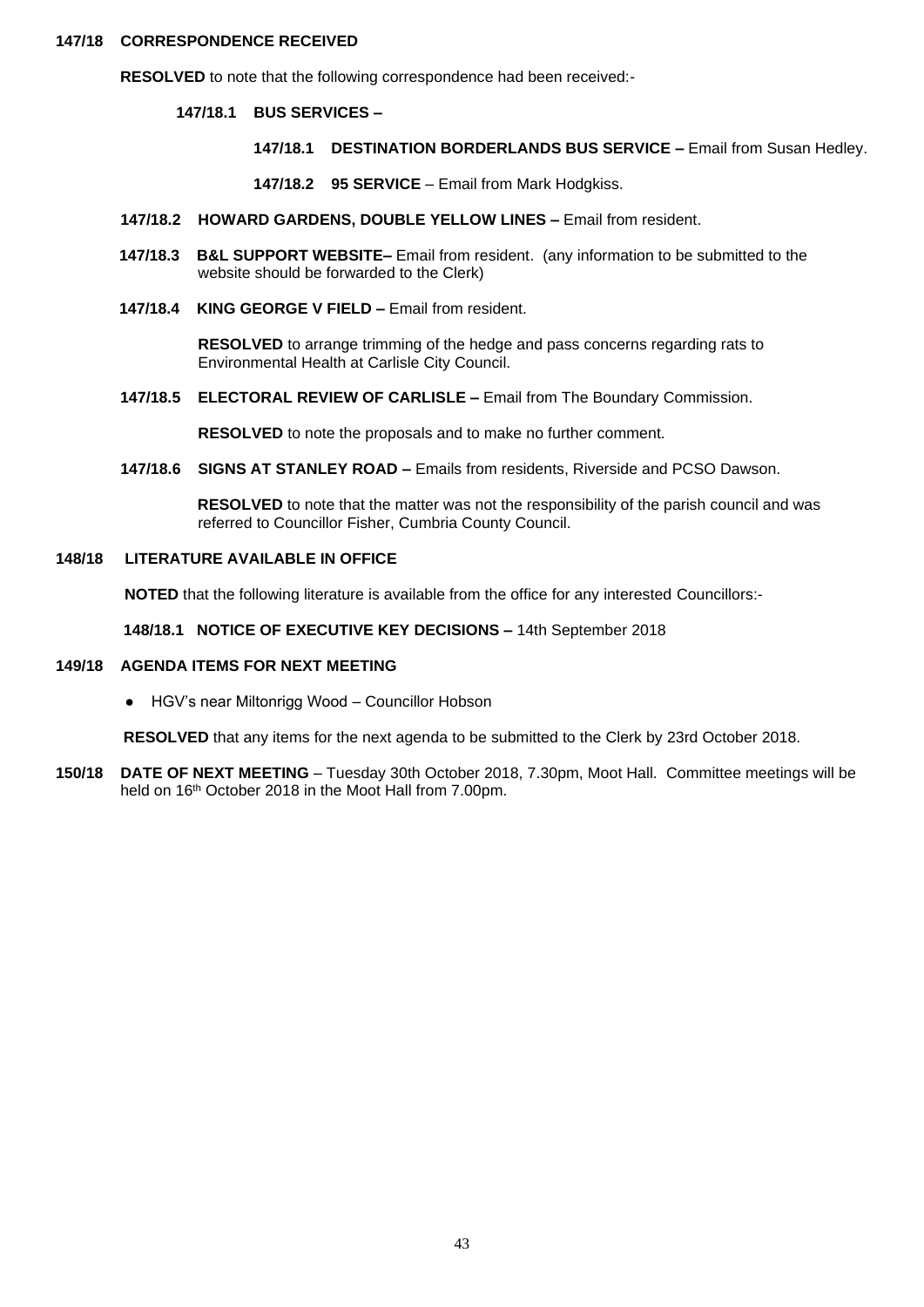**147/18 CORRESPONDENCE RECEIVED**

**RESOLVED** to note that the following correspondence had been received:-

**147/18.1 BUS SERVICES –**

**147/18.1 DESTINATION BORDERLANDS BUS SERVICE –** Email from Susan Hedley.

**147/18.2 95 SERVICE** – Email from Mark Hodgkiss.

**147/18.2 HOWARD GARDENS, DOUBLE YELLOW LINES –** Email from resident.

**147/18.3 B&L SUPPORT WEBSITE–** Email from resident. (any information to be submitted to the website should be forwarded to the Clerk)

**147/18.4 KING GEORGE V FIELD –** Email from resident.

**RESOLVED** to arrange trimming of the hedge and pass concerns regarding rats to Environmental Health at Carlisle City Council.

**147/18.5 ELECTORAL REVIEW OF CARLISLE –** Email from The Boundary Commission.

**RESOLVED** to note the proposals and to make no further comment.

**147/18.6 SIGNS AT STANLEY ROAD –** Emails from residents, Riverside and PCSO Dawson.

**RESOLVED** to note that the matter was not the responsibility of the parish council and was referred to Councillor Fisher, Cumbria County Council.

**148/18 LITERATURE AVAILABLE IN OFFICE**

**NOTED** that the following literature is available from the office for any interested Councillors:-

**148/18.1 NOTICE OF EXECUTIVE KEY DECISIONS –** 14th September 2018

**149/18 AGENDA ITEMS FOR NEXT MEETING**

- HGV's near Miltonrigg Wood – Councillor Hobson

**RESOLVED** that any items for the next agenda to be submitted to the Clerk by 23rd October 2018.

**150/18 DATE OF NEXT MEETING** – Tuesday 30th October 2018, 7.30pm, Moot Hall. Committee meetings will be held on 16th October 2018 in the Moot Hall from 7.00pm.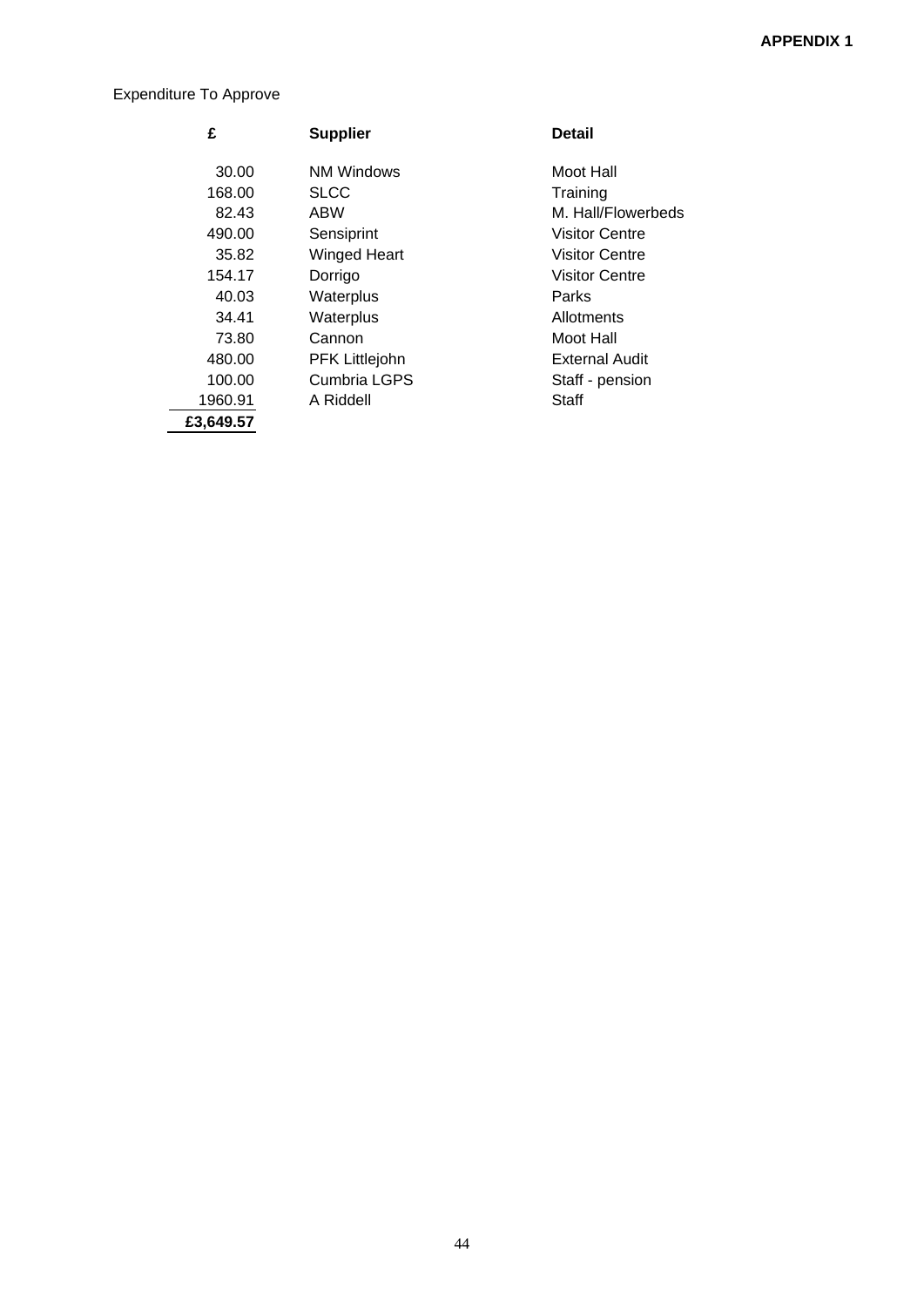**APPENDIX 1**

Expenditure To Approve

| £ | Supplier | Detail |
|---|---|---|
| 30.00 | NM Windows | Moot Hall |
| 168.00 | SLCC | Training |
| 82.43 | ABW | M. Hall/Flowerbeds |
| 490.00 | Sensiprint | Visitor Centre |
| 35.82 | Winged Heart | Visitor Centre |
| 154.17 | Dorrigo | Visitor Centre |
| 40.03 | Waterplus | Parks |
| 34.41 | Waterplus | Allotments |
| 73.80 | Cannon | Moot Hall |
| 480.00 | PFK Littlejohn | External Audit |
| 100.00 | Cumbria LGPS | Staff - pension |
| 1960.91 | A Riddell | Staff |
| **£3,649.57** | | |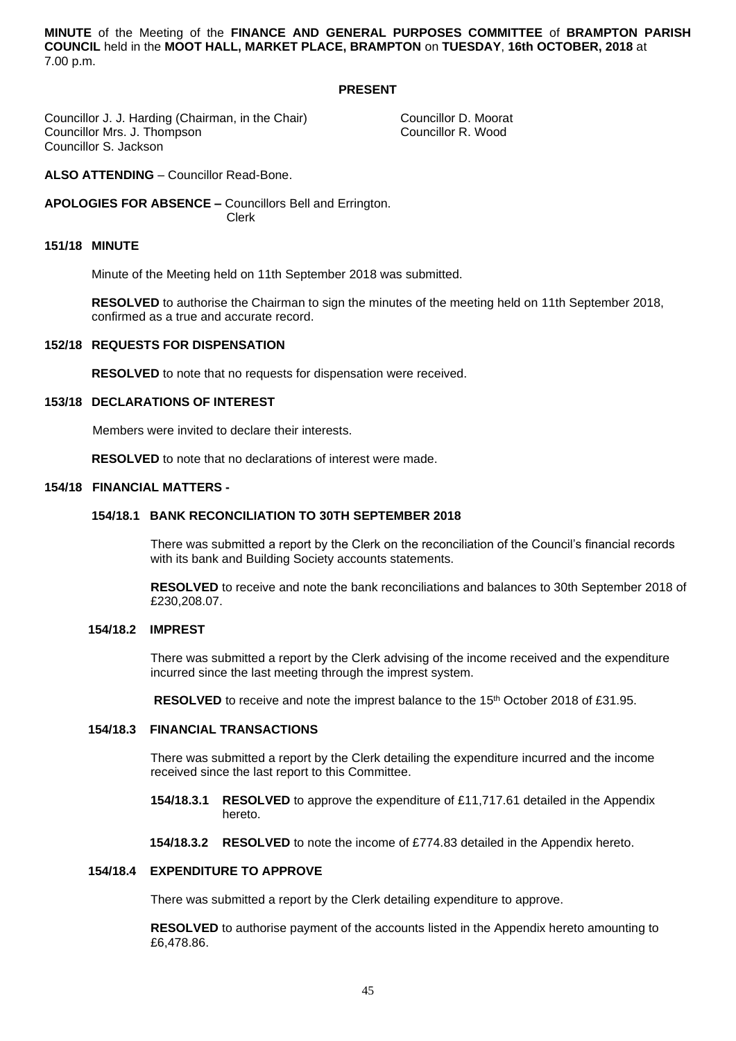**MINUTE** of the Meeting of the **FINANCE AND GENERAL PURPOSES COMMITTEE** of **BRAMPTON PARISH COUNCIL** held in the **MOOT HALL, MARKET PLACE, BRAMPTON** on **TUESDAY**, **16th OCTOBER, 2018** at 7.00 p.m.

**PRESENT**

Councillor J. J. Harding (Chairman, in the Chair)
Councillor Mrs. J. Thompson
Councillor S. Jackson
Councillor D. Moorat
Councillor R. Wood

**ALSO ATTENDING** – Councillor Read-Bone.

**APOLOGIES FOR ABSENCE –** Councillors Bell and Errington.
Clerk

**151/18 MINUTE**

Minute of the Meeting held on 11th September 2018 was submitted.

**RESOLVED** to authorise the Chairman to sign the minutes of the meeting held on 11th September 2018, confirmed as a true and accurate record.

**152/18 REQUESTS FOR DISPENSATION**

**RESOLVED** to note that no requests for dispensation were received.

**153/18 DECLARATIONS OF INTEREST**

Members were invited to declare their interests.

**RESOLVED** to note that no declarations of interest were made.

**154/18 FINANCIAL MATTERS -**

**154/18.1 BANK RECONCILIATION TO 30TH SEPTEMBER 2018**

There was submitted a report by the Clerk on the reconciliation of the Council's financial records with its bank and Building Society accounts statements.

**RESOLVED** to receive and note the bank reconciliations and balances to 30th September 2018 of £230,208.07.

**154/18.2 IMPREST**

There was submitted a report by the Clerk advising of the income received and the expenditure incurred since the last meeting through the imprest system.

**RESOLVED** to receive and note the imprest balance to the 15th October 2018 of £31.95.

**154/18.3 FINANCIAL TRANSACTIONS**

There was submitted a report by the Clerk detailing the expenditure incurred and the income received since the last report to this Committee.

**154/18.3.1 RESOLVED** to approve the expenditure of £11,717.61 detailed in the Appendix hereto.

**154/18.3.2 RESOLVED** to note the income of £774.83 detailed in the Appendix hereto.

**154/18.4 EXPENDITURE TO APPROVE**

There was submitted a report by the Clerk detailing expenditure to approve.

**RESOLVED** to authorise payment of the accounts listed in the Appendix hereto amounting to £6,478.86.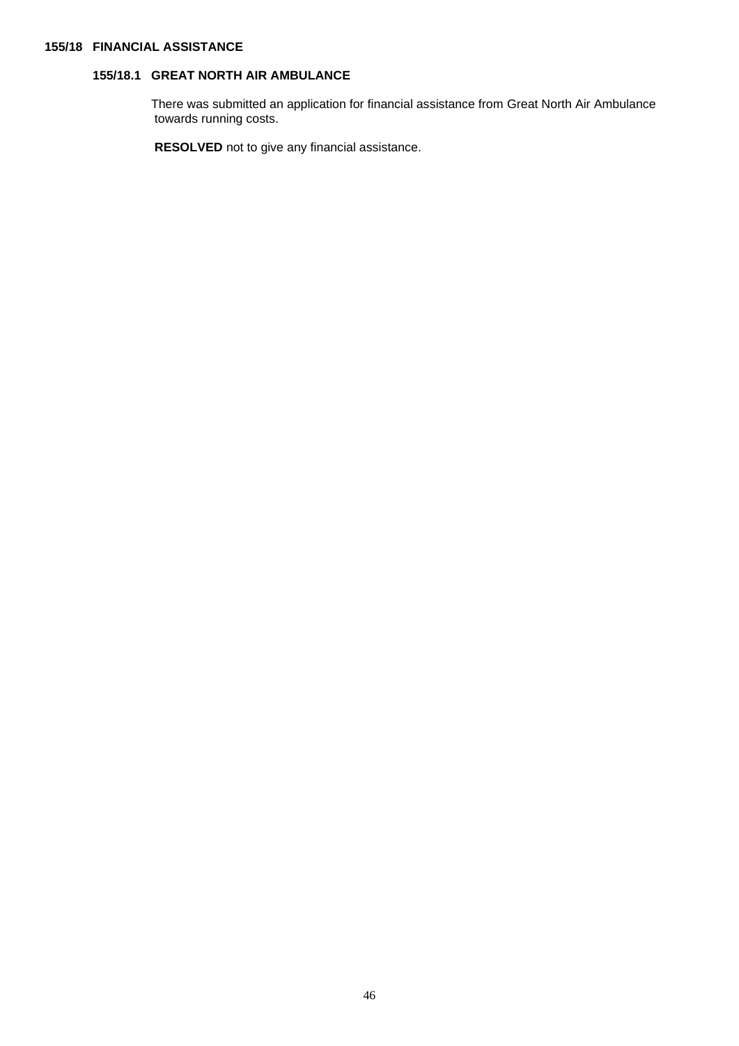### 155/18 FINANCIAL ASSISTANCE

#### 155/18.1 GREAT NORTH AIR AMBULANCE

There was submitted an application for financial assistance from Great North Air Ambulance towards running costs.

**RESOLVED** not to give any financial assistance.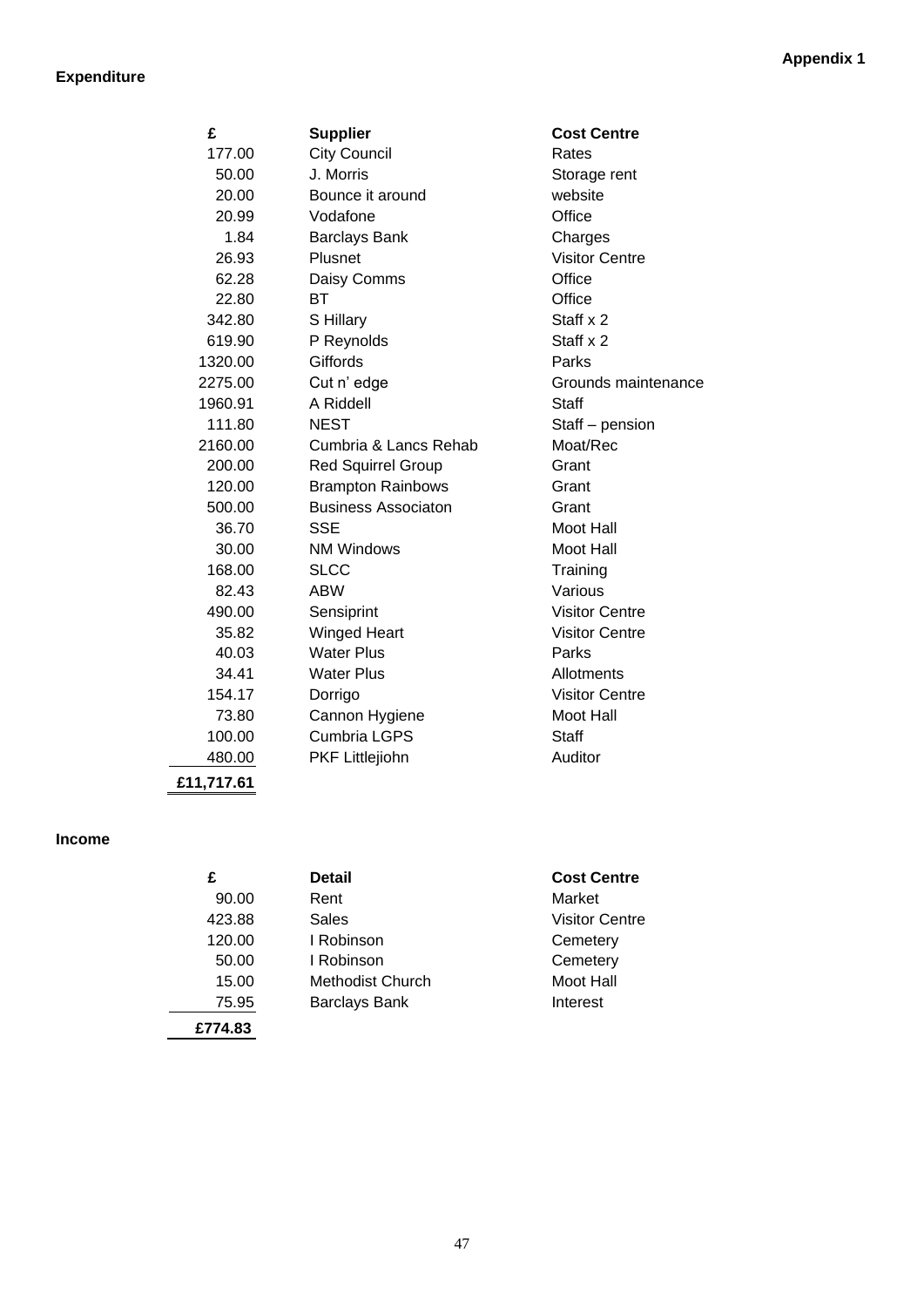**Appendix 1**

**Expenditure**

| £ | Supplier | Cost Centre |
|---|---|---|
| 177.00 | City Council | Rates |
| 50.00 | J. Morris | Storage rent |
| 20.00 | Bounce it around | website |
| 20.99 | Vodafone | Office |
| 1.84 | Barclays Bank | Charges |
| 26.93 | Plusnet | Visitor Centre |
| 62.28 | Daisy Comms | Office |
| 22.80 | BT | Office |
| 342.80 | S Hillary | Staff x 2 |
| 619.90 | P Reynolds | Staff x 2 |
| 1320.00 | Giffords | Parks |
| 2275.00 | Cut n' edge | Grounds maintenance |
| 1960.91 | A Riddell | Staff |
| 111.80 | NEST | Staff – pension |
| 2160.00 | Cumbria & Lancs Rehab | Moat/Rec |
| 200.00 | Red Squirrel Group | Grant |
| 120.00 | Brampton Rainbows | Grant |
| 500.00 | Business Associaton | Grant |
| 36.70 | SSE | Moot Hall |
| 30.00 | NM Windows | Moot Hall |
| 168.00 | SLCC | Training |
| 82.43 | ABW | Various |
| 490.00 | Sensiprint | Visitor Centre |
| 35.82 | Winged Heart | Visitor Centre |
| 40.03 | Water Plus | Parks |
| 34.41 | Water Plus | Allotments |
| 154.17 | Dorrigo | Visitor Centre |
| 73.80 | Cannon Hygiene | Moot Hall |
| 100.00 | Cumbria LGPS | Staff |
| 480.00 | PKF Littlejiohn | Auditor |
| **£11,717.61** | | |

**Income**

| £ | Detail | Cost Centre |
|---|---|---|
| 90.00 | Rent | Market |
| 423.88 | Sales | Visitor Centre |
| 120.00 | I Robinson | Cemetery |
| 50.00 | I Robinson | Cemetery |
| 15.00 | Methodist Church | Moot Hall |
| 75.95 | Barclays Bank | Interest |
| **£774.83** | | |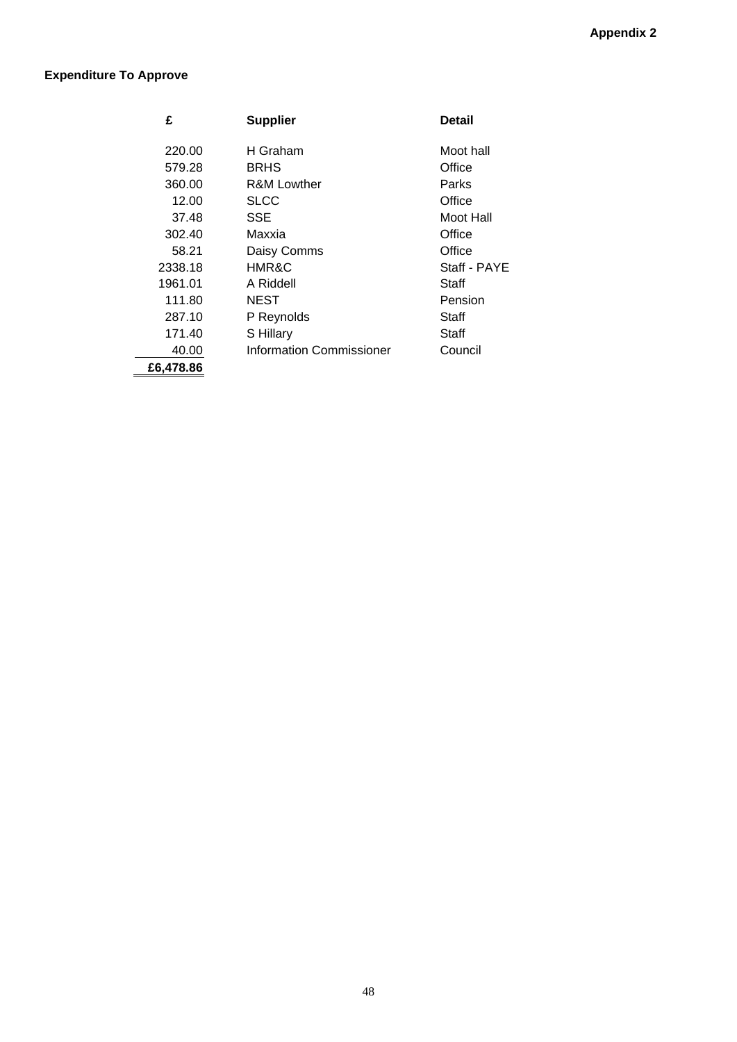Appendix 2

**Expenditure To Approve**

| £ | Supplier | Detail |
|---|---|---|
| 220.00 | H Graham | Moot hall |
| 579.28 | BRHS | Office |
| 360.00 | R&M Lowther | Parks |
| 12.00 | SLCC | Office |
| 37.48 | SSE | Moot Hall |
| 302.40 | Maxxia | Office |
| 58.21 | Daisy Comms | Office |
| 2338.18 | HMR&C | Staff - PAYE |
| 1961.01 | A Riddell | Staff |
| 111.80 | NEST | Pension |
| 287.10 | P Reynolds | Staff |
| 171.40 | S Hillary | Staff |
| 40.00 | Information Commissioner | Council |
| **£6,478.86** | | |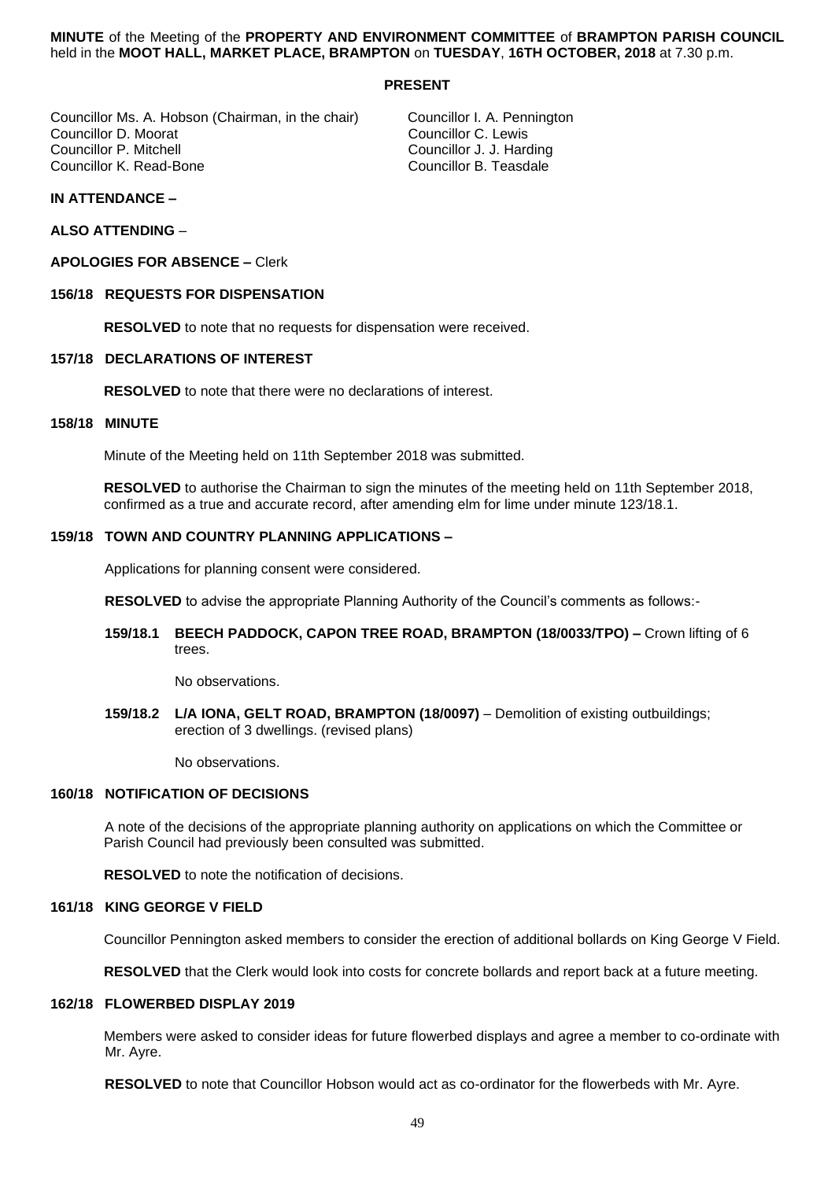**MINUTE** of the Meeting of the **PROPERTY AND ENVIRONMENT COMMITTEE** of **BRAMPTON PARISH COUNCIL** held in the **MOOT HALL, MARKET PLACE, BRAMPTON** on **TUESDAY**, **16TH OCTOBER, 2018** at 7.30 p.m.

**PRESENT**

Councillor Ms. A. Hobson (Chairman, in the chair)
Councillor D. Moorat
Councillor P. Mitchell
Councillor K. Read-Bone
Councillor I. A. Pennington
Councillor C. Lewis
Councillor J. J. Harding
Councillor B. Teasdale

**IN ATTENDANCE –**

**ALSO ATTENDING** –

**APOLOGIES FOR ABSENCE –** Clerk

**156/18 REQUESTS FOR DISPENSATION**

**RESOLVED** to note that no requests for dispensation were received.

**157/18 DECLARATIONS OF INTEREST**

**RESOLVED** to note that there were no declarations of interest.

**158/18 MINUTE**

Minute of the Meeting held on 11th September 2018 was submitted.

**RESOLVED** to authorise the Chairman to sign the minutes of the meeting held on 11th September 2018, confirmed as a true and accurate record, after amending elm for lime under minute 123/18.1.

**159/18 TOWN AND COUNTRY PLANNING APPLICATIONS –**

Applications for planning consent were considered.

**RESOLVED** to advise the appropriate Planning Authority of the Council's comments as follows:-

**159/18.1 BEECH PADDOCK, CAPON TREE ROAD, BRAMPTON (18/0033/TPO) –** Crown lifting of 6 trees.

No observations.

**159/18.2 L/A IONA, GELT ROAD, BRAMPTON (18/0097)** – Demolition of existing outbuildings; erection of 3 dwellings. (revised plans)

No observations.

**160/18 NOTIFICATION OF DECISIONS**

A note of the decisions of the appropriate planning authority on applications on which the Committee or Parish Council had previously been consulted was submitted.

**RESOLVED** to note the notification of decisions.

**161/18 KING GEORGE V FIELD**

Councillor Pennington asked members to consider the erection of additional bollards on King George V Field.

**RESOLVED** that the Clerk would look into costs for concrete bollards and report back at a future meeting.

**162/18 FLOWERBED DISPLAY 2019**

Members were asked to consider ideas for future flowerbed displays and agree a member to co-ordinate with Mr. Ayre.

**RESOLVED** to note that Councillor Hobson would act as co-ordinator for the flowerbeds with Mr. Ayre.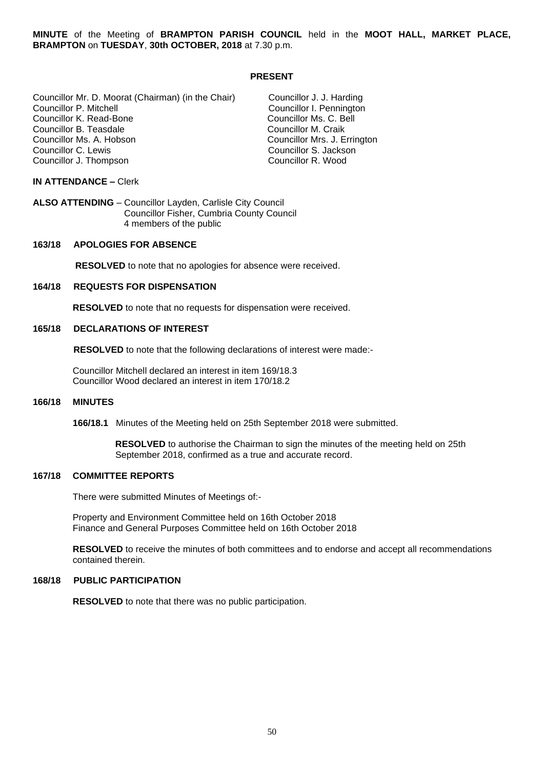**MINUTE** of the Meeting of **BRAMPTON PARISH COUNCIL** held in the **MOOT HALL, MARKET PLACE, BRAMPTON** on **TUESDAY**, **30th OCTOBER, 2018** at 7.30 p.m.

**PRESENT**

Councillor Mr. D. Moorat (Chairman) (in the Chair)
Councillor P. Mitchell
Councillor K. Read-Bone
Councillor B. Teasdale
Councillor Ms. A. Hobson
Councillor C. Lewis
Councillor J. Thompson
Councillor J. J. Harding
Councillor I. Pennington
Councillor Ms. C. Bell
Councillor M. Craik
Councillor Mrs. J. Errington
Councillor S. Jackson
Councillor R. Wood

**IN ATTENDANCE –** Clerk

**ALSO ATTENDING** – Councillor Layden, Carlisle City Council
Councillor Fisher, Cumbria County Council
4 members of the public

**163/18 APOLOGIES FOR ABSENCE**

**RESOLVED** to note that no apologies for absence were received.

**164/18 REQUESTS FOR DISPENSATION**

**RESOLVED** to note that no requests for dispensation were received.

**165/18 DECLARATIONS OF INTEREST**

**RESOLVED** to note that the following declarations of interest were made:-

Councillor Mitchell declared an interest in item 169/18.3
Councillor Wood declared an interest in item 170/18.2

**166/18 MINUTES**

**166/18.1** Minutes of the Meeting held on 25th September 2018 were submitted.

**RESOLVED** to authorise the Chairman to sign the minutes of the meeting held on 25th September 2018, confirmed as a true and accurate record.

**167/18 COMMITTEE REPORTS**

There were submitted Minutes of Meetings of:-

Property and Environment Committee held on 16th October 2018
Finance and General Purposes Committee held on 16th October 2018

**RESOLVED** to receive the minutes of both committees and to endorse and accept all recommendations contained therein.

**168/18 PUBLIC PARTICIPATION**

**RESOLVED** to note that there was no public participation.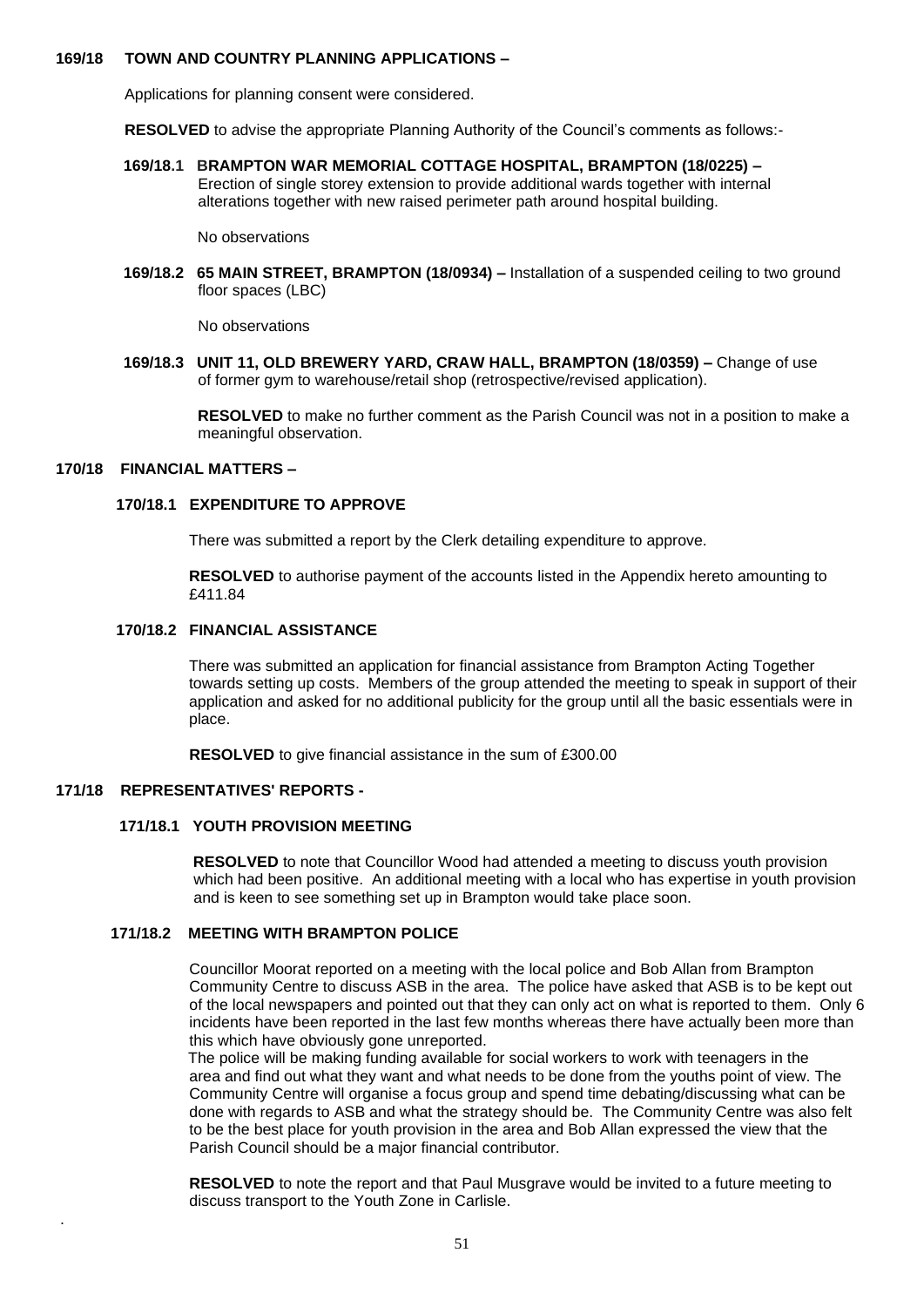**169/18 TOWN AND COUNTRY PLANNING APPLICATIONS –**

Applications for planning consent were considered.

**RESOLVED** to advise the appropriate Planning Authority of the Council's comments as follows:-

**169/18.1 BRAMPTON WAR MEMORIAL COTTAGE HOSPITAL, BRAMPTON (18/0225) –** Erection of single storey extension to provide additional wards together with internal alterations together with new raised perimeter path around hospital building.

No observations

**169/18.2 65 MAIN STREET, BRAMPTON (18/0934) –** Installation of a suspended ceiling to two ground floor spaces (LBC)

No observations

**169/18.3 UNIT 11, OLD BREWERY YARD, CRAW HALL, BRAMPTON (18/0359) –** Change of use of former gym to warehouse/retail shop (retrospective/revised application).

**RESOLVED** to make no further comment as the Parish Council was not in a position to make a meaningful observation.

**170/18 FINANCIAL MATTERS –**

**170/18.1 EXPENDITURE TO APPROVE**

There was submitted a report by the Clerk detailing expenditure to approve.

**RESOLVED** to authorise payment of the accounts listed in the Appendix hereto amounting to £411.84

**170/18.2 FINANCIAL ASSISTANCE**

There was submitted an application for financial assistance from Brampton Acting Together towards setting up costs. Members of the group attended the meeting to speak in support of their application and asked for no additional publicity for the group until all the basic essentials were in place.

**RESOLVED** to give financial assistance in the sum of £300.00

**171/18 REPRESENTATIVES' REPORTS -**

**171/18.1 YOUTH PROVISION MEETING**

**RESOLVED** to note that Councillor Wood had attended a meeting to discuss youth provision which had been positive. An additional meeting with a local who has expertise in youth provision and is keen to see something set up in Brampton would take place soon.

**171/18.2 MEETING WITH BRAMPTON POLICE**

Councillor Moorat reported on a meeting with the local police and Bob Allan from Brampton Community Centre to discuss ASB in the area. The police have asked that ASB is to be kept out of the local newspapers and pointed out that they can only act on what is reported to them. Only 6 incidents have been reported in the last few months whereas there have actually been more than this which have obviously gone unreported.
The police will be making funding available for social workers to work with teenagers in the area and find out what they want and what needs to be done from the youths point of view. The Community Centre will organise a focus group and spend time debating/discussing what can be done with regards to ASB and what the strategy should be. The Community Centre was also felt to be the best place for youth provision in the area and Bob Allan expressed the view that the Parish Council should be a major financial contributor.

**RESOLVED** to note the report and that Paul Musgrave would be invited to a future meeting to discuss transport to the Youth Zone in Carlisle.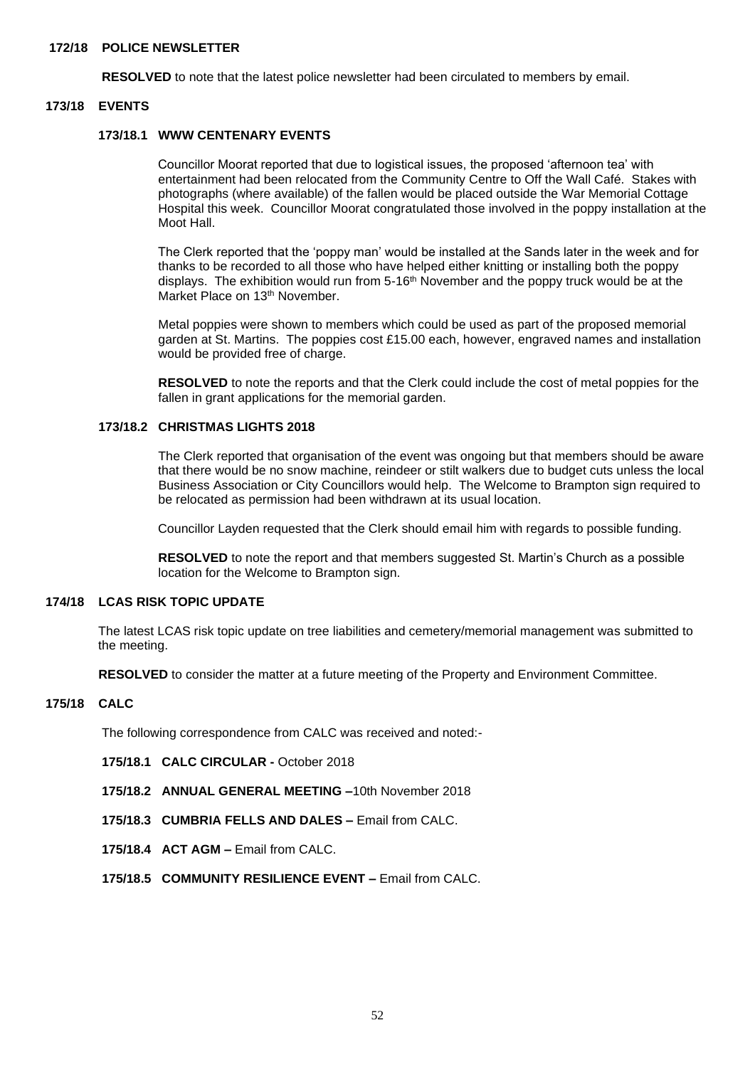## 172/18 POLICE NEWSLETTER

**RESOLVED** to note that the latest police newsletter had been circulated to members by email.

## 173/18 EVENTS

### 173/18.1 WWW CENTENARY EVENTS

Councillor Moorat reported that due to logistical issues, the proposed 'afternoon tea' with entertainment had been relocated from the Community Centre to Off the Wall Café. Stakes with photographs (where available) of the fallen would be placed outside the War Memorial Cottage Hospital this week. Councillor Moorat congratulated those involved in the poppy installation at the Moot Hall.

The Clerk reported that the 'poppy man' would be installed at the Sands later in the week and for thanks to be recorded to all those who have helped either knitting or installing both the poppy displays. The exhibition would run from 5-16th November and the poppy truck would be at the Market Place on 13th November.

Metal poppies were shown to members which could be used as part of the proposed memorial garden at St. Martins. The poppies cost £15.00 each, however, engraved names and installation would be provided free of charge.

**RESOLVED** to note the reports and that the Clerk could include the cost of metal poppies for the fallen in grant applications for the memorial garden.

### 173/18.2 CHRISTMAS LIGHTS 2018

The Clerk reported that organisation of the event was ongoing but that members should be aware that there would be no snow machine, reindeer or stilt walkers due to budget cuts unless the local Business Association or City Councillors would help. The Welcome to Brampton sign required to be relocated as permission had been withdrawn at its usual location.

Councillor Layden requested that the Clerk should email him with regards to possible funding.

**RESOLVED** to note the report and that members suggested St. Martin's Church as a possible location for the Welcome to Brampton sign.

## 174/18 LCAS RISK TOPIC UPDATE

The latest LCAS risk topic update on tree liabilities and cemetery/memorial management was submitted to the meeting.

**RESOLVED** to consider the matter at a future meeting of the Property and Environment Committee.

## 175/18 CALC

The following correspondence from CALC was received and noted:-

**175/18.1 CALC CIRCULAR -** October 2018

**175/18.2 ANNUAL GENERAL MEETING –**10th November 2018

**175/18.3 CUMBRIA FELLS AND DALES –** Email from CALC.

**175/18.4 ACT AGM –** Email from CALC.

**175/18.5 COMMUNITY RESILIENCE EVENT –** Email from CALC.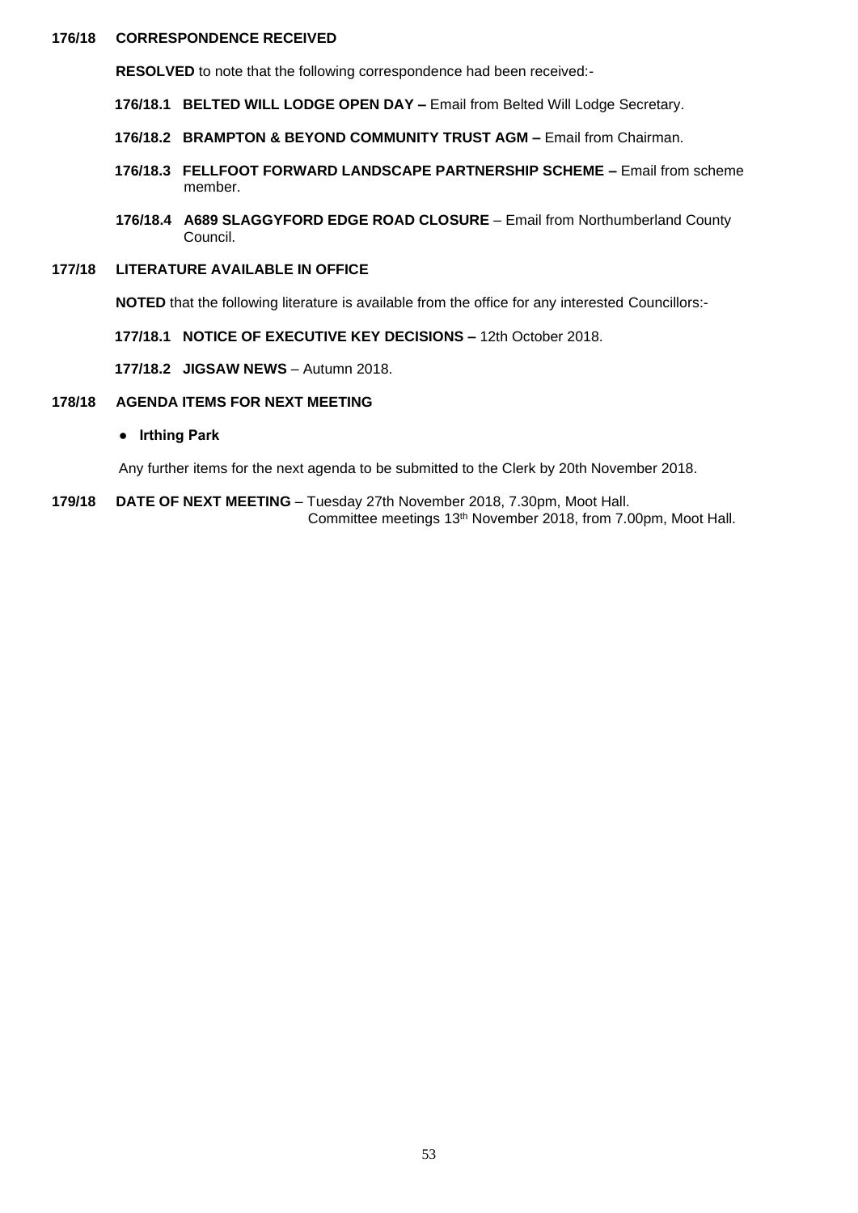**176/18 CORRESPONDENCE RECEIVED**

**RESOLVED** to note that the following correspondence had been received:-

**176/18.1 BELTED WILL LODGE OPEN DAY –** Email from Belted Will Lodge Secretary.

**176/18.2 BRAMPTON & BEYOND COMMUNITY TRUST AGM –** Email from Chairman.

**176/18.3 FELLFOOT FORWARD LANDSCAPE PARTNERSHIP SCHEME –** Email from scheme member.

**176/18.4 A689 SLAGGYFORD EDGE ROAD CLOSURE** – Email from Northumberland County Council.

**177/18 LITERATURE AVAILABLE IN OFFICE**

**NOTED** that the following literature is available from the office for any interested Councillors:-

**177/18.1 NOTICE OF EXECUTIVE KEY DECISIONS –** 12th October 2018.

**177/18.2 JIGSAW NEWS** – Autumn 2018.

**178/18 AGENDA ITEMS FOR NEXT MEETING**

- **Irthing Park**

Any further items for the next agenda to be submitted to the Clerk by 20th November 2018.

**179/18 DATE OF NEXT MEETING** – Tuesday 27th November 2018, 7.30pm, Moot Hall.
Committee meetings 13th November 2018, from 7.00pm, Moot Hall.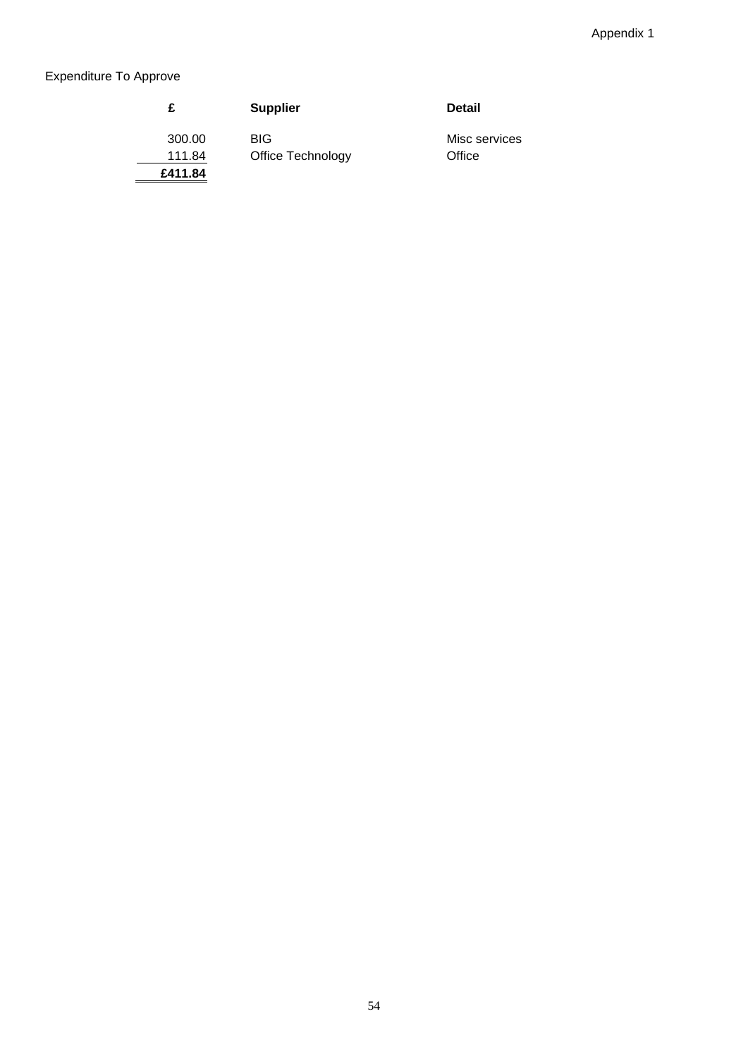Appendix 1

Expenditure To Approve

| £ | Supplier | Detail |
|---|---|---|
| 300.00 | BIG | Misc services |
| 111.84 | Office Technology | Office |
| **£411.84** | | |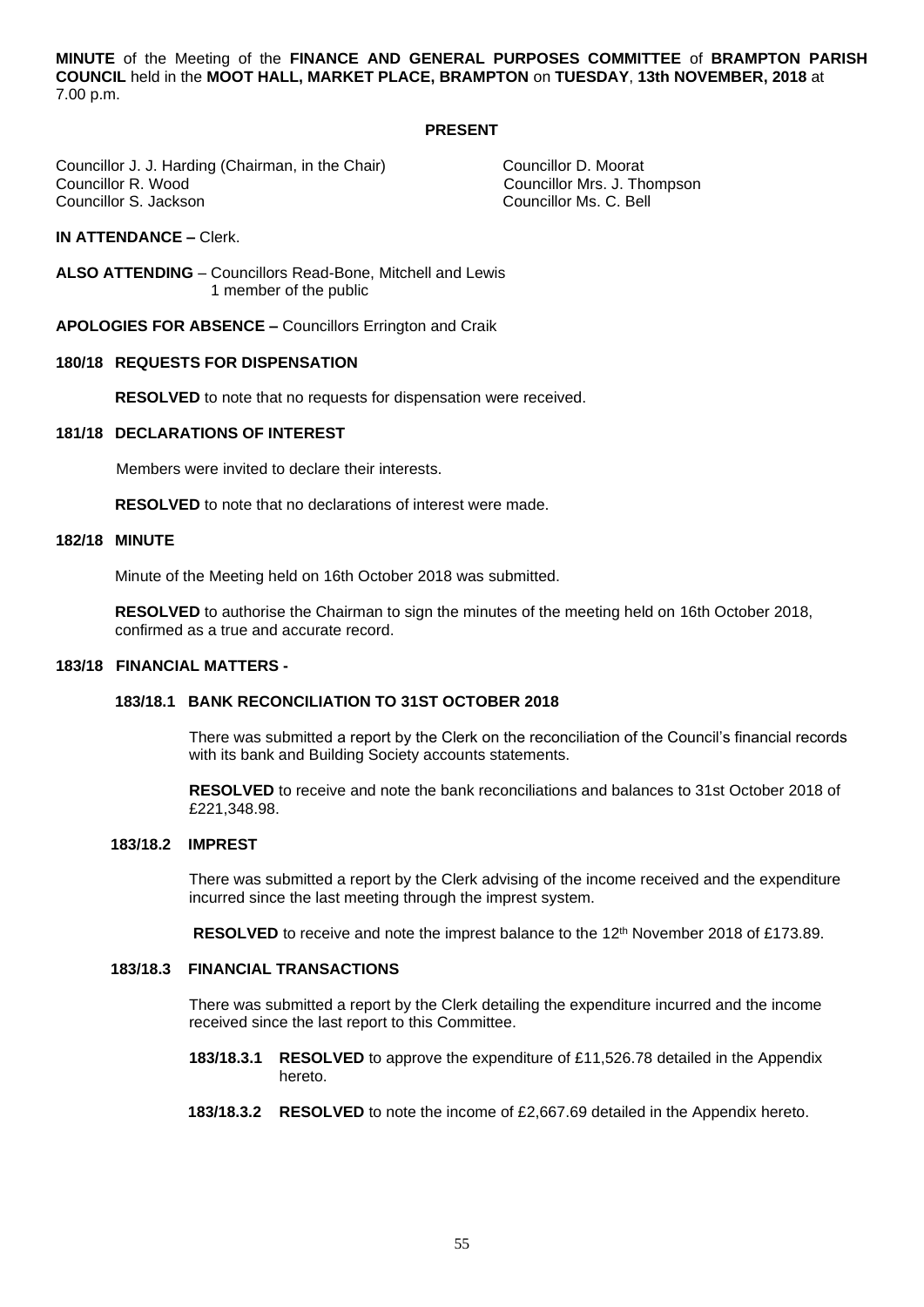**MINUTE** of the Meeting of the **FINANCE AND GENERAL PURPOSES COMMITTEE** of **BRAMPTON PARISH COUNCIL** held in the **MOOT HALL, MARKET PLACE, BRAMPTON** on **TUESDAY**, **13th NOVEMBER, 2018** at 7.00 p.m.

**PRESENT**

Councillor J. J. Harding (Chairman, in the Chair)
Councillor R. Wood
Councillor S. Jackson
Councillor D. Moorat
Councillor Mrs. J. Thompson
Councillor Ms. C. Bell

**IN ATTENDANCE –** Clerk.

**ALSO ATTENDING** – Councillors Read-Bone, Mitchell and Lewis
1 member of the public

**APOLOGIES FOR ABSENCE –** Councillors Errington and Craik

**180/18 REQUESTS FOR DISPENSATION**

**RESOLVED** to note that no requests for dispensation were received.

**181/18 DECLARATIONS OF INTEREST**

Members were invited to declare their interests.

**RESOLVED** to note that no declarations of interest were made.

**182/18 MINUTE**

Minute of the Meeting held on 16th October 2018 was submitted.

**RESOLVED** to authorise the Chairman to sign the minutes of the meeting held on 16th October 2018, confirmed as a true and accurate record.

**183/18 FINANCIAL MATTERS -**

**183/18.1 BANK RECONCILIATION TO 31ST OCTOBER 2018**

There was submitted a report by the Clerk on the reconciliation of the Council's financial records with its bank and Building Society accounts statements.

**RESOLVED** to receive and note the bank reconciliations and balances to 31st October 2018 of £221,348.98.

**183/18.2 IMPREST**

There was submitted a report by the Clerk advising of the income received and the expenditure incurred since the last meeting through the imprest system.

**RESOLVED** to receive and note the imprest balance to the 12th November 2018 of £173.89.

**183/18.3 FINANCIAL TRANSACTIONS**

There was submitted a report by the Clerk detailing the expenditure incurred and the income received since the last report to this Committee.

**183/18.3.1 RESOLVED** to approve the expenditure of £11,526.78 detailed in the Appendix hereto.

**183/18.3.2 RESOLVED** to note the income of £2,667.69 detailed in the Appendix hereto.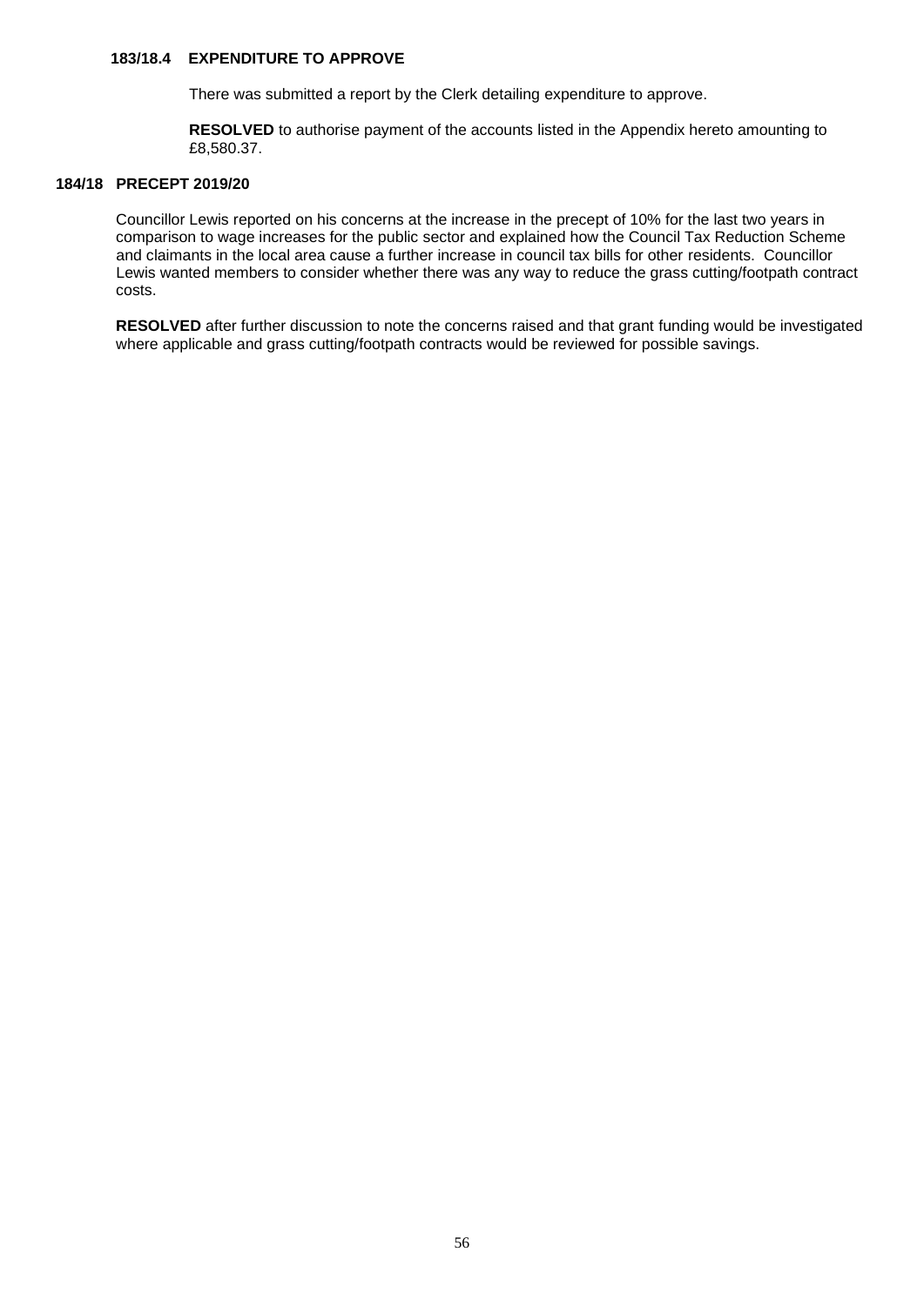### 183/18.4 EXPENDITURE TO APPROVE

There was submitted a report by the Clerk detailing expenditure to approve.

**RESOLVED** to authorise payment of the accounts listed in the Appendix hereto amounting to £8,580.37.

## 184/18 PRECEPT 2019/20

Councillor Lewis reported on his concerns at the increase in the precept of 10% for the last two years in comparison to wage increases for the public sector and explained how the Council Tax Reduction Scheme and claimants in the local area cause a further increase in council tax bills for other residents. Councillor Lewis wanted members to consider whether there was any way to reduce the grass cutting/footpath contract costs.

**RESOLVED** after further discussion to note the concerns raised and that grant funding would be investigated where applicable and grass cutting/footpath contracts would be reviewed for possible savings.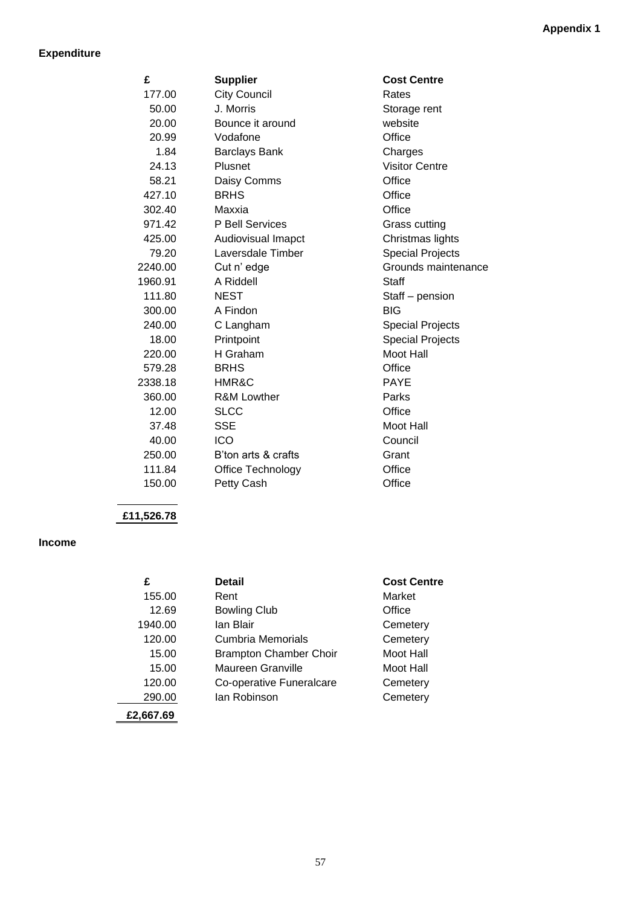**Appendix 1**

**Expenditure**

| £ | Supplier | Cost Centre |
|---|---|---|
| 177.00 | City Council | Rates |
| 50.00 | J. Morris | Storage rent |
| 20.00 | Bounce it around | website |
| 20.99 | Vodafone | Office |
| 1.84 | Barclays Bank | Charges |
| 24.13 | Plusnet | Visitor Centre |
| 58.21 | Daisy Comms | Office |
| 427.10 | BRHS | Office |
| 302.40 | Maxxia | Office |
| 971.42 | P Bell Services | Grass cutting |
| 425.00 | Audiovisual Imapct | Christmas lights |
| 79.20 | Laversdale Timber | Special Projects |
| 2240.00 | Cut n' edge | Grounds maintenance |
| 1960.91 | A Riddell | Staff |
| 111.80 | NEST | Staff – pension |
| 300.00 | A Findon | BIG |
| 240.00 | C Langham | Special Projects |
| 18.00 | Printpoint | Special Projects |
| 220.00 | H Graham | Moot Hall |
| 579.28 | BRHS | Office |
| 2338.18 | HMR&C | PAYE |
| 360.00 | R&M Lowther | Parks |
| 12.00 | SLCC | Office |
| 37.48 | SSE | Moot Hall |
| 40.00 | ICO | Council |
| 250.00 | B'ton arts & crafts | Grant |
| 111.84 | Office Technology | Office |
| 150.00 | Petty Cash | Office |
| **£11,526.78** | | |

**Income**

| £ | Detail | Cost Centre |
|---|---|---|
| 155.00 | Rent | Market |
| 12.69 | Bowling Club | Office |
| 1940.00 | Ian Blair | Cemetery |
| 120.00 | Cumbria Memorials | Cemetery |
| 15.00 | Brampton Chamber Choir | Moot Hall |
| 15.00 | Maureen Granville | Moot Hall |
| 120.00 | Co-operative Funeralcare | Cemetery |
| 290.00 | Ian Robinson | Cemetery |
| **£2,667.69** | | |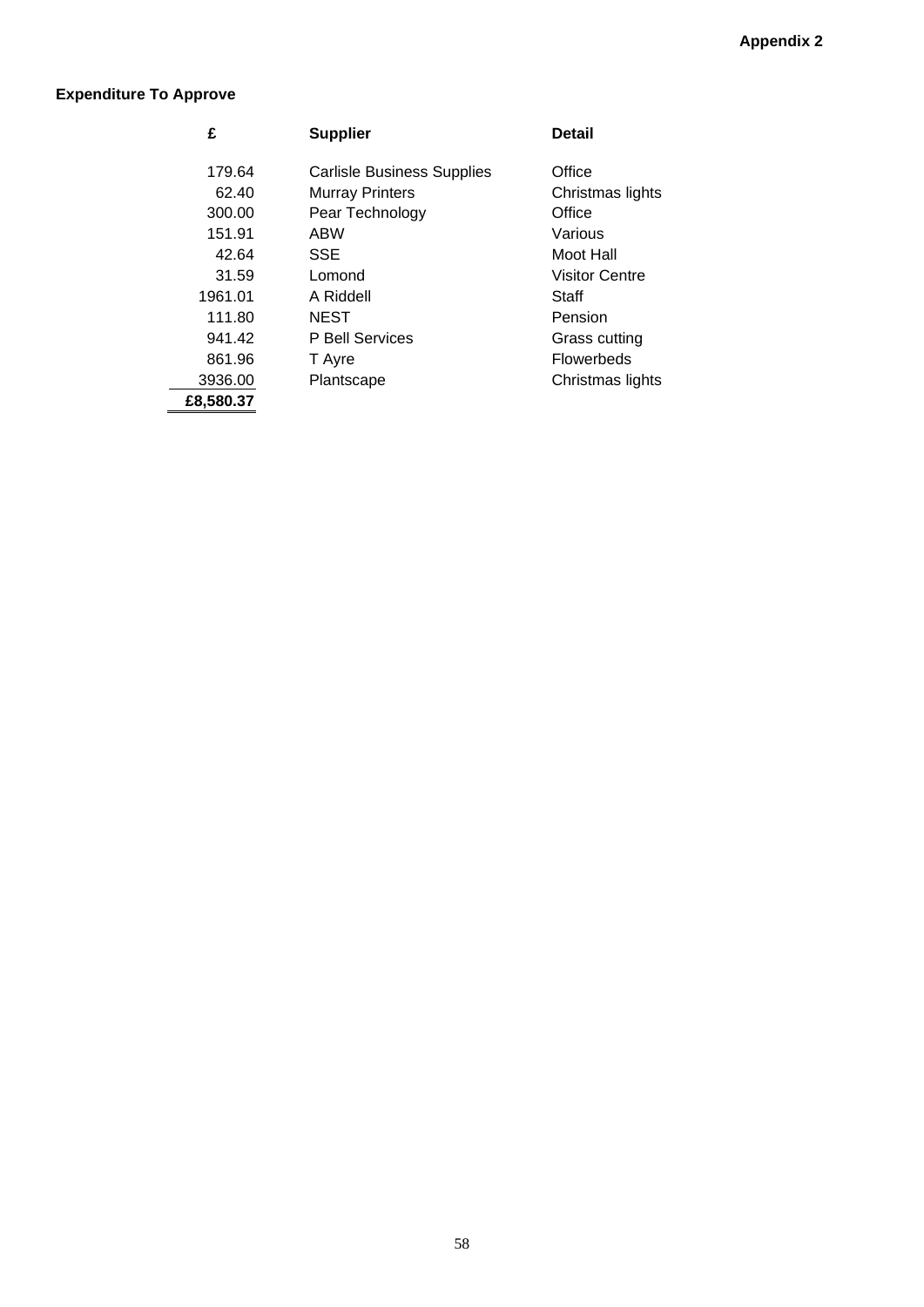**Appendix 2**

**Expenditure To Approve**

| £ | Supplier | Detail |
|---|---|---|
| 179.64 | Carlisle Business Supplies | Office |
| 62.40 | Murray Printers | Christmas lights |
| 300.00 | Pear Technology | Office |
| 151.91 | ABW | Various |
| 42.64 | SSE | Moot Hall |
| 31.59 | Lomond | Visitor Centre |
| 1961.01 | A Riddell | Staff |
| 111.80 | NEST | Pension |
| 941.42 | P Bell Services | Grass cutting |
| 861.96 | T Ayre | Flowerbeds |
| 3936.00 | Plantscape | Christmas lights |
| **£8,580.37** | | |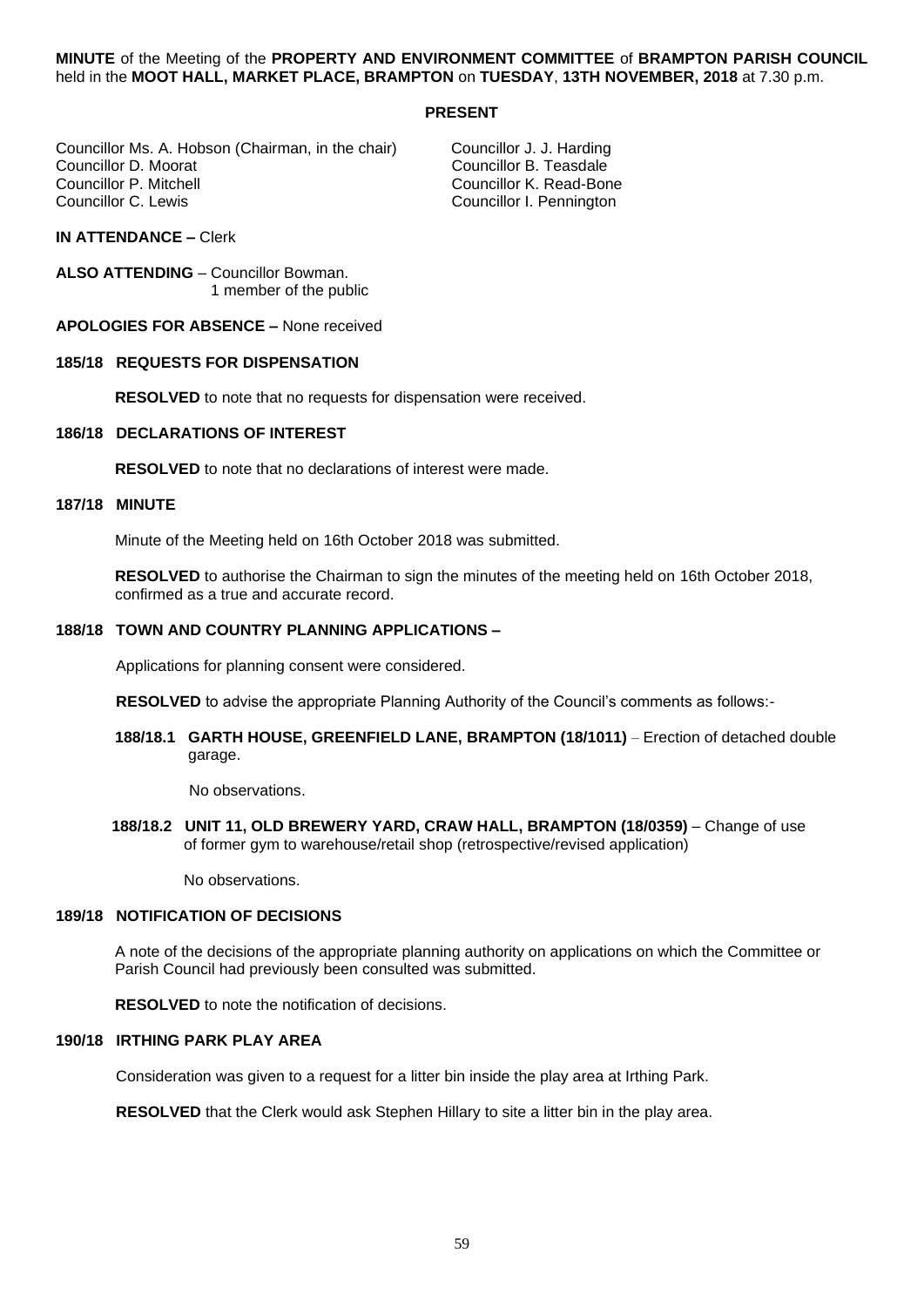**MINUTE** of the Meeting of the **PROPERTY AND ENVIRONMENT COMMITTEE** of **BRAMPTON PARISH COUNCIL** held in the **MOOT HALL, MARKET PLACE, BRAMPTON** on **TUESDAY**, **13TH NOVEMBER, 2018** at 7.30 p.m.

**PRESENT**

Councillor Ms. A. Hobson (Chairman, in the chair)
Councillor D. Moorat
Councillor P. Mitchell
Councillor C. Lewis
Councillor J. J. Harding
Councillor B. Teasdale
Councillor K. Read-Bone
Councillor I. Pennington

**IN ATTENDANCE –** Clerk

**ALSO ATTENDING** – Councillor Bowman.
1 member of the public

**APOLOGIES FOR ABSENCE –** None received

**185/18 REQUESTS FOR DISPENSATION**

**RESOLVED** to note that no requests for dispensation were received.

**186/18 DECLARATIONS OF INTEREST**

**RESOLVED** to note that no declarations of interest were made.

**187/18 MINUTE**

Minute of the Meeting held on 16th October 2018 was submitted.

**RESOLVED** to authorise the Chairman to sign the minutes of the meeting held on 16th October 2018, confirmed as a true and accurate record.

**188/18 TOWN AND COUNTRY PLANNING APPLICATIONS –**

Applications for planning consent were considered.

**RESOLVED** to advise the appropriate Planning Authority of the Council's comments as follows:-

**188/18.1 GARTH HOUSE, GREENFIELD LANE, BRAMPTON (18/1011)** – Erection of detached double garage.

No observations.

**188/18.2 UNIT 11, OLD BREWERY YARD, CRAW HALL, BRAMPTON (18/0359)** – Change of use of former gym to warehouse/retail shop (retrospective/revised application)

No observations.

**189/18 NOTIFICATION OF DECISIONS**

A note of the decisions of the appropriate planning authority on applications on which the Committee or Parish Council had previously been consulted was submitted.

**RESOLVED** to note the notification of decisions.

**190/18 IRTHING PARK PLAY AREA**

Consideration was given to a request for a litter bin inside the play area at Irthing Park.

**RESOLVED** that the Clerk would ask Stephen Hillary to site a litter bin in the play area.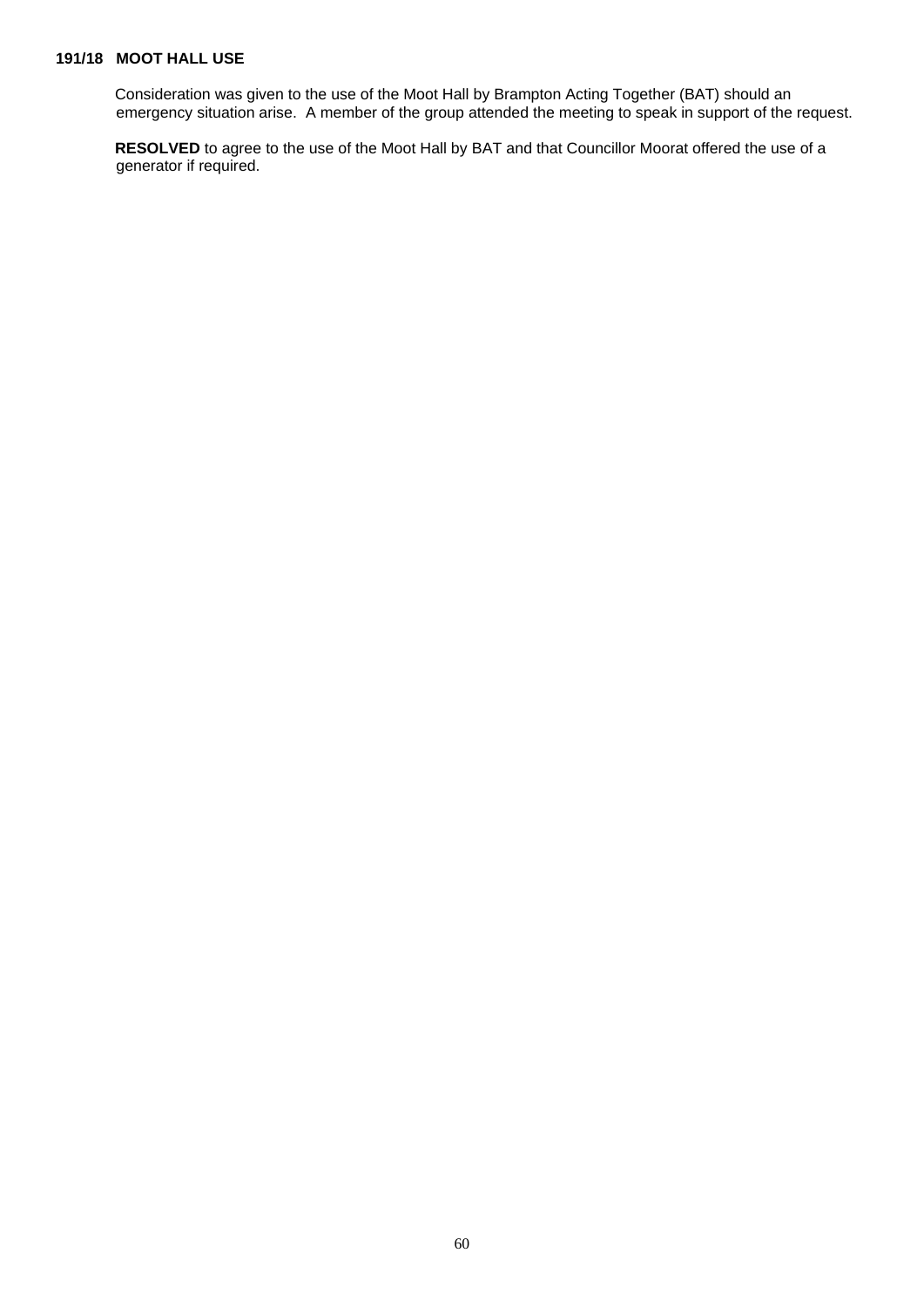**191/18 MOOT HALL USE**

Consideration was given to the use of the Moot Hall by Brampton Acting Together (BAT) should an emergency situation arise. A member of the group attended the meeting to speak in support of the request.

**RESOLVED** to agree to the use of the Moot Hall by BAT and that Councillor Moorat offered the use of a generator if required.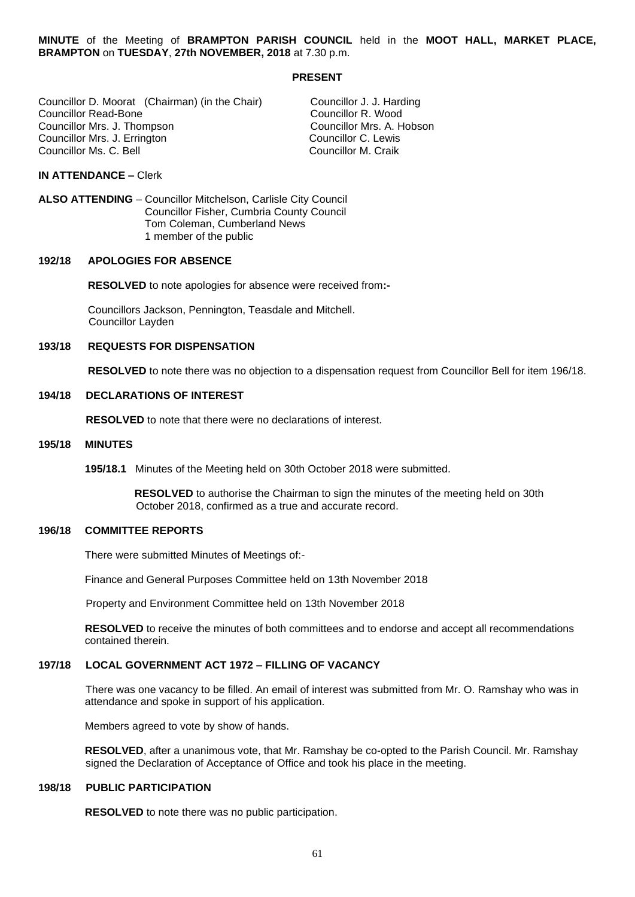**MINUTE** of the Meeting of **BRAMPTON PARISH COUNCIL** held in the **MOOT HALL, MARKET PLACE, BRAMPTON** on **TUESDAY**, **27th NOVEMBER, 2018** at 7.30 p.m.

**PRESENT**

Councillor D. Moorat (Chairman) (in the Chair)
Councillor Read-Bone
Councillor Mrs. J. Thompson
Councillor Mrs. J. Errington
Councillor Ms. C. Bell
Councillor J. J. Harding
Councillor R. Wood
Councillor Mrs. A. Hobson
Councillor C. Lewis
Councillor M. Craik

**IN ATTENDANCE –** Clerk

**ALSO ATTENDING** – Councillor Mitchelson, Carlisle City Council
Councillor Fisher, Cumbria County Council
Tom Coleman, Cumberland News
1 member of the public

**192/18 APOLOGIES FOR ABSENCE**

**RESOLVED** to note apologies for absence were received from**:-**

Councillors Jackson, Pennington, Teasdale and Mitchell.
Councillor Layden

**193/18 REQUESTS FOR DISPENSATION**

**RESOLVED** to note there was no objection to a dispensation request from Councillor Bell for item 196/18.

**194/18 DECLARATIONS OF INTEREST**

**RESOLVED** to note that there were no declarations of interest.

**195/18 MINUTES**

**195/18.1** Minutes of the Meeting held on 30th October 2018 were submitted.

**RESOLVED** to authorise the Chairman to sign the minutes of the meeting held on 30th October 2018, confirmed as a true and accurate record.

**196/18 COMMITTEE REPORTS**

There were submitted Minutes of Meetings of:-

Finance and General Purposes Committee held on 13th November 2018

Property and Environment Committee held on 13th November 2018

**RESOLVED** to receive the minutes of both committees and to endorse and accept all recommendations contained therein.

**197/18 LOCAL GOVERNMENT ACT 1972 – FILLING OF VACANCY**

There was one vacancy to be filled. An email of interest was submitted from Mr. O. Ramshay who was in attendance and spoke in support of his application.

Members agreed to vote by show of hands.

**RESOLVED**, after a unanimous vote, that Mr. Ramshay be co-opted to the Parish Council. Mr. Ramshay signed the Declaration of Acceptance of Office and took his place in the meeting.

**198/18 PUBLIC PARTICIPATION**

**RESOLVED** to note there was no public participation.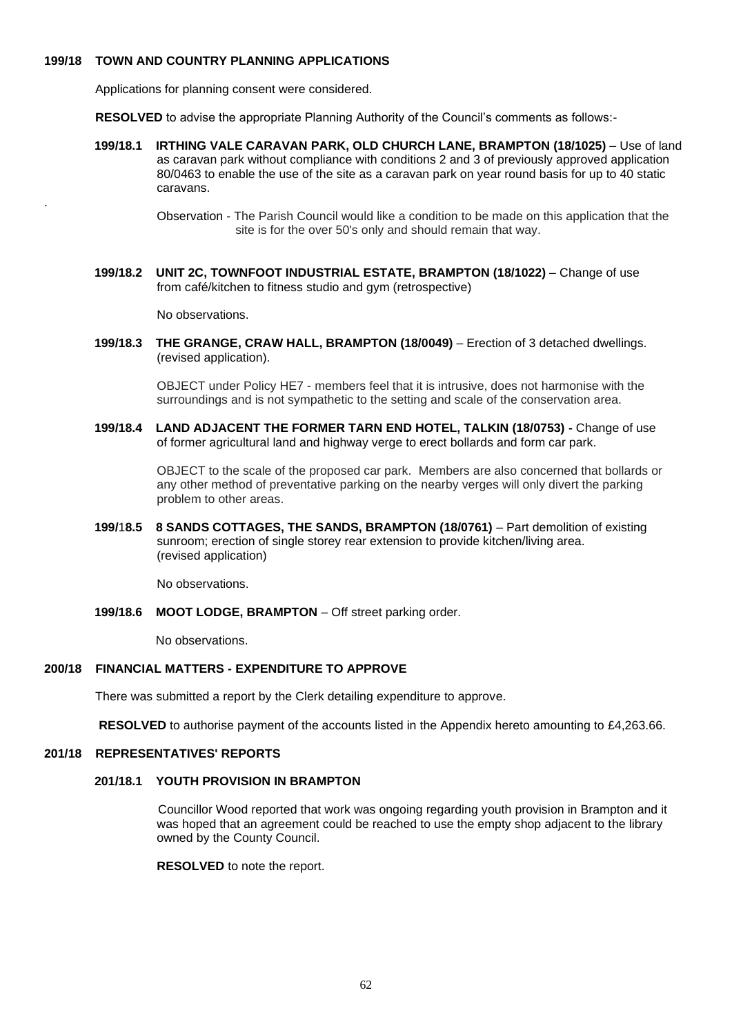## 199/18 TOWN AND COUNTRY PLANNING APPLICATIONS

Applications for planning consent were considered.

**RESOLVED** to advise the appropriate Planning Authority of the Council's comments as follows:-

**199/18.1 IRTHING VALE CARAVAN PARK, OLD CHURCH LANE, BRAMPTON (18/1025)** – Use of land as caravan park without compliance with conditions 2 and 3 of previously approved application 80/0463 to enable the use of the site as a caravan park on year round basis for up to 40 static caravans.

Observation - The Parish Council would like a condition to be made on this application that the site is for the over 50's only and should remain that way.

**199/18.2 UNIT 2C, TOWNFOOT INDUSTRIAL ESTATE, BRAMPTON (18/1022)** – Change of use from café/kitchen to fitness studio and gym (retrospective)

No observations.

**199/18.3 THE GRANGE, CRAW HALL, BRAMPTON (18/0049)** – Erection of 3 detached dwellings. (revised application).

OBJECT under Policy HE7 - members feel that it is intrusive, does not harmonise with the surroundings and is not sympathetic to the setting and scale of the conservation area.

**199/18.4 LAND ADJACENT THE FORMER TARN END HOTEL, TALKIN (18/0753) -** Change of use of former agricultural land and highway verge to erect bollards and form car park.

OBJECT to the scale of the proposed car park. Members are also concerned that bollards or any other method of preventative parking on the nearby verges will only divert the parking problem to other areas.

**199/18.5 8 SANDS COTTAGES, THE SANDS, BRAMPTON (18/0761)** – Part demolition of existing sunroom; erection of single storey rear extension to provide kitchen/living area. (revised application)

No observations.

**199/18.6 MOOT LODGE, BRAMPTON** – Off street parking order.

No observations.

## 200/18 FINANCIAL MATTERS - EXPENDITURE TO APPROVE

There was submitted a report by the Clerk detailing expenditure to approve.

**RESOLVED** to authorise payment of the accounts listed in the Appendix hereto amounting to £4,263.66.

## 201/18 REPRESENTATIVES' REPORTS

### 201/18.1 YOUTH PROVISION IN BRAMPTON

Councillor Wood reported that work was ongoing regarding youth provision in Brampton and it was hoped that an agreement could be reached to use the empty shop adjacent to the library owned by the County Council.

**RESOLVED** to note the report.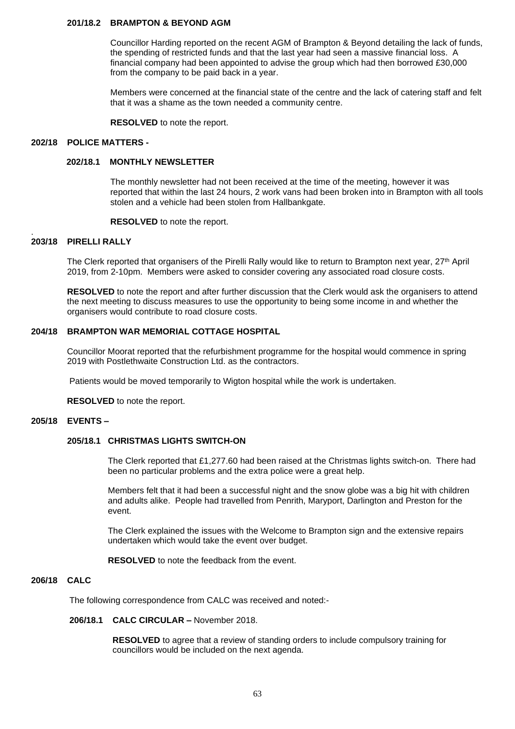### 201/18.2 BRAMPTON & BEYOND AGM

Councillor Harding reported on the recent AGM of Brampton & Beyond detailing the lack of funds, the spending of restricted funds and that the last year had seen a massive financial loss. A financial company had been appointed to advise the group which had then borrowed £30,000 from the company to be paid back in a year.

Members were concerned at the financial state of the centre and the lack of catering staff and felt that it was a shame as the town needed a community centre.

**RESOLVED** to note the report.

## 202/18 POLICE MATTERS -

### 202/18.1 MONTHLY NEWSLETTER

The monthly newsletter had not been received at the time of the meeting, however it was reported that within the last 24 hours, 2 work vans had been broken into in Brampton with all tools stolen and a vehicle had been stolen from Hallbankgate.

**RESOLVED** to note the report.

## 203/18 PIRELLI RALLY

The Clerk reported that organisers of the Pirelli Rally would like to return to Brampton next year, 27th April 2019, from 2-10pm. Members were asked to consider covering any associated road closure costs.

**RESOLVED** to note the report and after further discussion that the Clerk would ask the organisers to attend the next meeting to discuss measures to use the opportunity to being some income in and whether the organisers would contribute to road closure costs.

## 204/18 BRAMPTON WAR MEMORIAL COTTAGE HOSPITAL

Councillor Moorat reported that the refurbishment programme for the hospital would commence in spring 2019 with Postlethwaite Construction Ltd. as the contractors.

Patients would be moved temporarily to Wigton hospital while the work is undertaken.

**RESOLVED** to note the report.

## 205/18 EVENTS –

### 205/18.1 CHRISTMAS LIGHTS SWITCH-ON

The Clerk reported that £1,277.60 had been raised at the Christmas lights switch-on. There had been no particular problems and the extra police were a great help.

Members felt that it had been a successful night and the snow globe was a big hit with children and adults alike. People had travelled from Penrith, Maryport, Darlington and Preston for the event.

The Clerk explained the issues with the Welcome to Brampton sign and the extensive repairs undertaken which would take the event over budget.

**RESOLVED** to note the feedback from the event.

## 206/18 CALC

The following correspondence from CALC was received and noted:-

### 206/18.1 CALC CIRCULAR – November 2018.

**RESOLVED** to agree that a review of standing orders to include compulsory training for councillors would be included on the next agenda.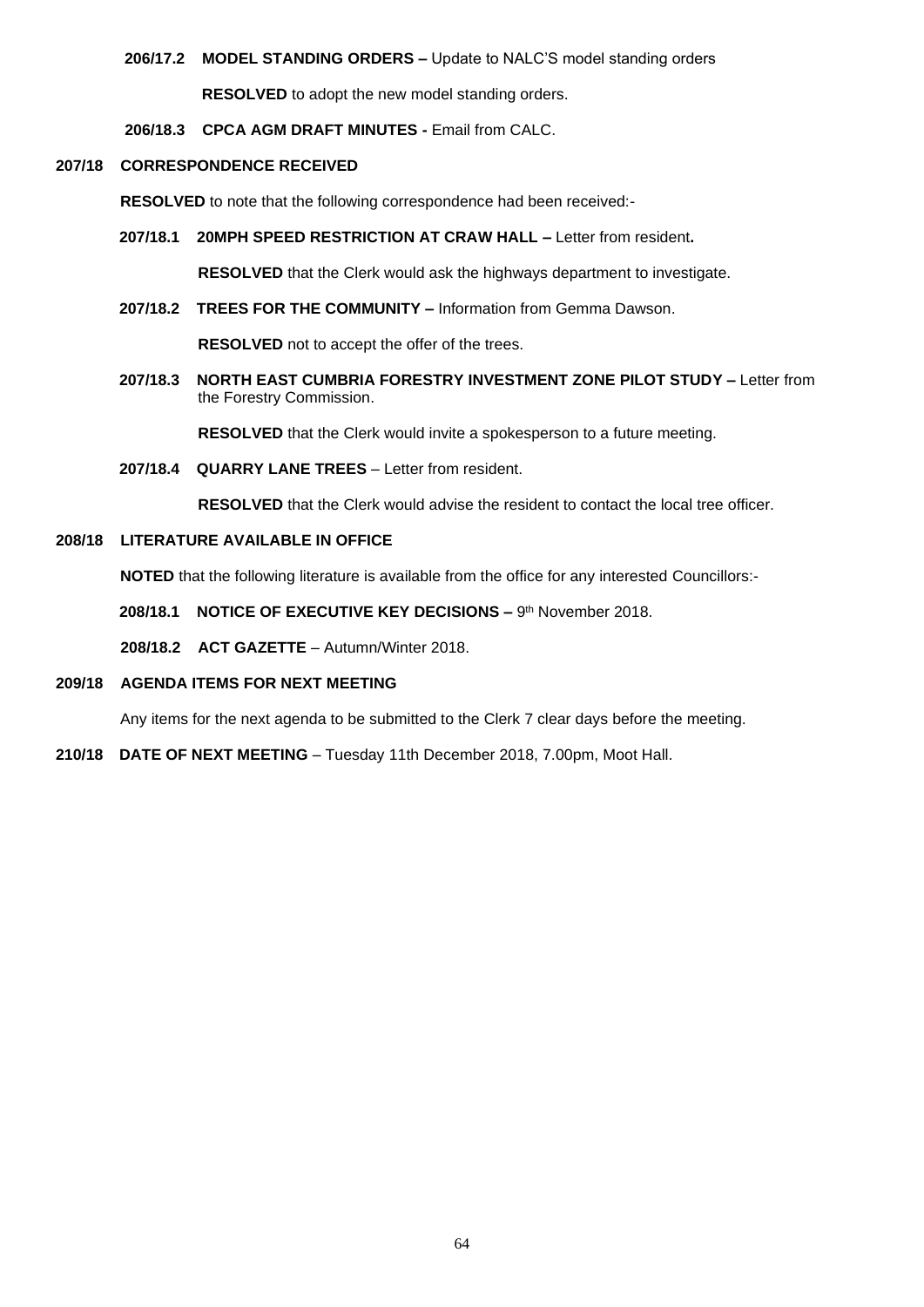**206/17.2 MODEL STANDING ORDERS –** Update to NALC'S model standing orders

**RESOLVED** to adopt the new model standing orders.

**206/18.3 CPCA AGM DRAFT MINUTES -** Email from CALC.

**207/18 CORRESPONDENCE RECEIVED**

**RESOLVED** to note that the following correspondence had been received:-

**207/18.1 20MPH SPEED RESTRICTION AT CRAW HALL –** Letter from resident**.**

**RESOLVED** that the Clerk would ask the highways department to investigate.

**207/18.2 TREES FOR THE COMMUNITY –** Information from Gemma Dawson.

**RESOLVED** not to accept the offer of the trees.

**207/18.3 NORTH EAST CUMBRIA FORESTRY INVESTMENT ZONE PILOT STUDY –** Letter from the Forestry Commission.

**RESOLVED** that the Clerk would invite a spokesperson to a future meeting.

**207/18.4 QUARRY LANE TREES** – Letter from resident.

**RESOLVED** that the Clerk would advise the resident to contact the local tree officer.

**208/18 LITERATURE AVAILABLE IN OFFICE**

**NOTED** that the following literature is available from the office for any interested Councillors:-

**208/18.1 NOTICE OF EXECUTIVE KEY DECISIONS –** 9th November 2018.

**208/18.2 ACT GAZETTE** – Autumn/Winter 2018.

**209/18 AGENDA ITEMS FOR NEXT MEETING**

Any items for the next agenda to be submitted to the Clerk 7 clear days before the meeting.

**210/18 DATE OF NEXT MEETING** – Tuesday 11th December 2018, 7.00pm, Moot Hall.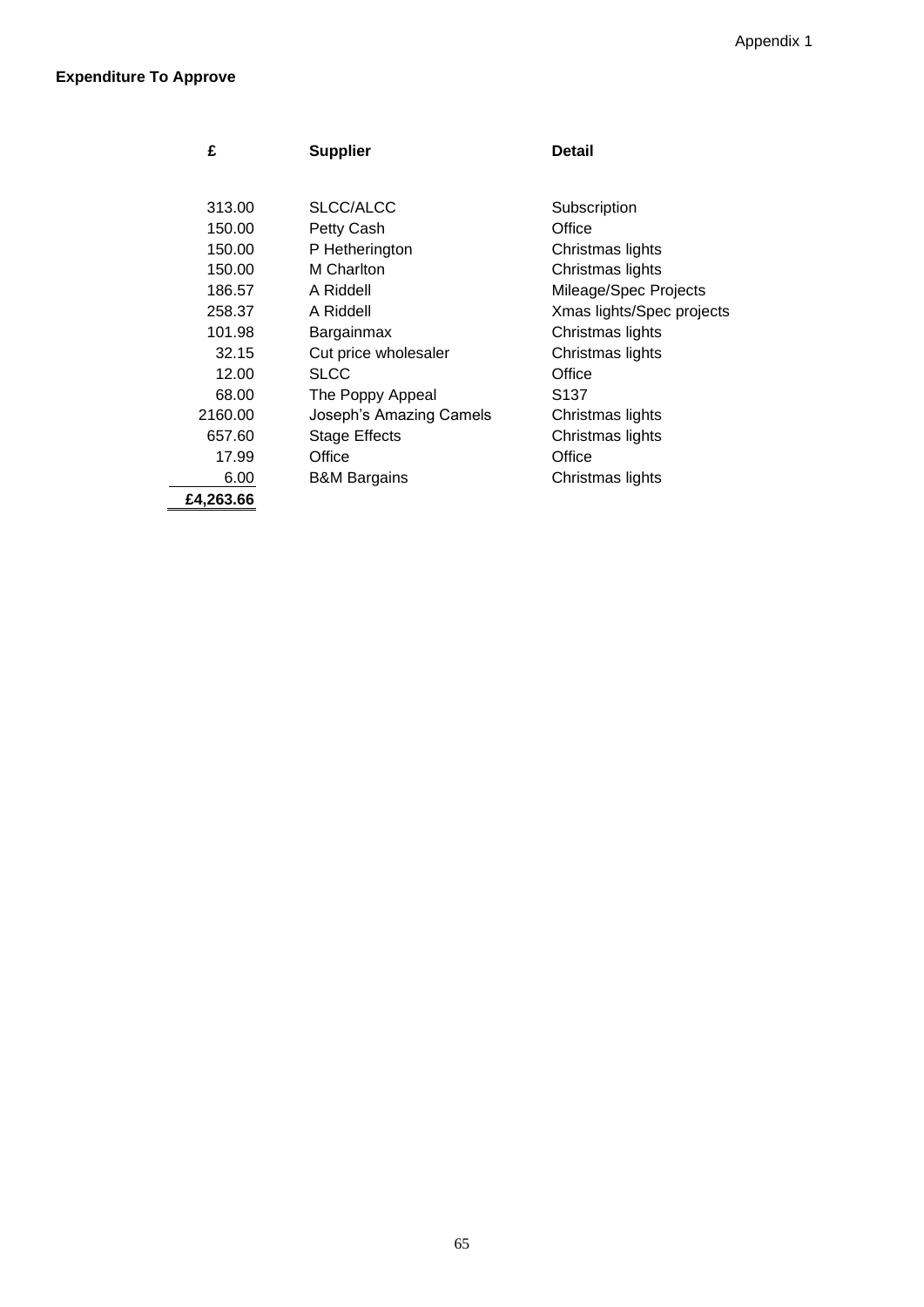Appendix 1

**Expenditure To Approve**

| £ | Supplier | Detail |
|---|---|---|
| 313.00 | SLCC/ALCC | Subscription |
| 150.00 | Petty Cash | Office |
| 150.00 | P Hetherington | Christmas lights |
| 150.00 | M Charlton | Christmas lights |
| 186.57 | A Riddell | Mileage/Spec Projects |
| 258.37 | A Riddell | Xmas lights/Spec projects |
| 101.98 | Bargainmax | Christmas lights |
| 32.15 | Cut price wholesaler | Christmas lights |
| 12.00 | SLCC | Office |
| 68.00 | The Poppy Appeal | S137 |
| 2160.00 | Joseph's Amazing Camels | Christmas lights |
| 657.60 | Stage Effects | Christmas lights |
| 17.99 | Office | Office |
| 6.00 | B&M Bargains | Christmas lights |
| **£4,263.66** | | |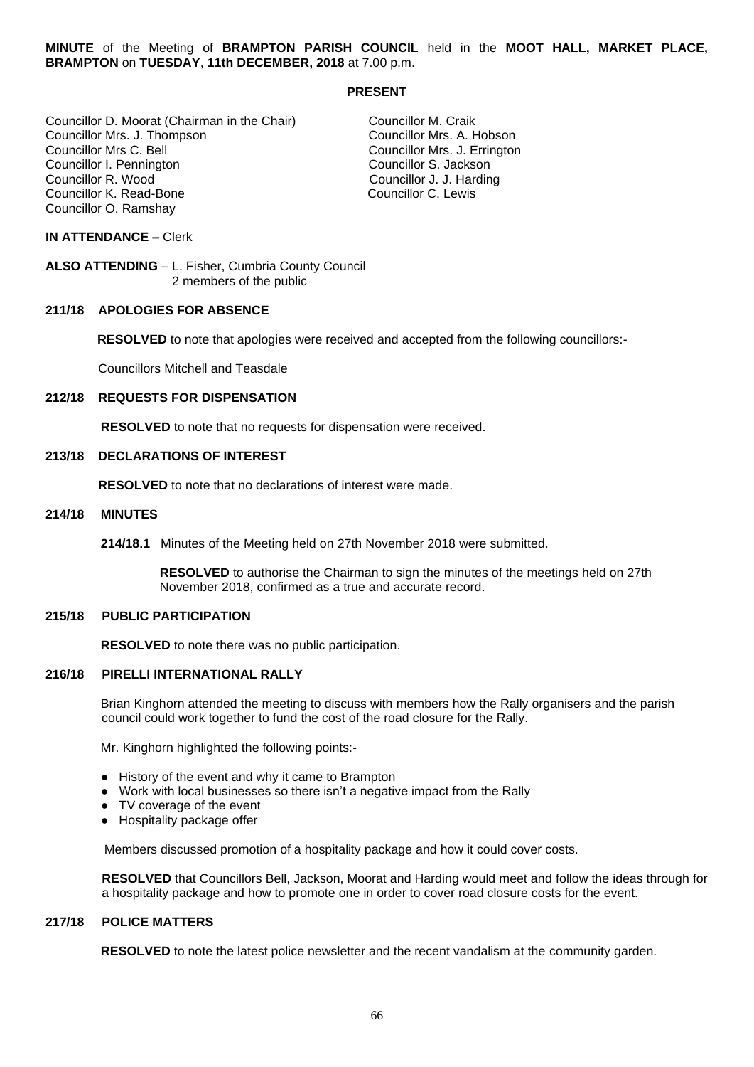**MINUTE** of the Meeting of **BRAMPTON PARISH COUNCIL** held in the **MOOT HALL, MARKET PLACE, BRAMPTON** on **TUESDAY**, **11th DECEMBER, 2018** at 7.00 p.m.

**PRESENT**

Councillor D. Moorat (Chairman in the Chair)
Councillor Mrs. J. Thompson
Councillor Mrs C. Bell
Councillor I. Pennington
Councillor R. Wood
Councillor K. Read-Bone
Councillor O. Ramshay
Councillor M. Craik
Councillor Mrs. A. Hobson
Councillor Mrs. J. Errington
Councillor S. Jackson
Councillor J. J. Harding
Councillor C. Lewis

**IN ATTENDANCE –** Clerk

**ALSO ATTENDING** – L. Fisher, Cumbria County Council
2 members of the public

**211/18 APOLOGIES FOR ABSENCE**

**RESOLVED** to note that apologies were received and accepted from the following councillors:-

Councillors Mitchell and Teasdale

**212/18 REQUESTS FOR DISPENSATION**

**RESOLVED** to note that no requests for dispensation were received.

**213/18 DECLARATIONS OF INTEREST**

**RESOLVED** to note that no declarations of interest were made.

**214/18 MINUTES**

**214/18.1** Minutes of the Meeting held on 27th November 2018 were submitted.

**RESOLVED** to authorise the Chairman to sign the minutes of the meetings held on 27th November 2018, confirmed as a true and accurate record.

**215/18 PUBLIC PARTICIPATION**

**RESOLVED** to note there was no public participation.

**216/18 PIRELLI INTERNATIONAL RALLY**

Brian Kinghorn attended the meeting to discuss with members how the Rally organisers and the parish council could work together to fund the cost of the road closure for the Rally.

Mr. Kinghorn highlighted the following points:-

- History of the event and why it came to Brampton
- Work with local businesses so there isn't a negative impact from the Rally
- TV coverage of the event
- Hospitality package offer

Members discussed promotion of a hospitality package and how it could cover costs.

**RESOLVED** that Councillors Bell, Jackson, Moorat and Harding would meet and follow the ideas through for a hospitality package and how to promote one in order to cover road closure costs for the event.

**217/18 POLICE MATTERS**

**RESOLVED** to note the latest police newsletter and the recent vandalism at the community garden.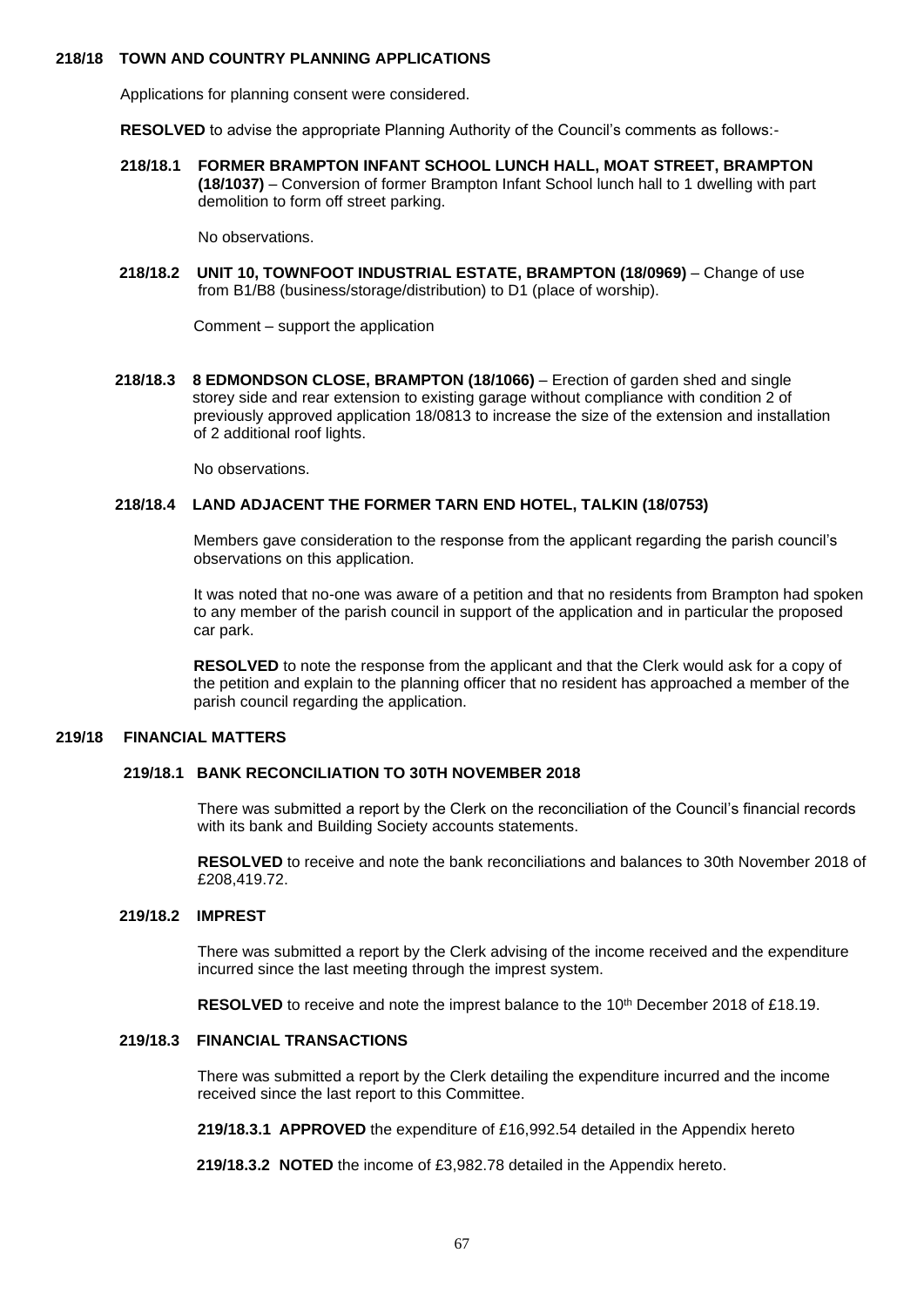## 218/18 TOWN AND COUNTRY PLANNING APPLICATIONS

Applications for planning consent were considered.

**RESOLVED** to advise the appropriate Planning Authority of the Council's comments as follows:-

**218/18.1 FORMER BRAMPTON INFANT SCHOOL LUNCH HALL, MOAT STREET, BRAMPTON (18/1037)** – Conversion of former Brampton Infant School lunch hall to 1 dwelling with part demolition to form off street parking.

No observations.

**218/18.2 UNIT 10, TOWNFOOT INDUSTRIAL ESTATE, BRAMPTON (18/0969)** – Change of use from B1/B8 (business/storage/distribution) to D1 (place of worship).

Comment – support the application

**218/18.3 8 EDMONDSON CLOSE, BRAMPTON (18/1066)** – Erection of garden shed and single storey side and rear extension to existing garage without compliance with condition 2 of previously approved application 18/0813 to increase the size of the extension and installation of 2 additional roof lights.

No observations.

### 218/18.4 LAND ADJACENT THE FORMER TARN END HOTEL, TALKIN (18/0753)

Members gave consideration to the response from the applicant regarding the parish council's observations on this application.

It was noted that no-one was aware of a petition and that no residents from Brampton had spoken to any member of the parish council in support of the application and in particular the proposed car park.

**RESOLVED** to note the response from the applicant and that the Clerk would ask for a copy of the petition and explain to the planning officer that no resident has approached a member of the parish council regarding the application.

## 219/18 FINANCIAL MATTERS

### 219/18.1 BANK RECONCILIATION TO 30TH NOVEMBER 2018

There was submitted a report by the Clerk on the reconciliation of the Council's financial records with its bank and Building Society accounts statements.

**RESOLVED** to receive and note the bank reconciliations and balances to 30th November 2018 of £208,419.72.

### 219/18.2 IMPREST

There was submitted a report by the Clerk advising of the income received and the expenditure incurred since the last meeting through the imprest system.

**RESOLVED** to receive and note the imprest balance to the 10th December 2018 of £18.19.

### 219/18.3 FINANCIAL TRANSACTIONS

There was submitted a report by the Clerk detailing the expenditure incurred and the income received since the last report to this Committee.

**219/18.3.1 APPROVED** the expenditure of £16,992.54 detailed in the Appendix hereto

**219/18.3.2 NOTED** the income of £3,982.78 detailed in the Appendix hereto.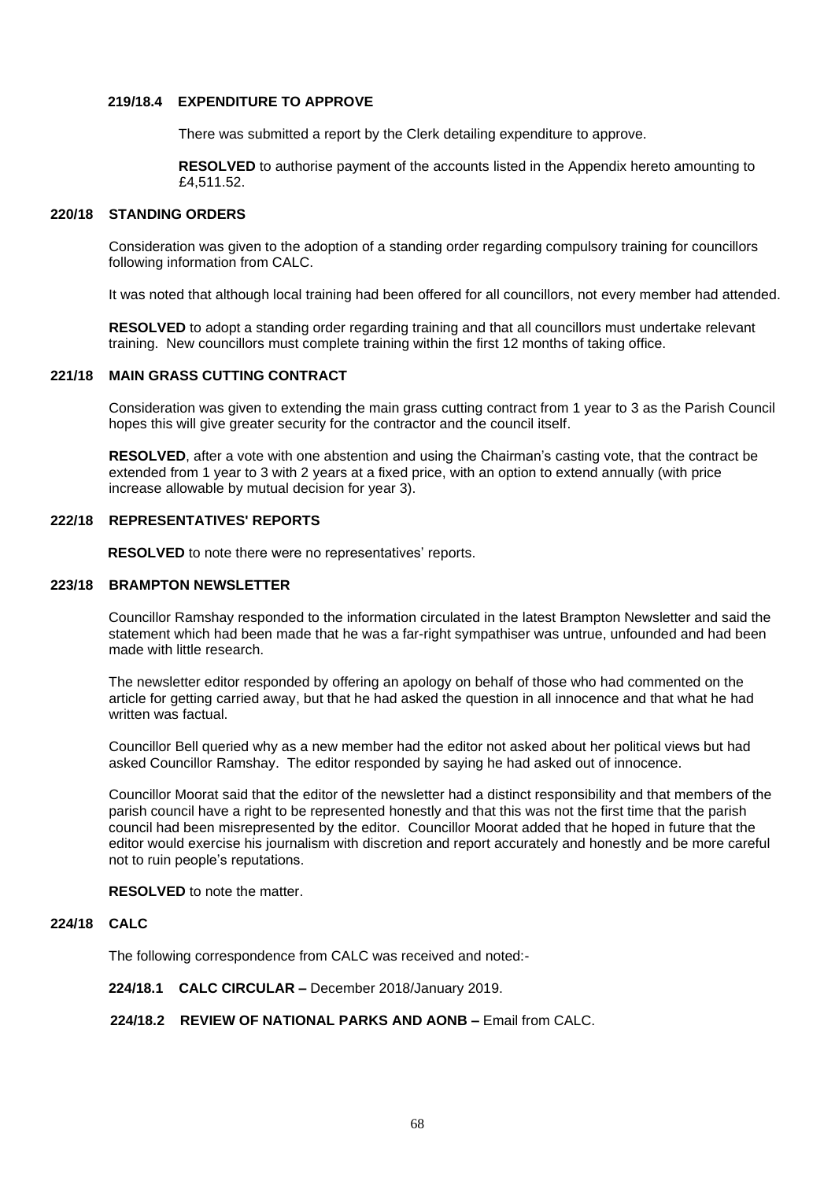**219/18.4 EXPENDITURE TO APPROVE**

There was submitted a report by the Clerk detailing expenditure to approve.

**RESOLVED** to authorise payment of the accounts listed in the Appendix hereto amounting to £4,511.52.

**220/18 STANDING ORDERS**

Consideration was given to the adoption of a standing order regarding compulsory training for councillors following information from CALC.

It was noted that although local training had been offered for all councillors, not every member had attended.

**RESOLVED** to adopt a standing order regarding training and that all councillors must undertake relevant training. New councillors must complete training within the first 12 months of taking office.

**221/18 MAIN GRASS CUTTING CONTRACT**

Consideration was given to extending the main grass cutting contract from 1 year to 3 as the Parish Council hopes this will give greater security for the contractor and the council itself.

**RESOLVED**, after a vote with one abstention and using the Chairman's casting vote, that the contract be extended from 1 year to 3 with 2 years at a fixed price, with an option to extend annually (with price increase allowable by mutual decision for year 3).

**222/18 REPRESENTATIVES' REPORTS**

**RESOLVED** to note there were no representatives' reports.

**223/18 BRAMPTON NEWSLETTER**

Councillor Ramshay responded to the information circulated in the latest Brampton Newsletter and said the statement which had been made that he was a far-right sympathiser was untrue, unfounded and had been made with little research.

The newsletter editor responded by offering an apology on behalf of those who had commented on the article for getting carried away, but that he had asked the question in all innocence and that what he had written was factual.

Councillor Bell queried why as a new member had the editor not asked about her political views but had asked Councillor Ramshay. The editor responded by saying he had asked out of innocence.

Councillor Moorat said that the editor of the newsletter had a distinct responsibility and that members of the parish council have a right to be represented honestly and that this was not the first time that the parish council had been misrepresented by the editor. Councillor Moorat added that he hoped in future that the editor would exercise his journalism with discretion and report accurately and honestly and be more careful not to ruin people's reputations.

**RESOLVED** to note the matter.

**224/18 CALC**

The following correspondence from CALC was received and noted:-

**224/18.1 CALC CIRCULAR –** December 2018/January 2019.

**224/18.2 REVIEW OF NATIONAL PARKS AND AONB –** Email from CALC.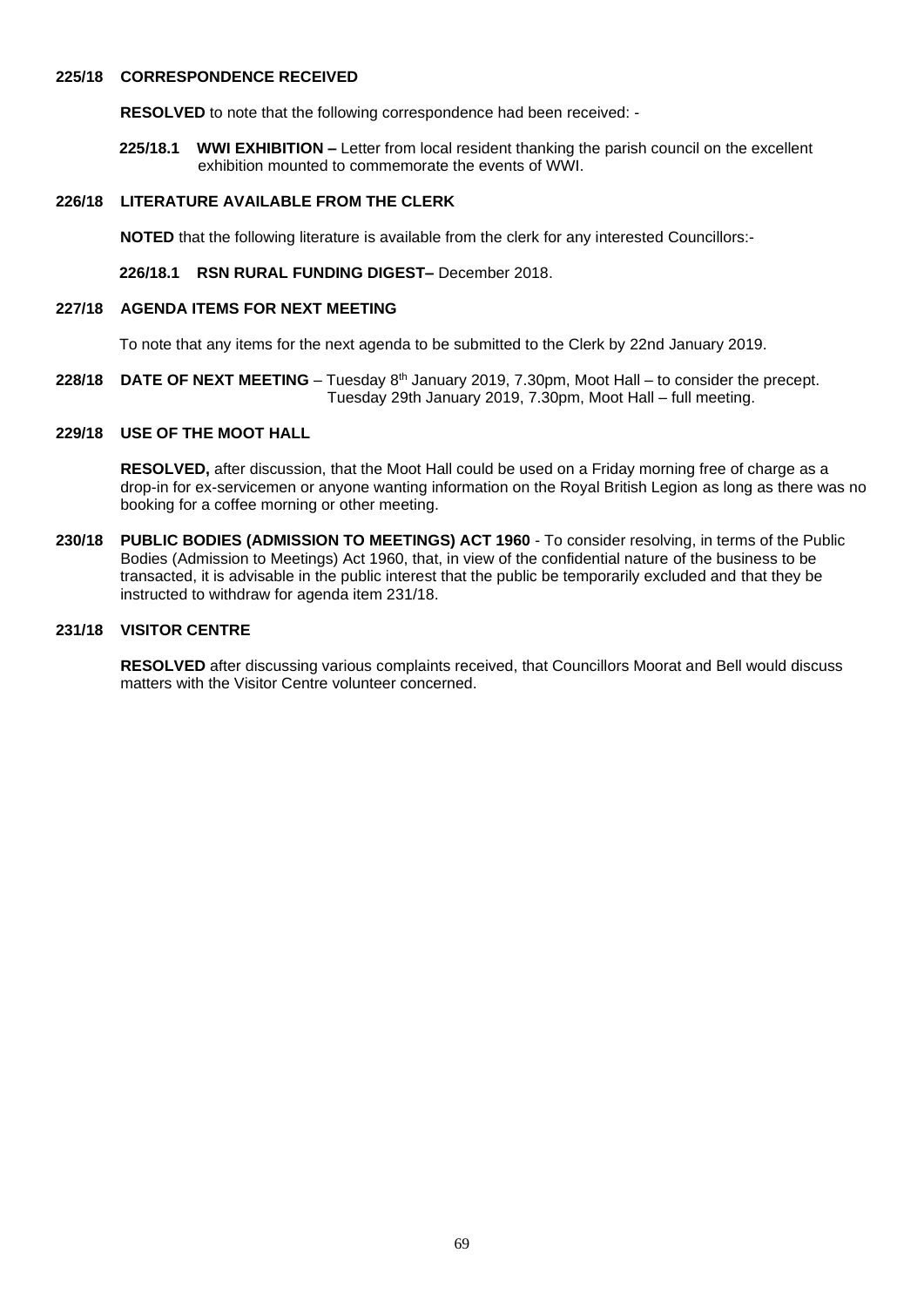**225/18 CORRESPONDENCE RECEIVED**

**RESOLVED** to note that the following correspondence had been received: -

**225/18.1 WWI EXHIBITION –** Letter from local resident thanking the parish council on the excellent exhibition mounted to commemorate the events of WWI.

**226/18 LITERATURE AVAILABLE FROM THE CLERK**

**NOTED** that the following literature is available from the clerk for any interested Councillors:-

**226/18.1 RSN RURAL FUNDING DIGEST–** December 2018.

**227/18 AGENDA ITEMS FOR NEXT MEETING**

To note that any items for the next agenda to be submitted to the Clerk by 22nd January 2019.

**228/18 DATE OF NEXT MEETING** – Tuesday 8th January 2019, 7.30pm, Moot Hall – to consider the precept.
Tuesday 29th January 2019, 7.30pm, Moot Hall – full meeting.

**229/18 USE OF THE MOOT HALL**

**RESOLVED,** after discussion, that the Moot Hall could be used on a Friday morning free of charge as a drop-in for ex-servicemen or anyone wanting information on the Royal British Legion as long as there was no booking for a coffee morning or other meeting.

**230/18 PUBLIC BODIES (ADMISSION TO MEETINGS) ACT 1960** - To consider resolving, in terms of the Public Bodies (Admission to Meetings) Act 1960, that, in view of the confidential nature of the business to be transacted, it is advisable in the public interest that the public be temporarily excluded and that they be instructed to withdraw for agenda item 231/18.

**231/18 VISITOR CENTRE**

**RESOLVED** after discussing various complaints received, that Councillors Moorat and Bell would discuss matters with the Visitor Centre volunteer concerned.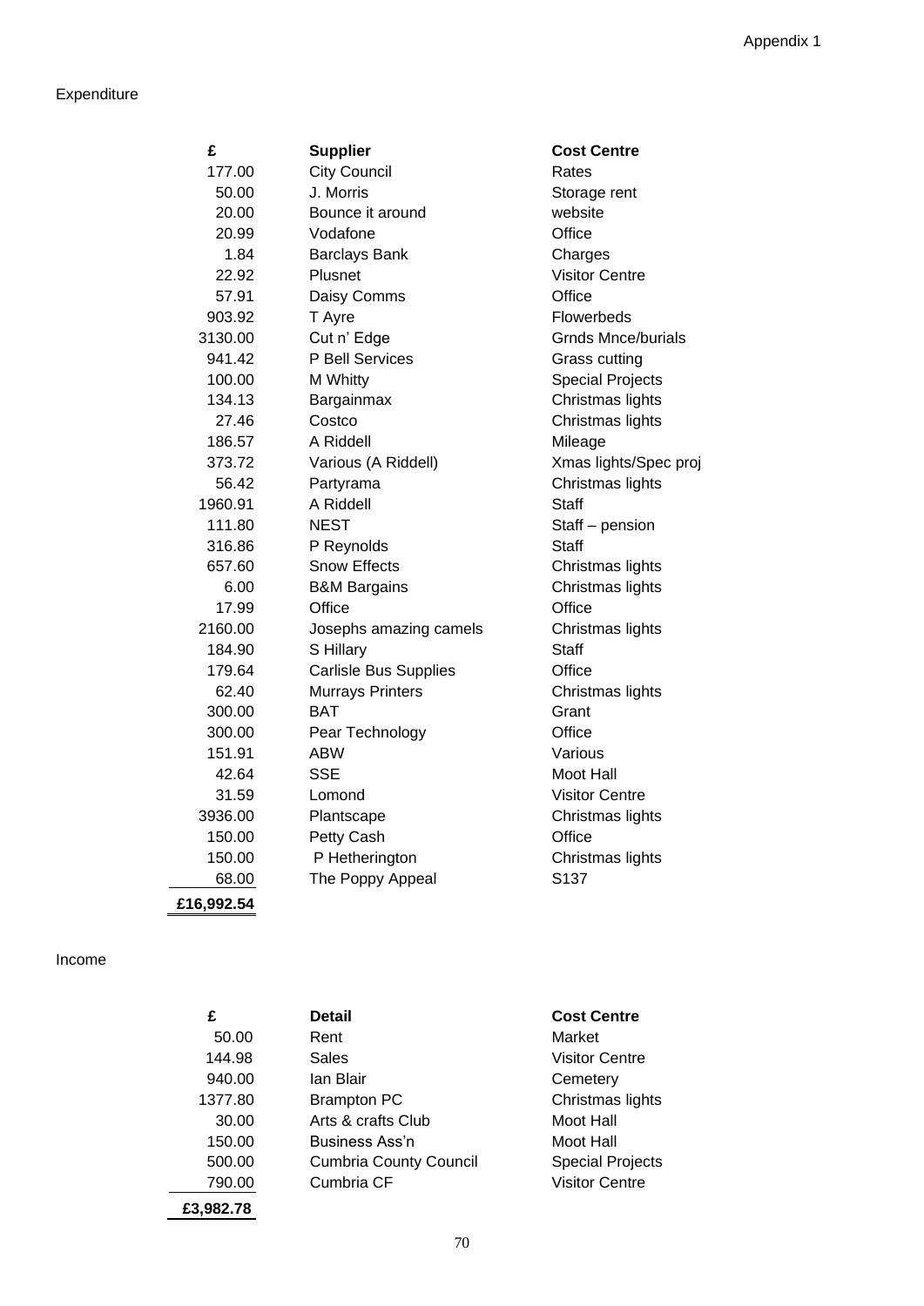Appendix 1

Expenditure

| £ | Supplier | Cost Centre |
|---|---|---|
| 177.00 | City Council | Rates |
| 50.00 | J. Morris | Storage rent |
| 20.00 | Bounce it around | website |
| 20.99 | Vodafone | Office |
| 1.84 | Barclays Bank | Charges |
| 22.92 | Plusnet | Visitor Centre |
| 57.91 | Daisy Comms | Office |
| 903.92 | T Ayre | Flowerbeds |
| 3130.00 | Cut n' Edge | Grnds Mnce/burials |
| 941.42 | P Bell Services | Grass cutting |
| 100.00 | M Whitty | Special Projects |
| 134.13 | Bargainmax | Christmas lights |
| 27.46 | Costco | Christmas lights |
| 186.57 | A Riddell | Mileage |
| 373.72 | Various (A Riddell) | Xmas lights/Spec proj |
| 56.42 | Partyrama | Christmas lights |
| 1960.91 | A Riddell | Staff |
| 111.80 | NEST | Staff – pension |
| 316.86 | P Reynolds | Staff |
| 657.60 | Snow Effects | Christmas lights |
| 6.00 | B&M Bargains | Christmas lights |
| 17.99 | Office | Office |
| 2160.00 | Josephs amazing camels | Christmas lights |
| 184.90 | S Hillary | Staff |
| 179.64 | Carlisle Bus Supplies | Office |
| 62.40 | Murrays Printers | Christmas lights |
| 300.00 | BAT | Grant |
| 300.00 | Pear Technology | Office |
| 151.91 | ABW | Various |
| 42.64 | SSE | Moot Hall |
| 31.59 | Lomond | Visitor Centre |
| 3936.00 | Plantscape | Christmas lights |
| 150.00 | Petty Cash | Office |
| 150.00 | P Hetherington | Christmas lights |
| 68.00 | The Poppy Appeal | S137 |
| **£16,992.54** | | |

Income

| £ | Detail | Cost Centre |
|---|---|---|
| 50.00 | Rent | Market |
| 144.98 | Sales | Visitor Centre |
| 940.00 | Ian Blair | Cemetery |
| 1377.80 | Brampton PC | Christmas lights |
| 30.00 | Arts & crafts Club | Moot Hall |
| 150.00 | Business Ass'n | Moot Hall |
| 500.00 | Cumbria County Council | Special Projects |
| 790.00 | Cumbria CF | Visitor Centre |
| **£3,982.78** | | |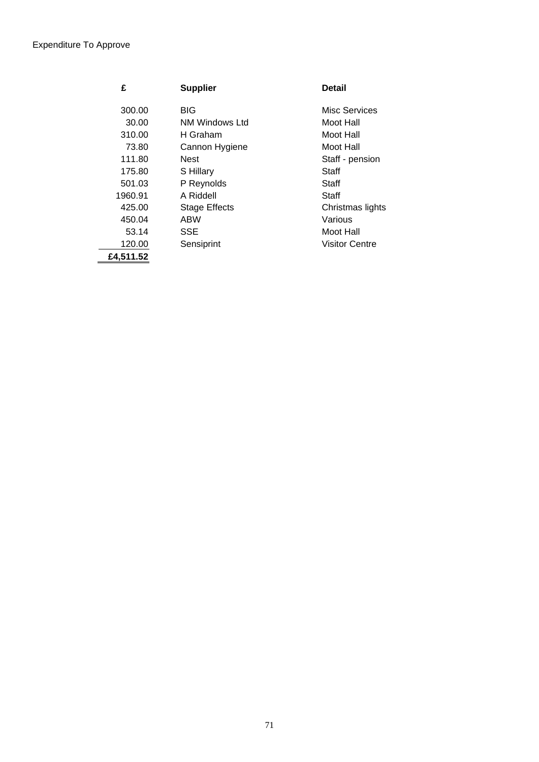Expenditure To Approve

| £ | Supplier | Detail |
|---:|---|---|
| 300.00 | BIG | Misc Services |
| 30.00 | NM Windows Ltd | Moot Hall |
| 310.00 | H Graham | Moot Hall |
| 73.80 | Cannon Hygiene | Moot Hall |
| 111.80 | Nest | Staff - pension |
| 175.80 | S Hillary | Staff |
| 501.03 | P Reynolds | Staff |
| 1960.91 | A Riddell | Staff |
| 425.00 | Stage Effects | Christmas lights |
| 450.04 | ABW | Various |
| 53.14 | SSE | Moot Hall |
| 120.00 | Sensiprint | Visitor Centre |
| **£4,511.52** | | |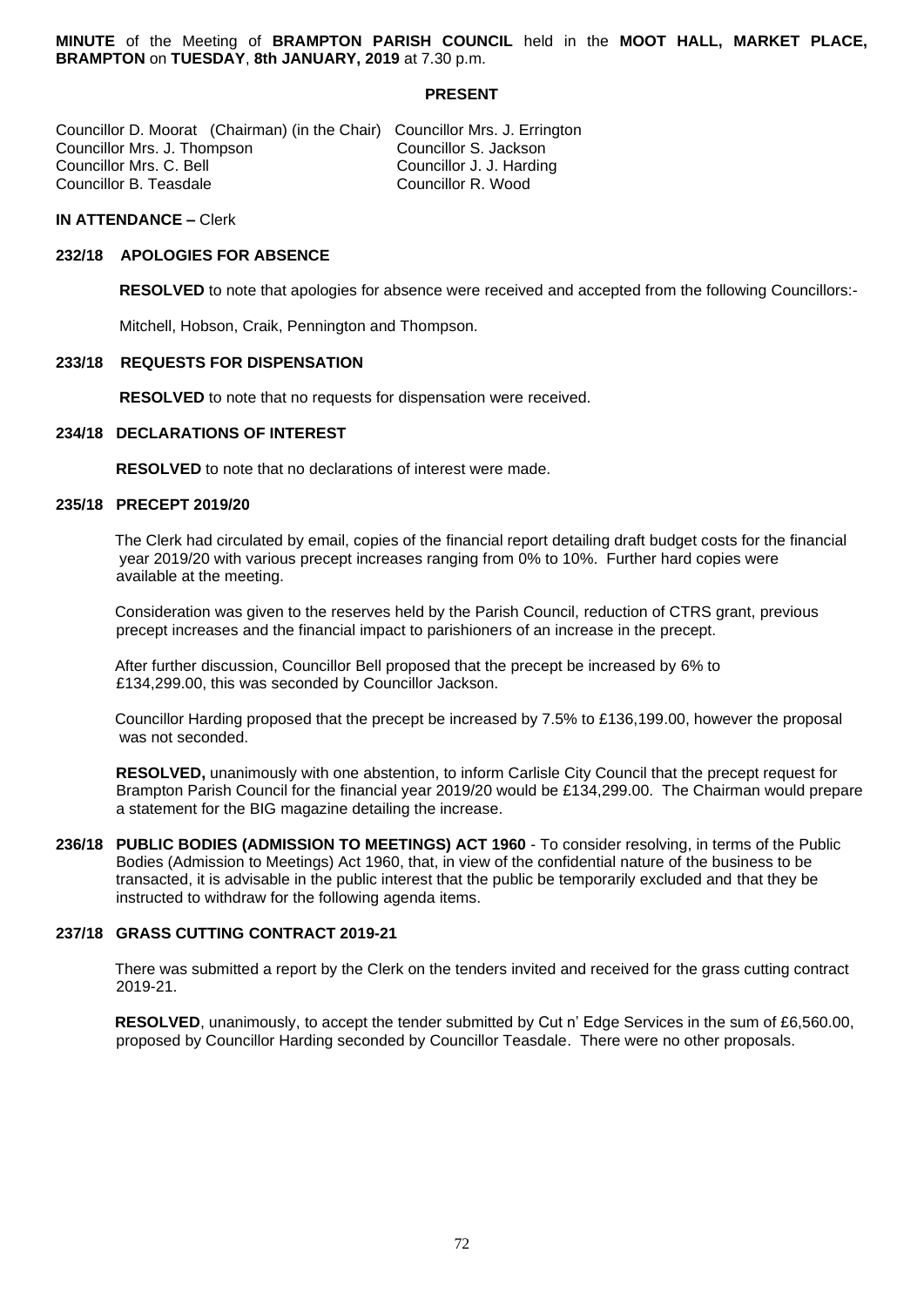**MINUTE** of the Meeting of **BRAMPTON PARISH COUNCIL** held in the **MOOT HALL, MARKET PLACE, BRAMPTON** on **TUESDAY**, **8th JANUARY, 2019** at 7.30 p.m.

**PRESENT**

Councillor D. Moorat (Chairman) (in the Chair)
Councillor Mrs. J. Thompson
Councillor Mrs. C. Bell
Councillor B. Teasdale
Councillor Mrs. J. Errington
Councillor S. Jackson
Councillor J. J. Harding
Councillor R. Wood

**IN ATTENDANCE –** Clerk

**232/18 APOLOGIES FOR ABSENCE**

**RESOLVED** to note that apologies for absence were received and accepted from the following Councillors:-

Mitchell, Hobson, Craik, Pennington and Thompson.

**233/18 REQUESTS FOR DISPENSATION**

**RESOLVED** to note that no requests for dispensation were received.

**234/18 DECLARATIONS OF INTEREST**

**RESOLVED** to note that no declarations of interest were made.

**235/18 PRECEPT 2019/20**

The Clerk had circulated by email, copies of the financial report detailing draft budget costs for the financial year 2019/20 with various precept increases ranging from 0% to 10%. Further hard copies were available at the meeting.

Consideration was given to the reserves held by the Parish Council, reduction of CTRS grant, previous precept increases and the financial impact to parishioners of an increase in the precept.

After further discussion, Councillor Bell proposed that the precept be increased by 6% to £134,299.00, this was seconded by Councillor Jackson.

Councillor Harding proposed that the precept be increased by 7.5% to £136,199.00, however the proposal was not seconded.

**RESOLVED,** unanimously with one abstention, to inform Carlisle City Council that the precept request for Brampton Parish Council for the financial year 2019/20 would be £134,299.00. The Chairman would prepare a statement for the BIG magazine detailing the increase.

**236/18 PUBLIC BODIES (ADMISSION TO MEETINGS) ACT 1960** - To consider resolving, in terms of the Public Bodies (Admission to Meetings) Act 1960, that, in view of the confidential nature of the business to be transacted, it is advisable in the public interest that the public be temporarily excluded and that they be instructed to withdraw for the following agenda items.

**237/18 GRASS CUTTING CONTRACT 2019-21**

There was submitted a report by the Clerk on the tenders invited and received for the grass cutting contract 2019-21.

**RESOLVED**, unanimously, to accept the tender submitted by Cut n' Edge Services in the sum of £6,560.00, proposed by Councillor Harding seconded by Councillor Teasdale. There were no other proposals.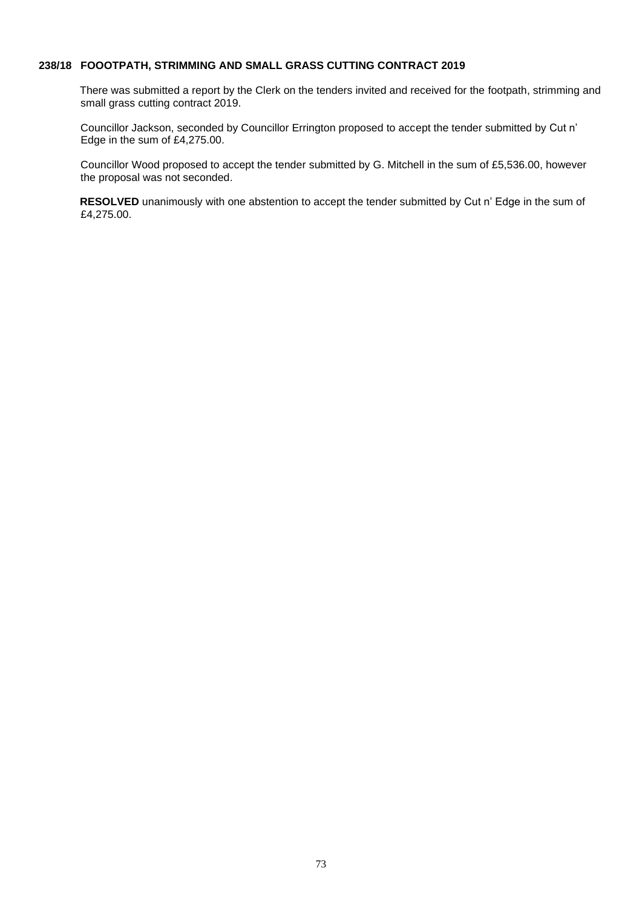**238/18 FOOOTPATH, STRIMMING AND SMALL GRASS CUTTING CONTRACT 2019**

There was submitted a report by the Clerk on the tenders invited and received for the footpath, strimming and small grass cutting contract 2019.

Councillor Jackson, seconded by Councillor Errington proposed to accept the tender submitted by Cut n' Edge in the sum of £4,275.00.

Councillor Wood proposed to accept the tender submitted by G. Mitchell in the sum of £5,536.00, however the proposal was not seconded.

**RESOLVED** unanimously with one abstention to accept the tender submitted by Cut n' Edge in the sum of £4,275.00.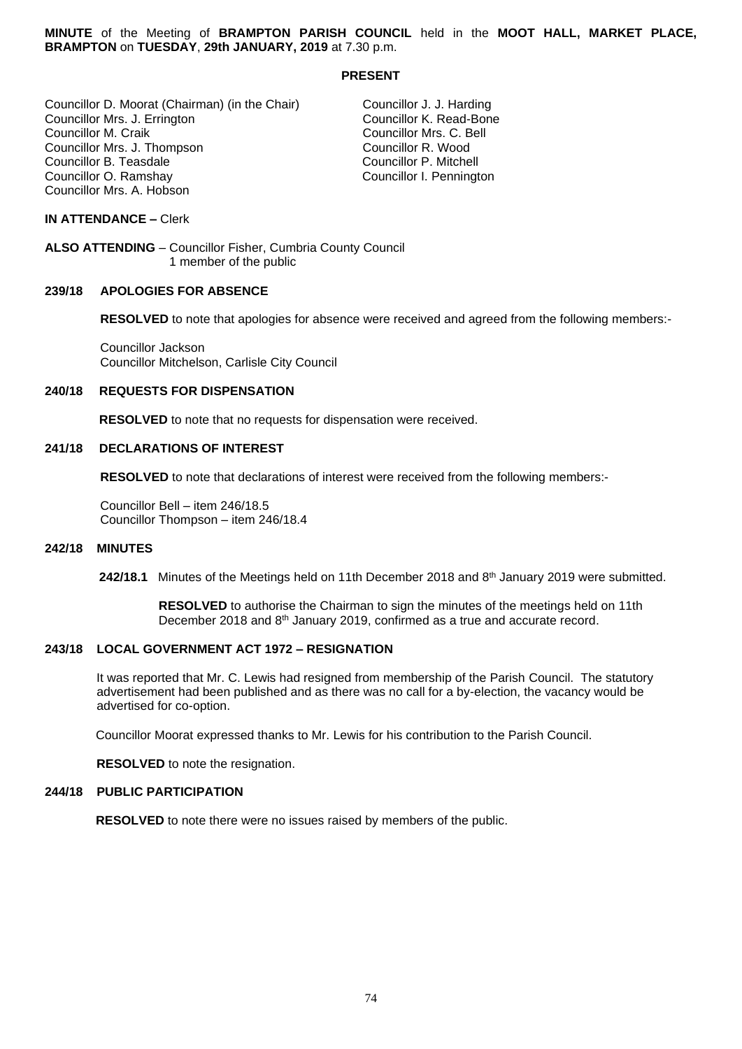**MINUTE** of the Meeting of **BRAMPTON PARISH COUNCIL** held in the **MOOT HALL, MARKET PLACE, BRAMPTON** on **TUESDAY**, **29th JANUARY, 2019** at 7.30 p.m.

**PRESENT**

Councillor D. Moorat (Chairman) (in the Chair)
Councillor Mrs. J. Errington
Councillor M. Craik
Councillor Mrs. J. Thompson
Councillor B. Teasdale
Councillor O. Ramshay
Councillor Mrs. A. Hobson
Councillor J. J. Harding
Councillor K. Read-Bone
Councillor Mrs. C. Bell
Councillor R. Wood
Councillor P. Mitchell
Councillor I. Pennington

**IN ATTENDANCE –** Clerk

**ALSO ATTENDING** – Councillor Fisher, Cumbria County Council
1 member of the public

**239/18 APOLOGIES FOR ABSENCE**

**RESOLVED** to note that apologies for absence were received and agreed from the following members:-

Councillor Jackson
Councillor Mitchelson, Carlisle City Council

**240/18 REQUESTS FOR DISPENSATION**

**RESOLVED** to note that no requests for dispensation were received.

**241/18 DECLARATIONS OF INTEREST**

**RESOLVED** to note that declarations of interest were received from the following members:-

Councillor Bell – item 246/18.5
Councillor Thompson – item 246/18.4

**242/18 MINUTES**

**242/18.1** Minutes of the Meetings held on 11th December 2018 and 8th January 2019 were submitted.

**RESOLVED** to authorise the Chairman to sign the minutes of the meetings held on 11th December 2018 and 8th January 2019, confirmed as a true and accurate record.

**243/18 LOCAL GOVERNMENT ACT 1972 – RESIGNATION**

It was reported that Mr. C. Lewis had resigned from membership of the Parish Council. The statutory advertisement had been published and as there was no call for a by-election, the vacancy would be advertised for co-option.

Councillor Moorat expressed thanks to Mr. Lewis for his contribution to the Parish Council.

**RESOLVED** to note the resignation.

**244/18 PUBLIC PARTICIPATION**

**RESOLVED** to note there were no issues raised by members of the public.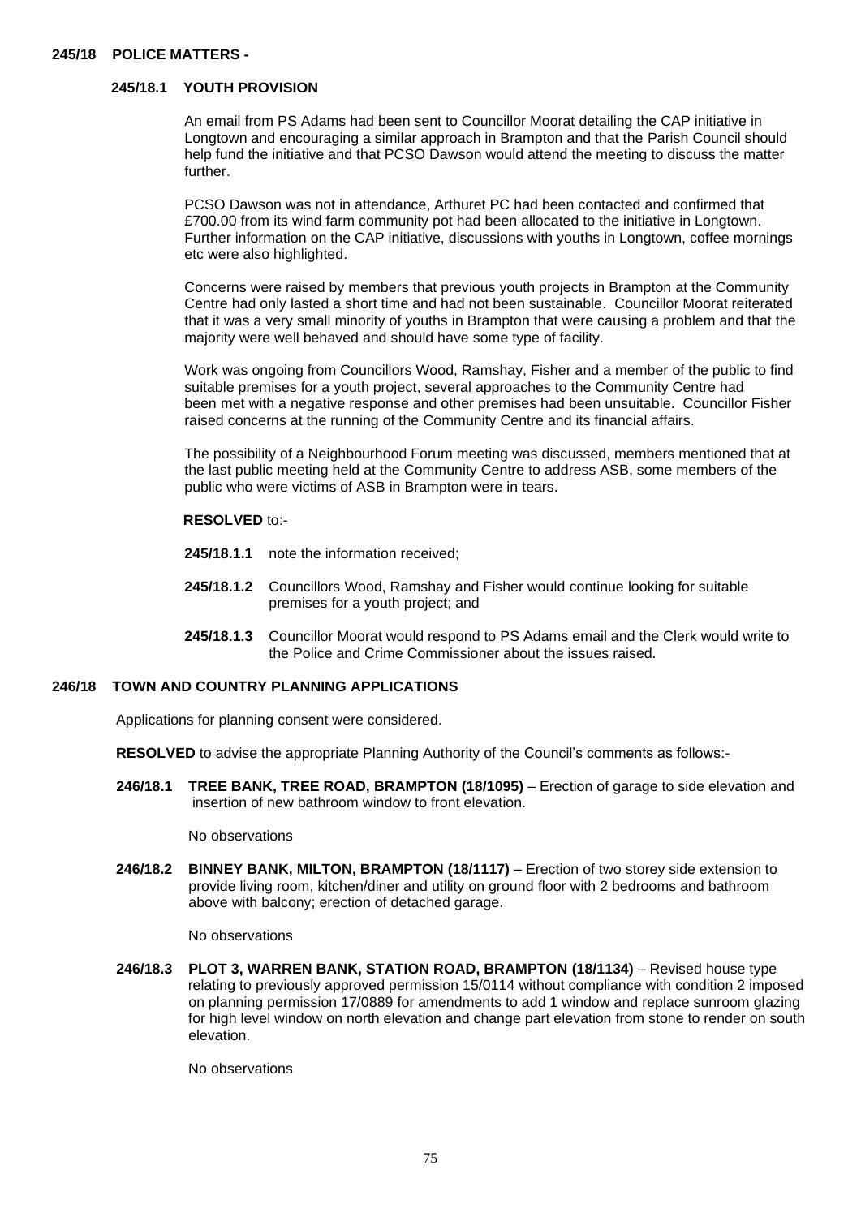## 245/18 POLICE MATTERS -

### 245/18.1 YOUTH PROVISION

An email from PS Adams had been sent to Councillor Moorat detailing the CAP initiative in Longtown and encouraging a similar approach in Brampton and that the Parish Council should help fund the initiative and that PCSO Dawson would attend the meeting to discuss the matter further.

PCSO Dawson was not in attendance, Arthuret PC had been contacted and confirmed that £700.00 from its wind farm community pot had been allocated to the initiative in Longtown. Further information on the CAP initiative, discussions with youths in Longtown, coffee mornings etc were also highlighted.

Concerns were raised by members that previous youth projects in Brampton at the Community Centre had only lasted a short time and had not been sustainable. Councillor Moorat reiterated that it was a very small minority of youths in Brampton that were causing a problem and that the majority were well behaved and should have some type of facility.

Work was ongoing from Councillors Wood, Ramshay, Fisher and a member of the public to find suitable premises for a youth project, several approaches to the Community Centre had been met with a negative response and other premises had been unsuitable. Councillor Fisher raised concerns at the running of the Community Centre and its financial affairs.

The possibility of a Neighbourhood Forum meeting was discussed, members mentioned that at the last public meeting held at the Community Centre to address ASB, some members of the public who were victims of ASB in Brampton were in tears.

**RESOLVED** to:-

**245/18.1.1** note the information received;

**245/18.1.2** Councillors Wood, Ramshay and Fisher would continue looking for suitable premises for a youth project; and

**245/18.1.3** Councillor Moorat would respond to PS Adams email and the Clerk would write to the Police and Crime Commissioner about the issues raised.

## 246/18 TOWN AND COUNTRY PLANNING APPLICATIONS

Applications for planning consent were considered.

**RESOLVED** to advise the appropriate Planning Authority of the Council's comments as follows:-

**246/18.1 TREE BANK, TREE ROAD, BRAMPTON (18/1095)** – Erection of garage to side elevation and insertion of new bathroom window to front elevation.

No observations

**246/18.2 BINNEY BANK, MILTON, BRAMPTON (18/1117)** – Erection of two storey side extension to provide living room, kitchen/diner and utility on ground floor with 2 bedrooms and bathroom above with balcony; erection of detached garage.

No observations

**246/18.3 PLOT 3, WARREN BANK, STATION ROAD, BRAMPTON (18/1134)** – Revised house type relating to previously approved permission 15/0114 without compliance with condition 2 imposed on planning permission 17/0889 for amendments to add 1 window and replace sunroom glazing for high level window on north elevation and change part elevation from stone to render on south elevation.

No observations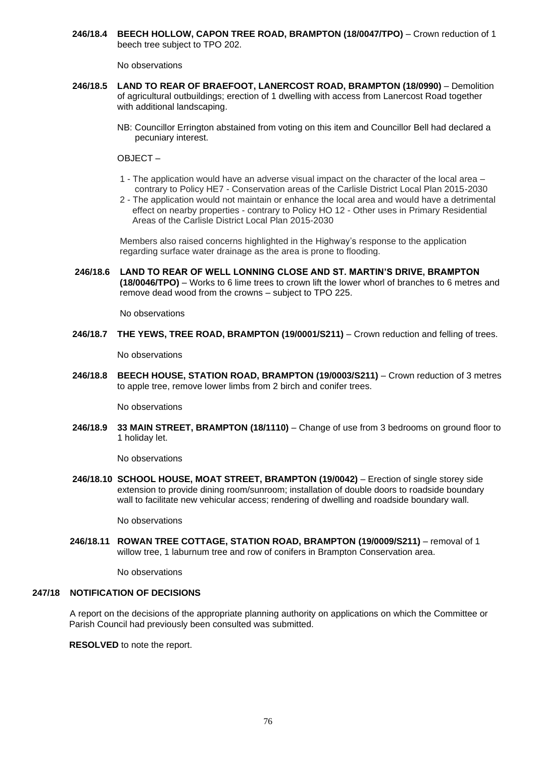**246/18.4 BEECH HOLLOW, CAPON TREE ROAD, BRAMPTON (18/0047/TPO)** – Crown reduction of 1 beech tree subject to TPO 202.

No observations

**246/18.5 LAND TO REAR OF BRAEFOOT, LANERCOST ROAD, BRAMPTON (18/0990)** – Demolition of agricultural outbuildings; erection of 1 dwelling with access from Lanercost Road together with additional landscaping.

NB: Councillor Errington abstained from voting on this item and Councillor Bell had declared a pecuniary interest.

OBJECT –

1 - The application would have an adverse visual impact on the character of the local area – contrary to Policy HE7 - Conservation areas of the Carlisle District Local Plan 2015-2030
2 - The application would not maintain or enhance the local area and would have a detrimental effect on nearby properties - contrary to Policy HO 12 - Other uses in Primary Residential Areas of the Carlisle District Local Plan 2015-2030

Members also raised concerns highlighted in the Highway's response to the application regarding surface water drainage as the area is prone to flooding.

**246/18.6 LAND TO REAR OF WELL LONNING CLOSE AND ST. MARTIN'S DRIVE, BRAMPTON (18/0046/TPO)** – Works to 6 lime trees to crown lift the lower whorl of branches to 6 metres and remove dead wood from the crowns – subject to TPO 225.

No observations

**246/18.7 THE YEWS, TREE ROAD, BRAMPTON (19/0001/S211)** – Crown reduction and felling of trees.

No observations

**246/18.8 BEECH HOUSE, STATION ROAD, BRAMPTON (19/0003/S211)** – Crown reduction of 3 metres to apple tree, remove lower limbs from 2 birch and conifer trees.

No observations

**246/18.9 33 MAIN STREET, BRAMPTON (18/1110)** – Change of use from 3 bedrooms on ground floor to 1 holiday let.

No observations

**246/18.10 SCHOOL HOUSE, MOAT STREET, BRAMPTON (19/0042)** – Erection of single storey side extension to provide dining room/sunroom; installation of double doors to roadside boundary wall to facilitate new vehicular access; rendering of dwelling and roadside boundary wall.

No observations

**246/18.11 ROWAN TREE COTTAGE, STATION ROAD, BRAMPTON (19/0009/S211)** – removal of 1 willow tree, 1 laburnum tree and row of conifers in Brampton Conservation area.

No observations

**247/18 NOTIFICATION OF DECISIONS**

A report on the decisions of the appropriate planning authority on applications on which the Committee or Parish Council had previously been consulted was submitted.

**RESOLVED** to note the report.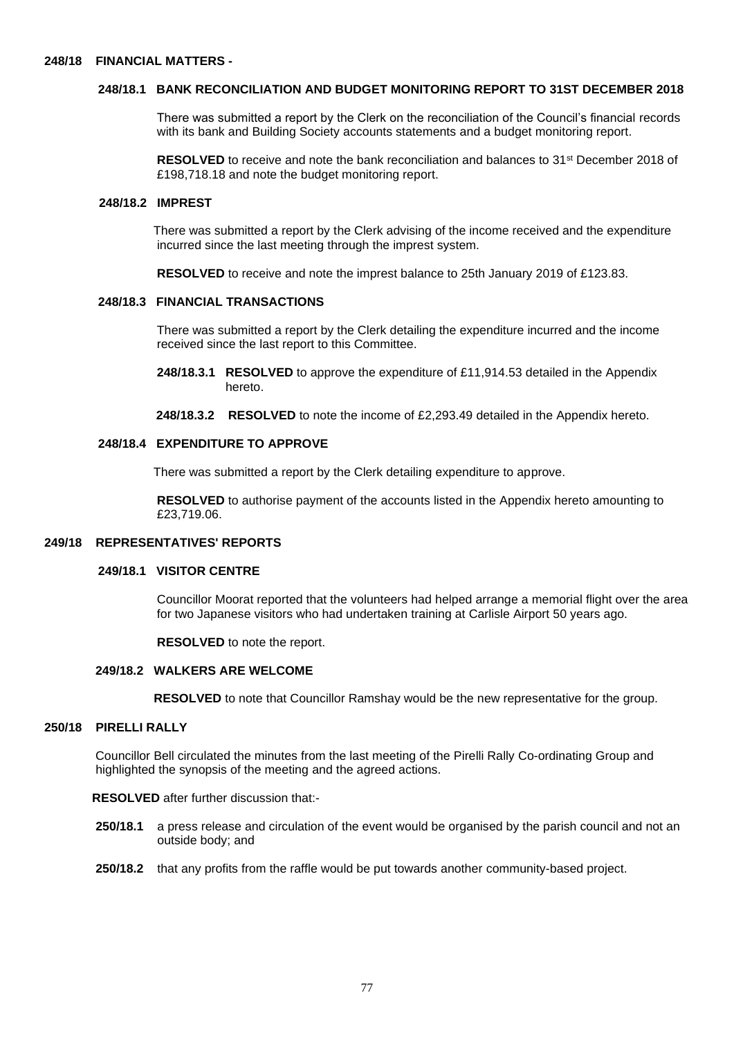## 248/18 FINANCIAL MATTERS -

### 248/18.1 BANK RECONCILIATION AND BUDGET MONITORING REPORT TO 31ST DECEMBER 2018

There was submitted a report by the Clerk on the reconciliation of the Council's financial records with its bank and Building Society accounts statements and a budget monitoring report.

**RESOLVED** to receive and note the bank reconciliation and balances to 31st December 2018 of £198,718.18 and note the budget monitoring report.

### 248/18.2 IMPREST

There was submitted a report by the Clerk advising of the income received and the expenditure incurred since the last meeting through the imprest system.

**RESOLVED** to receive and note the imprest balance to 25th January 2019 of £123.83.

### 248/18.3 FINANCIAL TRANSACTIONS

There was submitted a report by the Clerk detailing the expenditure incurred and the income received since the last report to this Committee.

**248/18.3.1** **RESOLVED** to approve the expenditure of £11,914.53 detailed in the Appendix hereto.

**248/18.3.2** **RESOLVED** to note the income of £2,293.49 detailed in the Appendix hereto.

### 248/18.4 EXPENDITURE TO APPROVE

There was submitted a report by the Clerk detailing expenditure to approve.

**RESOLVED** to authorise payment of the accounts listed in the Appendix hereto amounting to £23,719.06.

## 249/18 REPRESENTATIVES' REPORTS

### 249/18.1 VISITOR CENTRE

Councillor Moorat reported that the volunteers had helped arrange a memorial flight over the area for two Japanese visitors who had undertaken training at Carlisle Airport 50 years ago.

**RESOLVED** to note the report.

### 249/18.2 WALKERS ARE WELCOME

**RESOLVED** to note that Councillor Ramshay would be the new representative for the group.

## 250/18 PIRELLI RALLY

Councillor Bell circulated the minutes from the last meeting of the Pirelli Rally Co-ordinating Group and highlighted the synopsis of the meeting and the agreed actions.

**RESOLVED** after further discussion that:-

**250/18.1** a press release and circulation of the event would be organised by the parish council and not an outside body; and

**250/18.2** that any profits from the raffle would be put towards another community-based project.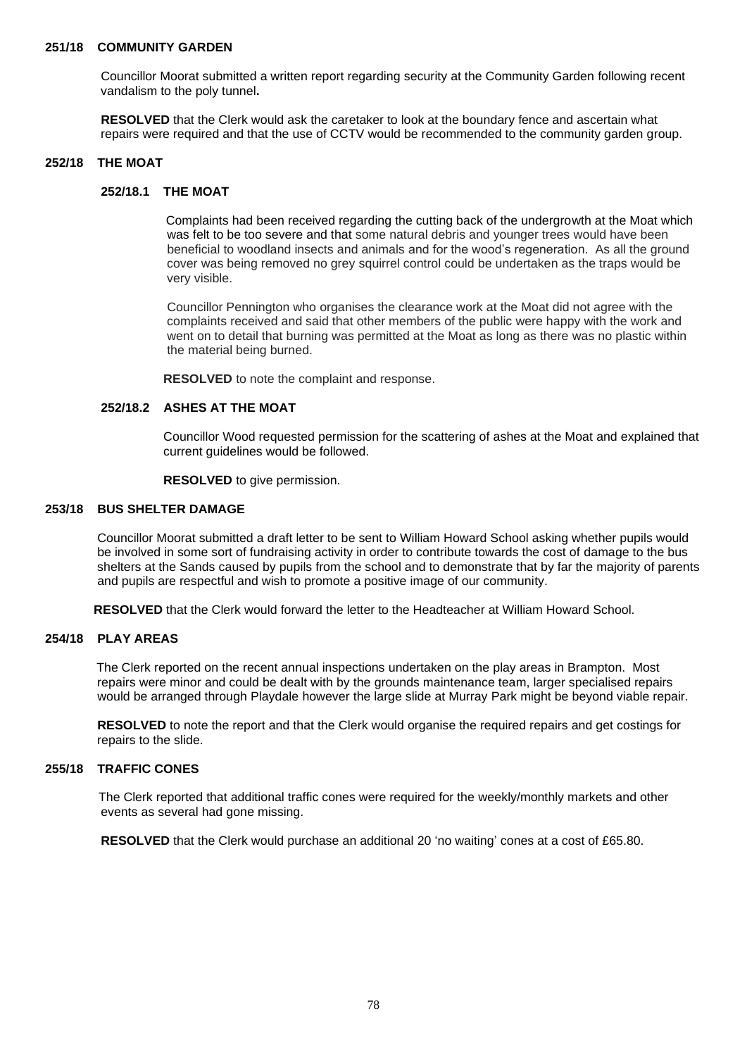## 251/18 COMMUNITY GARDEN

Councillor Moorat submitted a written report regarding security at the Community Garden following recent vandalism to the poly tunnel**.**

**RESOLVED** that the Clerk would ask the caretaker to look at the boundary fence and ascertain what repairs were required and that the use of CCTV would be recommended to the community garden group.

## 252/18 THE MOAT

### 252/18.1 THE MOAT

Complaints had been received regarding the cutting back of the undergrowth at the Moat which was felt to be too severe and that some natural debris and younger trees would have been beneficial to woodland insects and animals and for the wood's regeneration. As all the ground cover was being removed no grey squirrel control could be undertaken as the traps would be very visible.

Councillor Pennington who organises the clearance work at the Moat did not agree with the complaints received and said that other members of the public were happy with the work and went on to detail that burning was permitted at the Moat as long as there was no plastic within the material being burned.

**RESOLVED** to note the complaint and response.

### 252/18.2 ASHES AT THE MOAT

Councillor Wood requested permission for the scattering of ashes at the Moat and explained that current guidelines would be followed.

**RESOLVED** to give permission.

## 253/18 BUS SHELTER DAMAGE

Councillor Moorat submitted a draft letter to be sent to William Howard School asking whether pupils would be involved in some sort of fundraising activity in order to contribute towards the cost of damage to the bus shelters at the Sands caused by pupils from the school and to demonstrate that by far the majority of parents and pupils are respectful and wish to promote a positive image of our community.

**RESOLVED** that the Clerk would forward the letter to the Headteacher at William Howard School.

## 254/18 PLAY AREAS

The Clerk reported on the recent annual inspections undertaken on the play areas in Brampton. Most repairs were minor and could be dealt with by the grounds maintenance team, larger specialised repairs would be arranged through Playdale however the large slide at Murray Park might be beyond viable repair.

**RESOLVED** to note the report and that the Clerk would organise the required repairs and get costings for repairs to the slide.

## 255/18 TRAFFIC CONES

The Clerk reported that additional traffic cones were required for the weekly/monthly markets and other events as several had gone missing.

**RESOLVED** that the Clerk would purchase an additional 20 'no waiting' cones at a cost of £65.80.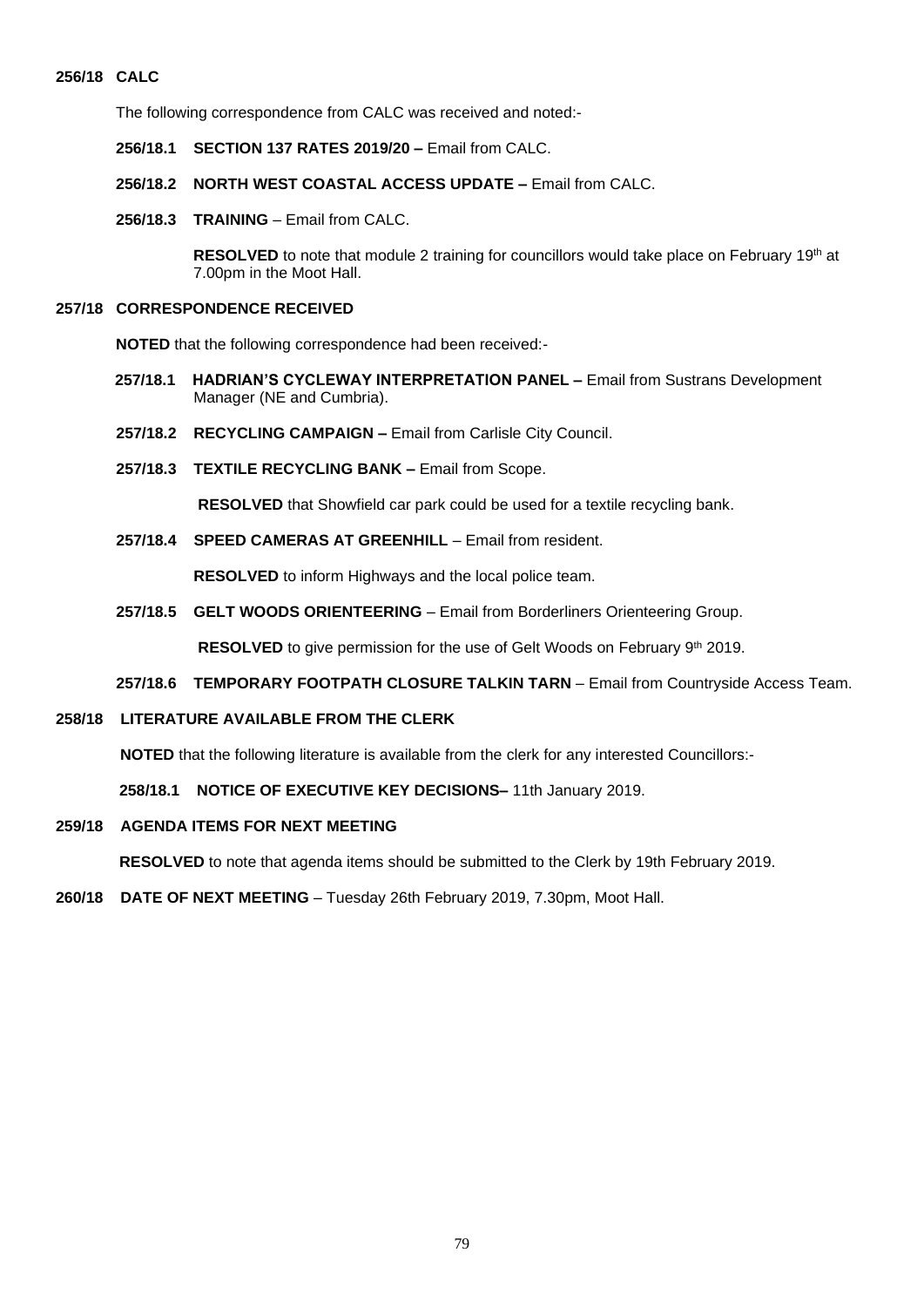**256/18 CALC**

The following correspondence from CALC was received and noted:-

**256/18.1 SECTION 137 RATES 2019/20 –** Email from CALC.

**256/18.2 NORTH WEST COASTAL ACCESS UPDATE –** Email from CALC.

**256/18.3 TRAINING** – Email from CALC.

**RESOLVED** to note that module 2 training for councillors would take place on February 19th at 7.00pm in the Moot Hall.

**257/18 CORRESPONDENCE RECEIVED**

**NOTED** that the following correspondence had been received:-

**257/18.1 HADRIAN'S CYCLEWAY INTERPRETATION PANEL –** Email from Sustrans Development Manager (NE and Cumbria).

**257/18.2 RECYCLING CAMPAIGN –** Email from Carlisle City Council.

**257/18.3 TEXTILE RECYCLING BANK –** Email from Scope.

**RESOLVED** that Showfield car park could be used for a textile recycling bank.

**257/18.4 SPEED CAMERAS AT GREENHILL** – Email from resident.

**RESOLVED** to inform Highways and the local police team.

**257/18.5 GELT WOODS ORIENTEERING** – Email from Borderliners Orienteering Group.

**RESOLVED** to give permission for the use of Gelt Woods on February 9th 2019.

**257/18.6 TEMPORARY FOOTPATH CLOSURE TALKIN TARN** – Email from Countryside Access Team.

**258/18 LITERATURE AVAILABLE FROM THE CLERK**

**NOTED** that the following literature is available from the clerk for any interested Councillors:-

**258/18.1 NOTICE OF EXECUTIVE KEY DECISIONS–** 11th January 2019.

**259/18 AGENDA ITEMS FOR NEXT MEETING**

**RESOLVED** to note that agenda items should be submitted to the Clerk by 19th February 2019.

**260/18 DATE OF NEXT MEETING** – Tuesday 26th February 2019, 7.30pm, Moot Hall.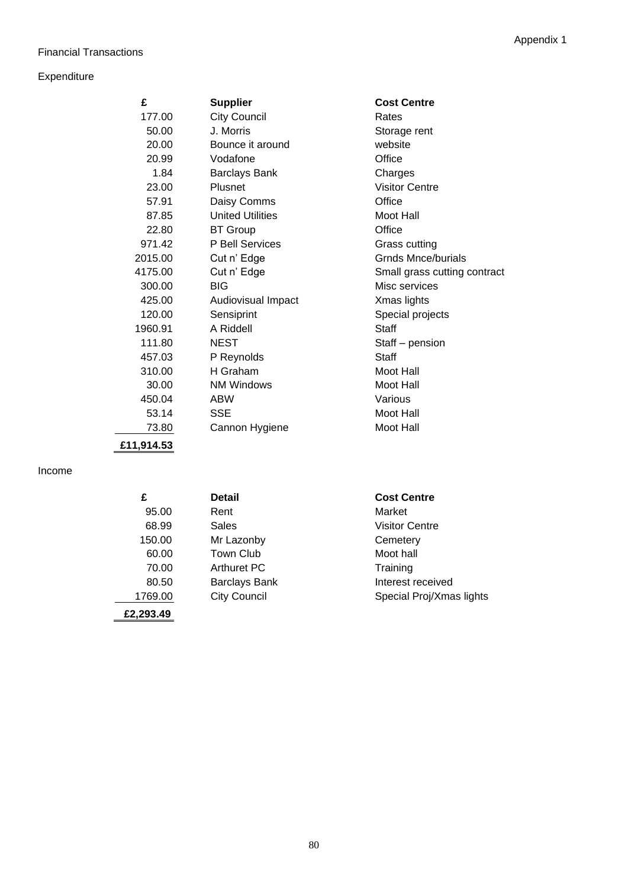Appendix 1

Financial Transactions

Expenditure

| £ | Supplier | Cost Centre |
|---|---|---|
| 177.00 | City Council | Rates |
| 50.00 | J. Morris | Storage rent |
| 20.00 | Bounce it around | website |
| 20.99 | Vodafone | Office |
| 1.84 | Barclays Bank | Charges |
| 23.00 | Plusnet | Visitor Centre |
| 57.91 | Daisy Comms | Office |
| 87.85 | United Utilities | Moot Hall |
| 22.80 | BT Group | Office |
| 971.42 | P Bell Services | Grass cutting |
| 2015.00 | Cut n' Edge | Grnds Mnce/burials |
| 4175.00 | Cut n' Edge | Small grass cutting contract |
| 300.00 | BIG | Misc services |
| 425.00 | Audiovisual Impact | Xmas lights |
| 120.00 | Sensiprint | Special projects |
| 1960.91 | A Riddell | Staff |
| 111.80 | NEST | Staff – pension |
| 457.03 | P Reynolds | Staff |
| 310.00 | H Graham | Moot Hall |
| 30.00 | NM Windows | Moot Hall |
| 450.04 | ABW | Various |
| 53.14 | SSE | Moot Hall |
| 73.80 | Cannon Hygiene | Moot Hall |
| **£11,914.53** | | |

Income

| £ | Detail | Cost Centre |
|---|---|---|
| 95.00 | Rent | Market |
| 68.99 | Sales | Visitor Centre |
| 150.00 | Mr Lazonby | Cemetery |
| 60.00 | Town Club | Moot hall |
| 70.00 | Arthuret PC | Training |
| 80.50 | Barclays Bank | Interest received |
| 1769.00 | City Council | Special Proj/Xmas lights |
| **£2,293.49** | | |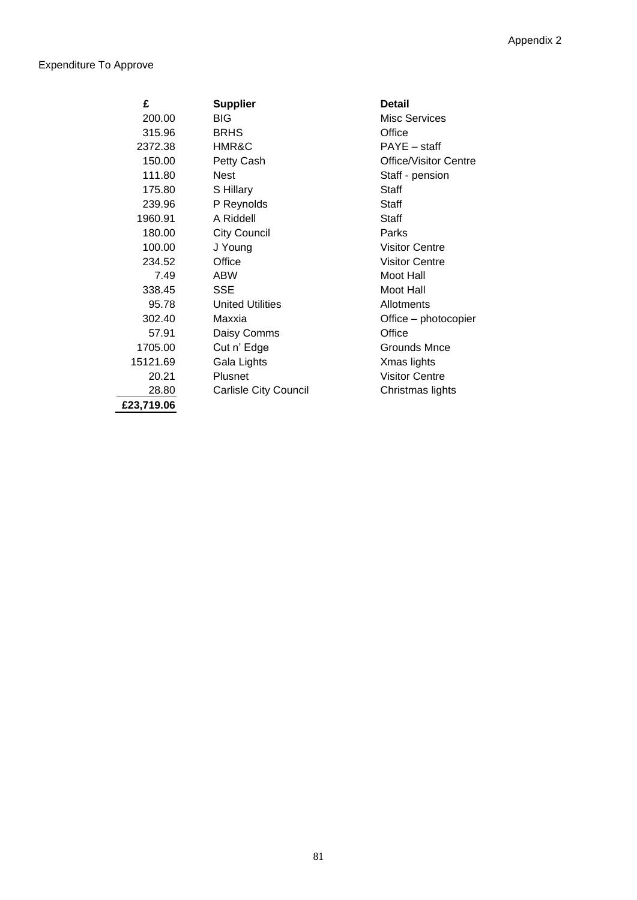Appendix 2

Expenditure To Approve

| £ | Supplier | Detail |
|---|---|---|
| 200.00 | BIG | Misc Services |
| 315.96 | BRHS | Office |
| 2372.38 | HMR&C | PAYE – staff |
| 150.00 | Petty Cash | Office/Visitor Centre |
| 111.80 | Nest | Staff - pension |
| 175.80 | S Hillary | Staff |
| 239.96 | P Reynolds | Staff |
| 1960.91 | A Riddell | Staff |
| 180.00 | City Council | Parks |
| 100.00 | J Young | Visitor Centre |
| 234.52 | Office | Visitor Centre |
| 7.49 | ABW | Moot Hall |
| 338.45 | SSE | Moot Hall |
| 95.78 | United Utilities | Allotments |
| 302.40 | Maxxia | Office – photocopier |
| 57.91 | Daisy Comms | Office |
| 1705.00 | Cut n' Edge | Grounds Mnce |
| 15121.69 | Gala Lights | Xmas lights |
| 20.21 | Plusnet | Visitor Centre |
| 28.80 | Carlisle City Council | Christmas lights |
| **£23,719.06** | | |